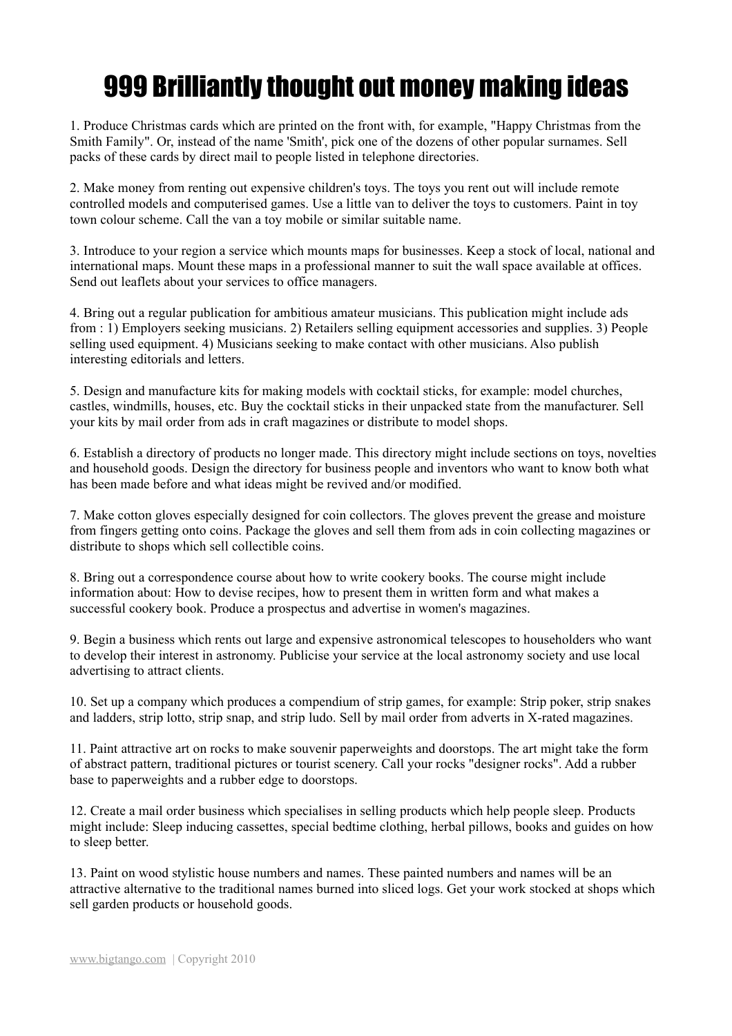# 999 Brilliantly thought out money making ideas

1. Produce Christmas cards which are printed on the front with, for example, "Happy Christmas from the Smith Family". Or, instead of the name 'Smith', pick one of the dozens of other popular surnames. Sell packs of these cards by direct mail to people listed in telephone directories.

2. Make money from renting out expensive children's toys. The toys you rent out will include remote controlled models and computerised games. Use a little van to deliver the toys to customers. Paint in toy town colour scheme. Call the van a toy mobile or similar suitable name.

3. Introduce to your region a service which mounts maps for businesses. Keep a stock of local, national and international maps. Mount these maps in a professional manner to suit the wall space available at offices. Send out leaflets about your services to office managers.

4. Bring out a regular publication for ambitious amateur musicians. This publication might include ads from : 1) Employers seeking musicians. 2) Retailers selling equipment accessories and supplies. 3) People selling used equipment. 4) Musicians seeking to make contact with other musicians. Also publish interesting editorials and letters.

5. Design and manufacture kits for making models with cocktail sticks, for example: model churches, castles, windmills, houses, etc. Buy the cocktail sticks in their unpacked state from the manufacturer. Sell your kits by mail order from ads in craft magazines or distribute to model shops.

6. Establish a directory of products no longer made. This directory might include sections on toys, novelties and household goods. Design the directory for business people and inventors who want to know both what has been made before and what ideas might be revived and/or modified.

7. Make cotton gloves especially designed for coin collectors. The gloves prevent the grease and moisture from fingers getting onto coins. Package the gloves and sell them from ads in coin collecting magazines or distribute to shops which sell collectible coins.

8. Bring out a correspondence course about how to write cookery books. The course might include information about: How to devise recipes, how to present them in written form and what makes a successful cookery book. Produce a prospectus and advertise in women's magazines.

9. Begin a business which rents out large and expensive astronomical telescopes to householders who want to develop their interest in astronomy. Publicise your service at the local astronomy society and use local advertising to attract clients.

10. Set up a company which produces a compendium of strip games, for example: Strip poker, strip snakes and ladders, strip lotto, strip snap, and strip ludo. Sell by mail order from adverts in X-rated magazines.

11. Paint attractive art on rocks to make souvenir paperweights and doorstops. The art might take the form of abstract pattern, traditional pictures or tourist scenery. Call your rocks "designer rocks". Add a rubber base to paperweights and a rubber edge to doorstops.

12. Create a mail order business which specialises in selling products which help people sleep. Products might include: Sleep inducing cassettes, special bedtime clothing, herbal pillows, books and guides on how to sleep better.

13. Paint on wood stylistic house numbers and names. These painted numbers and names will be an attractive alternative to the traditional names burned into sliced logs. Get your work stocked at shops which sell garden products or household goods.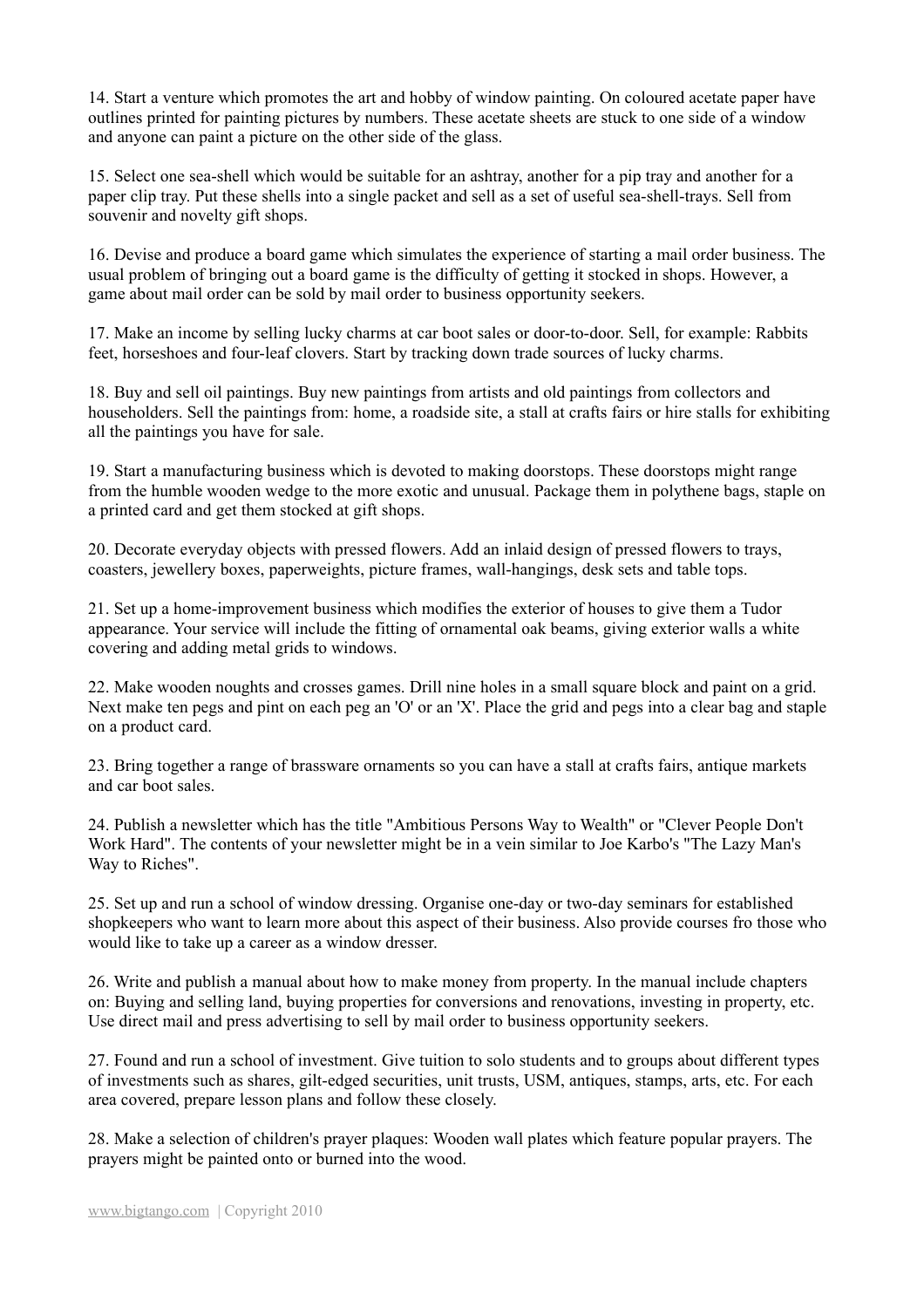14. Start a venture which promotes the art and hobby of window painting. On coloured acetate paper have outlines printed for painting pictures by numbers. These acetate sheets are stuck to one side of a window and anyone can paint a picture on the other side of the glass.

15. Select one sea-shell which would be suitable for an ashtray, another for a pip tray and another for a paper clip tray. Put these shells into a single packet and sell as a set of useful sea-shell-trays. Sell from souvenir and novelty gift shops.

16. Devise and produce a board game which simulates the experience of starting a mail order business. The usual problem of bringing out a board game is the difficulty of getting it stocked in shops. However, a game about mail order can be sold by mail order to business opportunity seekers.

17. Make an income by selling lucky charms at car boot sales or door-to-door. Sell, for example: Rabbits feet, horseshoes and four-leaf clovers. Start by tracking down trade sources of lucky charms.

18. Buy and sell oil paintings. Buy new paintings from artists and old paintings from collectors and householders. Sell the paintings from: home, a roadside site, a stall at crafts fairs or hire stalls for exhibiting all the paintings you have for sale.

19. Start a manufacturing business which is devoted to making doorstops. These doorstops might range from the humble wooden wedge to the more exotic and unusual. Package them in polythene bags, staple on a printed card and get them stocked at gift shops.

20. Decorate everyday objects with pressed flowers. Add an inlaid design of pressed flowers to trays, coasters, jewellery boxes, paperweights, picture frames, wall-hangings, desk sets and table tops.

21. Set up a home-improvement business which modifies the exterior of houses to give them a Tudor appearance. Your service will include the fitting of ornamental oak beams, giving exterior walls a white covering and adding metal grids to windows.

22. Make wooden noughts and crosses games. Drill nine holes in a small square block and paint on a grid. Next make ten pegs and pint on each peg an 'O' or an 'X'. Place the grid and pegs into a clear bag and staple on a product card.

23. Bring together a range of brassware ornaments so you can have a stall at crafts fairs, antique markets and car boot sales.

24. Publish a newsletter which has the title "Ambitious Persons Way to Wealth" or "Clever People Don't Work Hard". The contents of your newsletter might be in a vein similar to Joe Karbo's "The Lazy Man's Way to Riches".

25. Set up and run a school of window dressing. Organise one-day or two-day seminars for established shopkeepers who want to learn more about this aspect of their business. Also provide courses fro those who would like to take up a career as a window dresser.

26. Write and publish a manual about how to make money from property. In the manual include chapters on: Buying and selling land, buying properties for conversions and renovations, investing in property, etc. Use direct mail and press advertising to sell by mail order to business opportunity seekers.

27. Found and run a school of investment. Give tuition to solo students and to groups about different types of investments such as shares, gilt-edged securities, unit trusts, USM, antiques, stamps, arts, etc. For each area covered, prepare lesson plans and follow these closely.

28. Make a selection of children's prayer plaques: Wooden wall plates which feature popular prayers. The prayers might be painted onto or burned into the wood.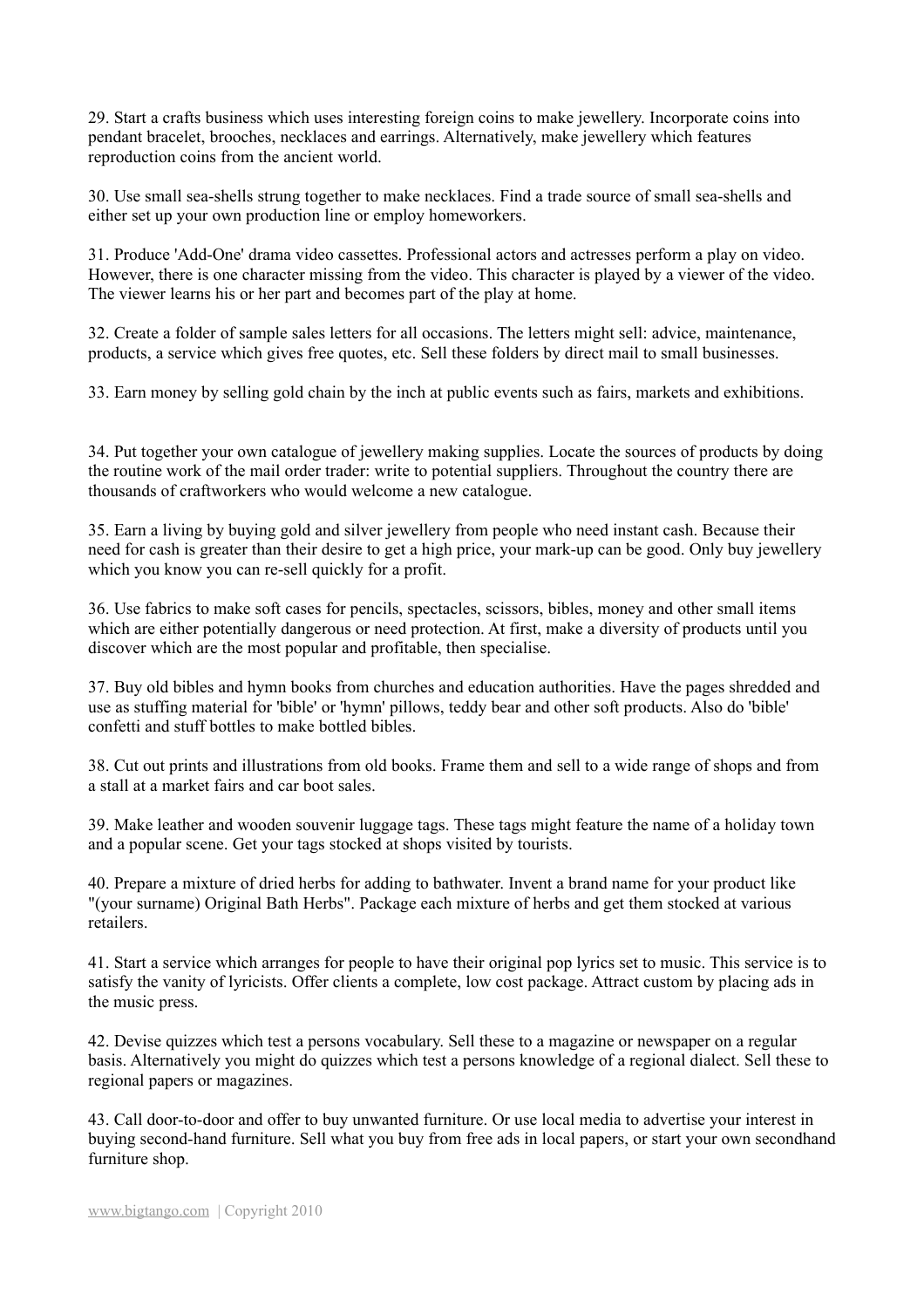29. Start a crafts business which uses interesting foreign coins to make jewellery. Incorporate coins into pendant bracelet, brooches, necklaces and earrings. Alternatively, make jewellery which features reproduction coins from the ancient world.

30. Use small sea-shells strung together to make necklaces. Find a trade source of small sea-shells and either set up your own production line or employ homeworkers.

31. Produce 'Add-One' drama video cassettes. Professional actors and actresses perform a play on video. However, there is one character missing from the video. This character is played by a viewer of the video. The viewer learns his or her part and becomes part of the play at home.

32. Create a folder of sample sales letters for all occasions. The letters might sell: advice, maintenance, products, a service which gives free quotes, etc. Sell these folders by direct mail to small businesses.

33. Earn money by selling gold chain by the inch at public events such as fairs, markets and exhibitions.

34. Put together your own catalogue of jewellery making supplies. Locate the sources of products by doing the routine work of the mail order trader: write to potential suppliers. Throughout the country there are thousands of craftworkers who would welcome a new catalogue.

35. Earn a living by buying gold and silver jewellery from people who need instant cash. Because their need for cash is greater than their desire to get a high price, your mark-up can be good. Only buy jewellery which you know you can re-sell quickly for a profit.

36. Use fabrics to make soft cases for pencils, spectacles, scissors, bibles, money and other small items which are either potentially dangerous or need protection. At first, make a diversity of products until you discover which are the most popular and profitable, then specialise.

37. Buy old bibles and hymn books from churches and education authorities. Have the pages shredded and use as stuffing material for 'bible' or 'hymn' pillows, teddy bear and other soft products. Also do 'bible' confetti and stuff bottles to make bottled bibles.

38. Cut out prints and illustrations from old books. Frame them and sell to a wide range of shops and from a stall at a market fairs and car boot sales.

39. Make leather and wooden souvenir luggage tags. These tags might feature the name of a holiday town and a popular scene. Get your tags stocked at shops visited by tourists.

40. Prepare a mixture of dried herbs for adding to bathwater. Invent a brand name for your product like "(your surname) Original Bath Herbs". Package each mixture of herbs and get them stocked at various retailers.

41. Start a service which arranges for people to have their original pop lyrics set to music. This service is to satisfy the vanity of lyricists. Offer clients a complete, low cost package. Attract custom by placing ads in the music press.

42. Devise quizzes which test a persons vocabulary. Sell these to a magazine or newspaper on a regular basis. Alternatively you might do quizzes which test a persons knowledge of a regional dialect. Sell these to regional papers or magazines.

43. Call door-to-door and offer to buy unwanted furniture. Or use local media to advertise your interest in buying second-hand furniture. Sell what you buy from free ads in local papers, or start your own secondhand furniture shop.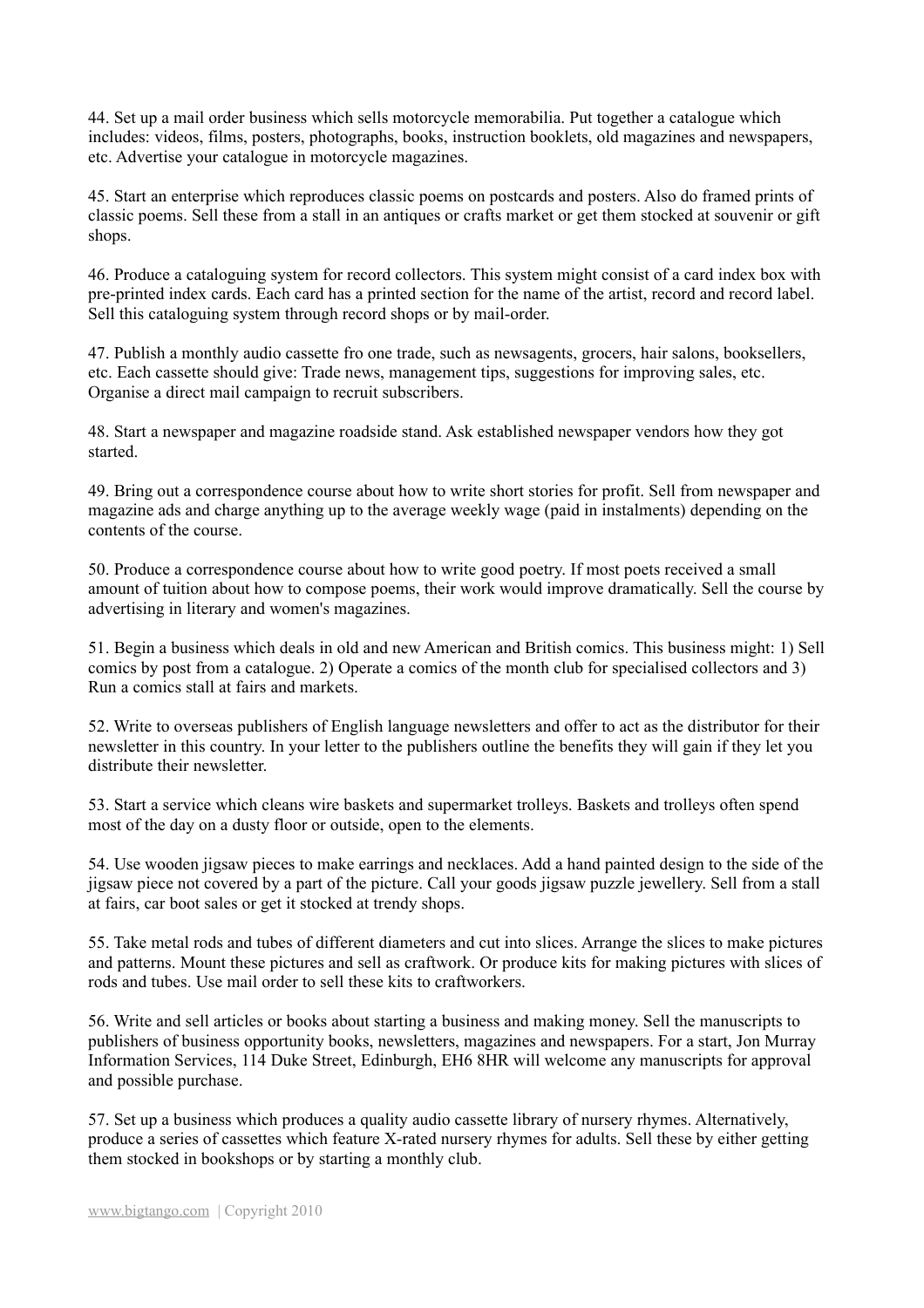44. Set up a mail order business which sells motorcycle memorabilia. Put together a catalogue which includes: videos, films, posters, photographs, books, instruction booklets, old magazines and newspapers, etc. Advertise your catalogue in motorcycle magazines.

45. Start an enterprise which reproduces classic poems on postcards and posters. Also do framed prints of classic poems. Sell these from a stall in an antiques or crafts market or get them stocked at souvenir or gift shops.

46. Produce a cataloguing system for record collectors. This system might consist of a card index box with pre-printed index cards. Each card has a printed section for the name of the artist, record and record label. Sell this cataloguing system through record shops or by mail-order.

47. Publish a monthly audio cassette fro one trade, such as newsagents, grocers, hair salons, booksellers, etc. Each cassette should give: Trade news, management tips, suggestions for improving sales, etc. Organise a direct mail campaign to recruit subscribers.

48. Start a newspaper and magazine roadside stand. Ask established newspaper vendors how they got started.

49. Bring out a correspondence course about how to write short stories for profit. Sell from newspaper and magazine ads and charge anything up to the average weekly wage (paid in instalments) depending on the contents of the course.

50. Produce a correspondence course about how to write good poetry. If most poets received a small amount of tuition about how to compose poems, their work would improve dramatically. Sell the course by advertising in literary and women's magazines.

51. Begin a business which deals in old and new American and British comics. This business might: 1) Sell comics by post from a catalogue. 2) Operate a comics of the month club for specialised collectors and 3) Run a comics stall at fairs and markets.

52. Write to overseas publishers of English language newsletters and offer to act as the distributor for their newsletter in this country. In your letter to the publishers outline the benefits they will gain if they let you distribute their newsletter.

53. Start a service which cleans wire baskets and supermarket trolleys. Baskets and trolleys often spend most of the day on a dusty floor or outside, open to the elements.

54. Use wooden jigsaw pieces to make earrings and necklaces. Add a hand painted design to the side of the jigsaw piece not covered by a part of the picture. Call your goods jigsaw puzzle jewellery. Sell from a stall at fairs, car boot sales or get it stocked at trendy shops.

55. Take metal rods and tubes of different diameters and cut into slices. Arrange the slices to make pictures and patterns. Mount these pictures and sell as craftwork. Or produce kits for making pictures with slices of rods and tubes. Use mail order to sell these kits to craftworkers.

56. Write and sell articles or books about starting a business and making money. Sell the manuscripts to publishers of business opportunity books, newsletters, magazines and newspapers. For a start, Jon Murray Information Services, 114 Duke Street, Edinburgh, EH6 8HR will welcome any manuscripts for approval and possible purchase.

57. Set up a business which produces a quality audio cassette library of nursery rhymes. Alternatively, produce a series of cassettes which feature X-rated nursery rhymes for adults. Sell these by either getting them stocked in bookshops or by starting a monthly club.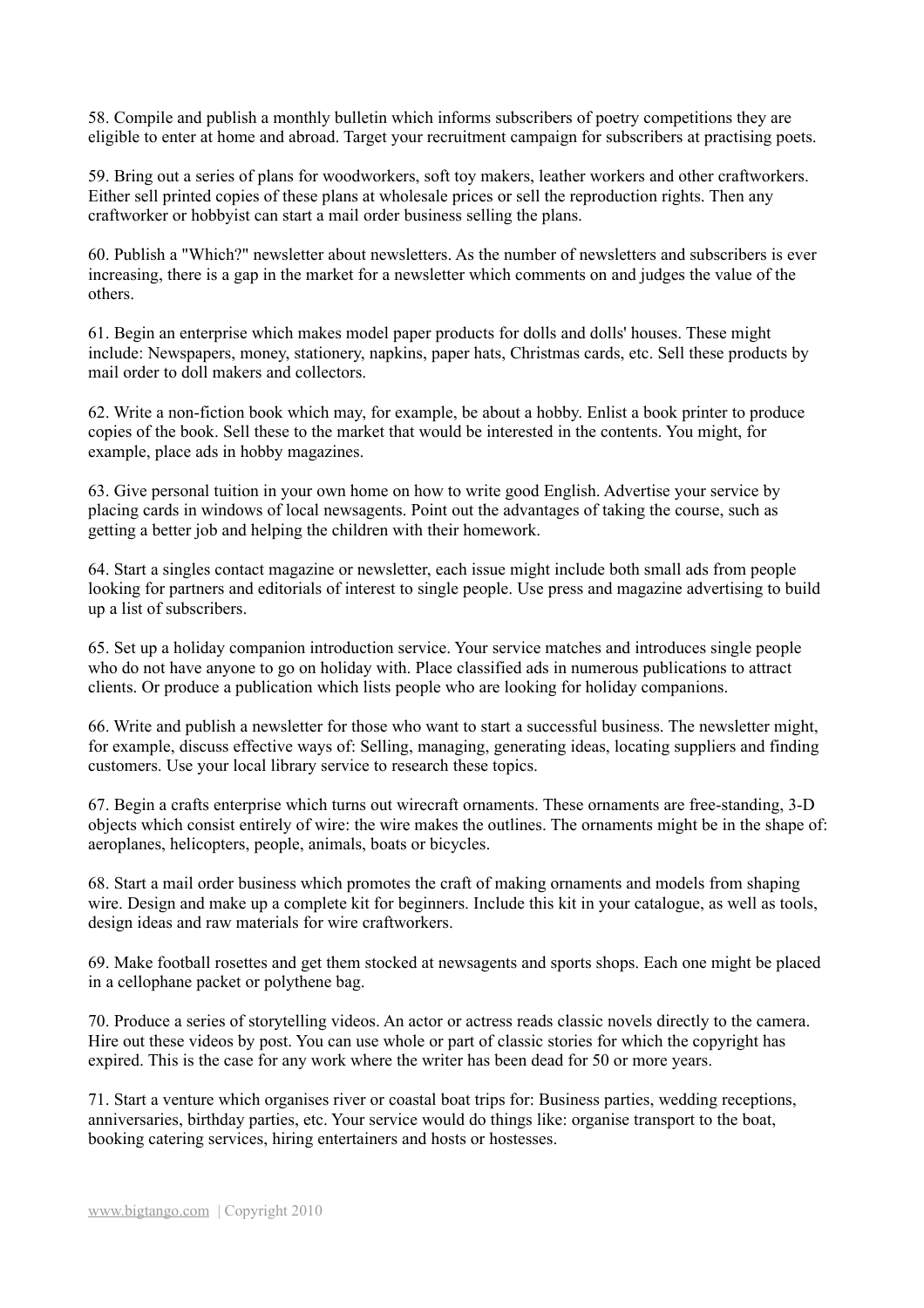58. Compile and publish a monthly bulletin which informs subscribers of poetry competitions they are eligible to enter at home and abroad. Target your recruitment campaign for subscribers at practising poets.

59. Bring out a series of plans for woodworkers, soft toy makers, leather workers and other craftworkers. Either sell printed copies of these plans at wholesale prices or sell the reproduction rights. Then any craftworker or hobbyist can start a mail order business selling the plans.

60. Publish a "Which?" newsletter about newsletters. As the number of newsletters and subscribers is ever increasing, there is a gap in the market for a newsletter which comments on and judges the value of the others.

61. Begin an enterprise which makes model paper products for dolls and dolls' houses. These might include: Newspapers, money, stationery, napkins, paper hats, Christmas cards, etc. Sell these products by mail order to doll makers and collectors.

62. Write a non-fiction book which may, for example, be about a hobby. Enlist a book printer to produce copies of the book. Sell these to the market that would be interested in the contents. You might, for example, place ads in hobby magazines.

63. Give personal tuition in your own home on how to write good English. Advertise your service by placing cards in windows of local newsagents. Point out the advantages of taking the course, such as getting a better job and helping the children with their homework.

64. Start a singles contact magazine or newsletter, each issue might include both small ads from people looking for partners and editorials of interest to single people. Use press and magazine advertising to build up a list of subscribers.

65. Set up a holiday companion introduction service. Your service matches and introduces single people who do not have anyone to go on holiday with. Place classified ads in numerous publications to attract clients. Or produce a publication which lists people who are looking for holiday companions.

66. Write and publish a newsletter for those who want to start a successful business. The newsletter might, for example, discuss effective ways of: Selling, managing, generating ideas, locating suppliers and finding customers. Use your local library service to research these topics.

67. Begin a crafts enterprise which turns out wirecraft ornaments. These ornaments are free-standing, 3-D objects which consist entirely of wire: the wire makes the outlines. The ornaments might be in the shape of: aeroplanes, helicopters, people, animals, boats or bicycles.

68. Start a mail order business which promotes the craft of making ornaments and models from shaping wire. Design and make up a complete kit for beginners. Include this kit in your catalogue, as well as tools, design ideas and raw materials for wire craftworkers.

69. Make football rosettes and get them stocked at newsagents and sports shops. Each one might be placed in a cellophane packet or polythene bag.

70. Produce a series of storytelling videos. An actor or actress reads classic novels directly to the camera. Hire out these videos by post. You can use whole or part of classic stories for which the copyright has expired. This is the case for any work where the writer has been dead for 50 or more years.

71. Start a venture which organises river or coastal boat trips for: Business parties, wedding receptions, anniversaries, birthday parties, etc. Your service would do things like: organise transport to the boat, booking catering services, hiring entertainers and hosts or hostesses.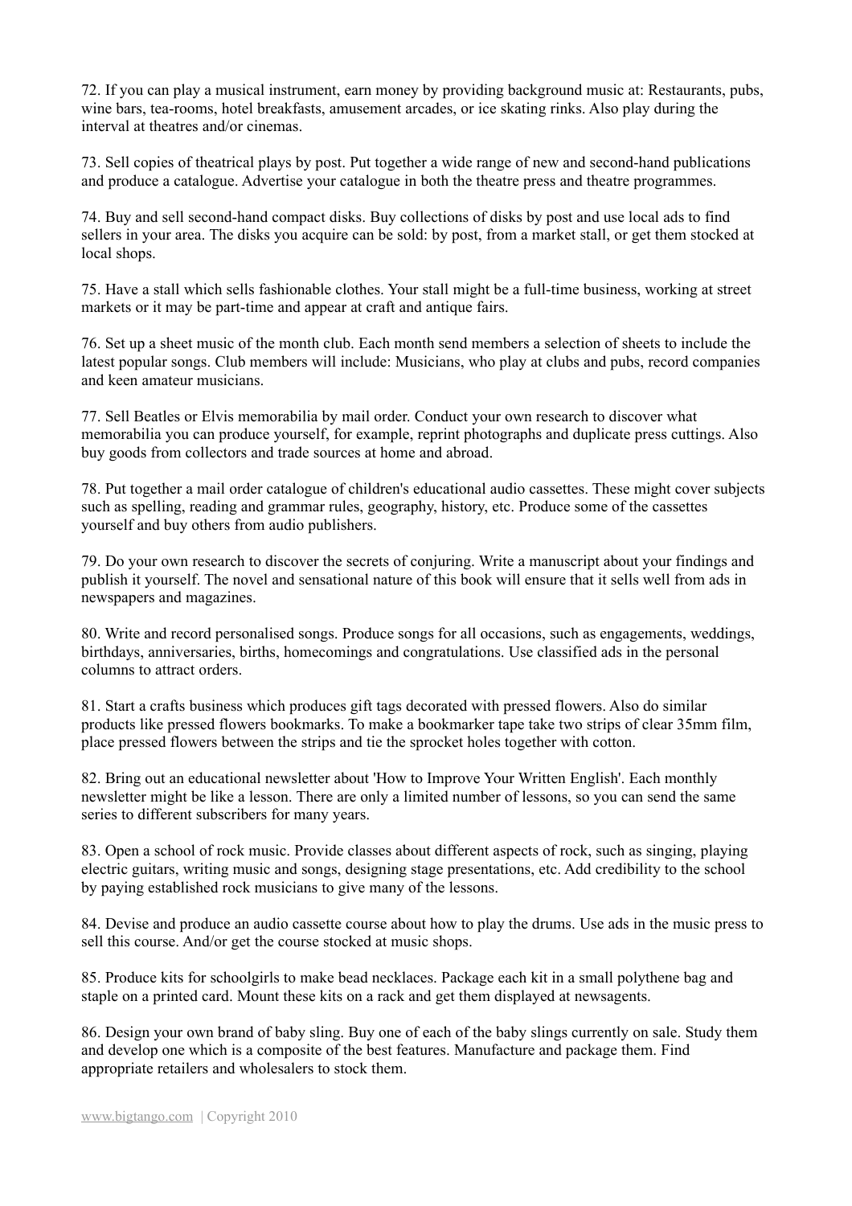72. If you can play a musical instrument, earn money by providing background music at: Restaurants, pubs, wine bars, tea-rooms, hotel breakfasts, amusement arcades, or ice skating rinks. Also play during the interval at theatres and/or cinemas.

73. Sell copies of theatrical plays by post. Put together a wide range of new and second-hand publications and produce a catalogue. Advertise your catalogue in both the theatre press and theatre programmes.

74. Buy and sell second-hand compact disks. Buy collections of disks by post and use local ads to find sellers in your area. The disks you acquire can be sold: by post, from a market stall, or get them stocked at local shops.

75. Have a stall which sells fashionable clothes. Your stall might be a full-time business, working at street markets or it may be part-time and appear at craft and antique fairs.

76. Set up a sheet music of the month club. Each month send members a selection of sheets to include the latest popular songs. Club members will include: Musicians, who play at clubs and pubs, record companies and keen amateur musicians.

77. Sell Beatles or Elvis memorabilia by mail order. Conduct your own research to discover what memorabilia you can produce yourself, for example, reprint photographs and duplicate press cuttings. Also buy goods from collectors and trade sources at home and abroad.

78. Put together a mail order catalogue of children's educational audio cassettes. These might cover subjects such as spelling, reading and grammar rules, geography, history, etc. Produce some of the cassettes yourself and buy others from audio publishers.

79. Do your own research to discover the secrets of conjuring. Write a manuscript about your findings and publish it yourself. The novel and sensational nature of this book will ensure that it sells well from ads in newspapers and magazines.

80. Write and record personalised songs. Produce songs for all occasions, such as engagements, weddings, birthdays, anniversaries, births, homecomings and congratulations. Use classified ads in the personal columns to attract orders.

81. Start a crafts business which produces gift tags decorated with pressed flowers. Also do similar products like pressed flowers bookmarks. To make a bookmarker tape take two strips of clear 35mm film, place pressed flowers between the strips and tie the sprocket holes together with cotton.

82. Bring out an educational newsletter about 'How to Improve Your Written English'. Each monthly newsletter might be like a lesson. There are only a limited number of lessons, so you can send the same series to different subscribers for many years.

83. Open a school of rock music. Provide classes about different aspects of rock, such as singing, playing electric guitars, writing music and songs, designing stage presentations, etc. Add credibility to the school by paying established rock musicians to give many of the lessons.

84. Devise and produce an audio cassette course about how to play the drums. Use ads in the music press to sell this course. And/or get the course stocked at music shops.

85. Produce kits for schoolgirls to make bead necklaces. Package each kit in a small polythene bag and staple on a printed card. Mount these kits on a rack and get them displayed at newsagents.

86. Design your own brand of baby sling. Buy one of each of the baby slings currently on sale. Study them and develop one which is a composite of the best features. Manufacture and package them. Find appropriate retailers and wholesalers to stock them.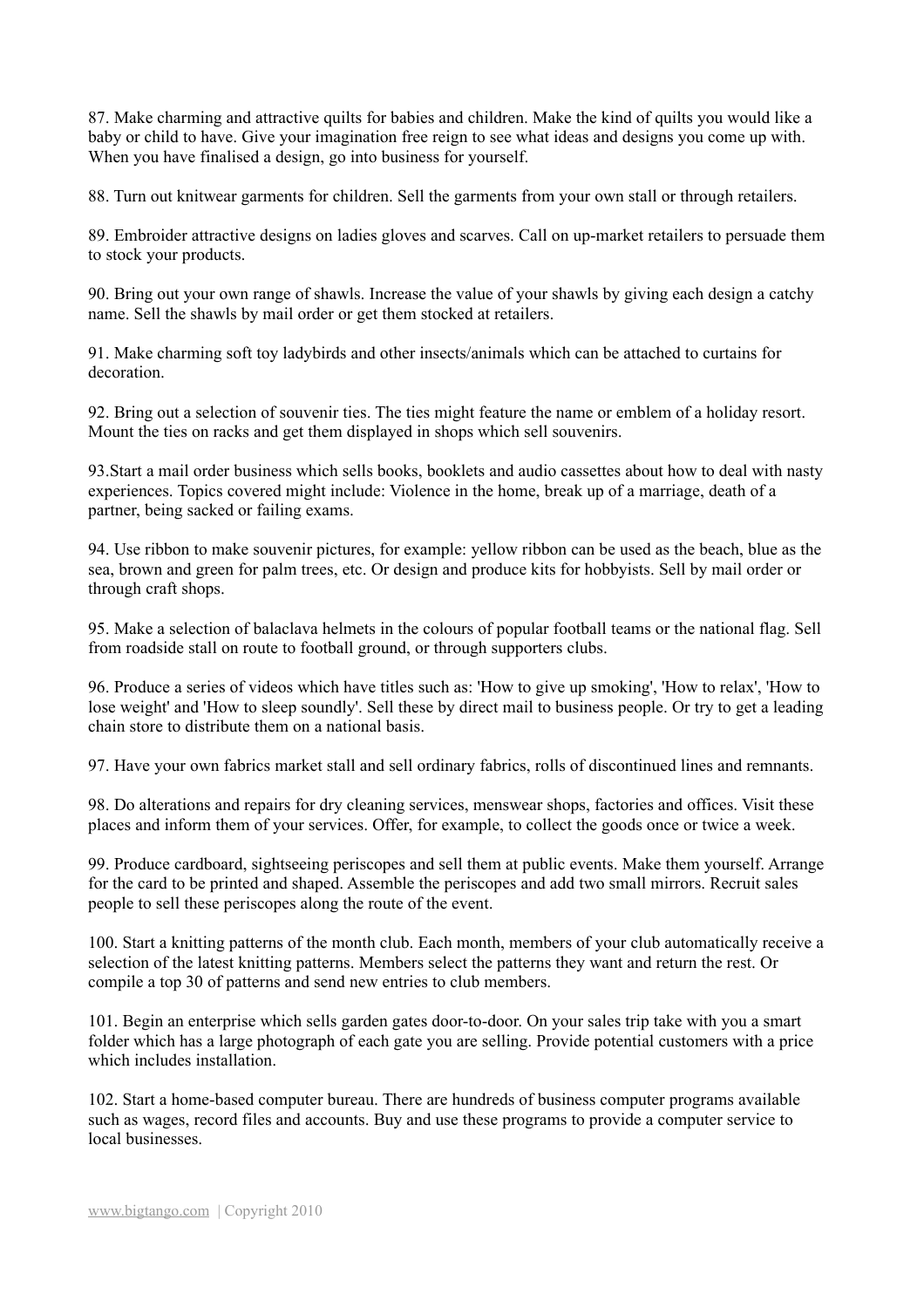87. Make charming and attractive quilts for babies and children. Make the kind of quilts you would like a baby or child to have. Give your imagination free reign to see what ideas and designs you come up with. When you have finalised a design, go into business for yourself.

88. Turn out knitwear garments for children. Sell the garments from your own stall or through retailers.

89. Embroider attractive designs on ladies gloves and scarves. Call on up-market retailers to persuade them to stock your products.

90. Bring out your own range of shawls. Increase the value of your shawls by giving each design a catchy name. Sell the shawls by mail order or get them stocked at retailers.

91. Make charming soft toy ladybirds and other insects/animals which can be attached to curtains for decoration.

92. Bring out a selection of souvenir ties. The ties might feature the name or emblem of a holiday resort. Mount the ties on racks and get them displayed in shops which sell souvenirs.

93.Start a mail order business which sells books, booklets and audio cassettes about how to deal with nasty experiences. Topics covered might include: Violence in the home, break up of a marriage, death of a partner, being sacked or failing exams.

94. Use ribbon to make souvenir pictures, for example: yellow ribbon can be used as the beach, blue as the sea, brown and green for palm trees, etc. Or design and produce kits for hobbyists. Sell by mail order or through craft shops.

95. Make a selection of balaclava helmets in the colours of popular football teams or the national flag. Sell from roadside stall on route to football ground, or through supporters clubs.

96. Produce a series of videos which have titles such as: 'How to give up smoking', 'How to relax', 'How to lose weight' and 'How to sleep soundly'. Sell these by direct mail to business people. Or try to get a leading chain store to distribute them on a national basis.

97. Have your own fabrics market stall and sell ordinary fabrics, rolls of discontinued lines and remnants.

98. Do alterations and repairs for dry cleaning services, menswear shops, factories and offices. Visit these places and inform them of your services. Offer, for example, to collect the goods once or twice a week.

99. Produce cardboard, sightseeing periscopes and sell them at public events. Make them yourself. Arrange for the card to be printed and shaped. Assemble the periscopes and add two small mirrors. Recruit sales people to sell these periscopes along the route of the event.

100. Start a knitting patterns of the month club. Each month, members of your club automatically receive a selection of the latest knitting patterns. Members select the patterns they want and return the rest. Or compile a top 30 of patterns and send new entries to club members.

101. Begin an enterprise which sells garden gates door-to-door. On your sales trip take with you a smart folder which has a large photograph of each gate you are selling. Provide potential customers with a price which includes installation.

102. Start a home-based computer bureau. There are hundreds of business computer programs available such as wages, record files and accounts. Buy and use these programs to provide a computer service to local businesses.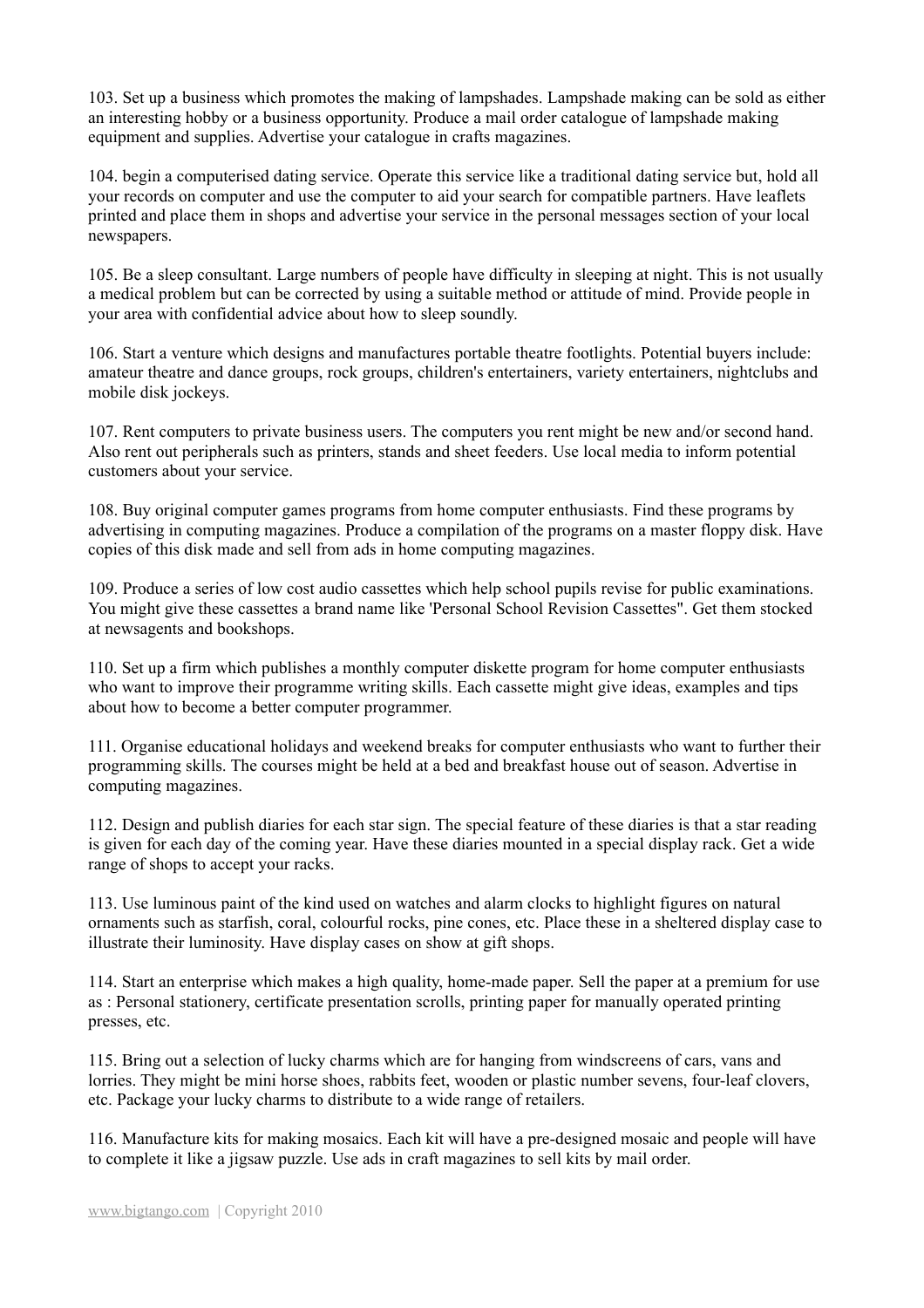103. Set up a business which promotes the making of lampshades. Lampshade making can be sold as either an interesting hobby or a business opportunity. Produce a mail order catalogue of lampshade making equipment and supplies. Advertise your catalogue in crafts magazines.

104. begin a computerised dating service. Operate this service like a traditional dating service but, hold all your records on computer and use the computer to aid your search for compatible partners. Have leaflets printed and place them in shops and advertise your service in the personal messages section of your local newspapers.

105. Be a sleep consultant. Large numbers of people have difficulty in sleeping at night. This is not usually a medical problem but can be corrected by using a suitable method or attitude of mind. Provide people in your area with confidential advice about how to sleep soundly.

106. Start a venture which designs and manufactures portable theatre footlights. Potential buyers include: amateur theatre and dance groups, rock groups, children's entertainers, variety entertainers, nightclubs and mobile disk jockeys.

107. Rent computers to private business users. The computers you rent might be new and/or second hand. Also rent out peripherals such as printers, stands and sheet feeders. Use local media to inform potential customers about your service.

108. Buy original computer games programs from home computer enthusiasts. Find these programs by advertising in computing magazines. Produce a compilation of the programs on a master floppy disk. Have copies of this disk made and sell from ads in home computing magazines.

109. Produce a series of low cost audio cassettes which help school pupils revise for public examinations. You might give these cassettes a brand name like 'Personal School Revision Cassettes". Get them stocked at newsagents and bookshops.

110. Set up a firm which publishes a monthly computer diskette program for home computer enthusiasts who want to improve their programme writing skills. Each cassette might give ideas, examples and tips about how to become a better computer programmer.

111. Organise educational holidays and weekend breaks for computer enthusiasts who want to further their programming skills. The courses might be held at a bed and breakfast house out of season. Advertise in computing magazines.

112. Design and publish diaries for each star sign. The special feature of these diaries is that a star reading is given for each day of the coming year. Have these diaries mounted in a special display rack. Get a wide range of shops to accept your racks.

113. Use luminous paint of the kind used on watches and alarm clocks to highlight figures on natural ornaments such as starfish, coral, colourful rocks, pine cones, etc. Place these in a sheltered display case to illustrate their luminosity. Have display cases on show at gift shops.

114. Start an enterprise which makes a high quality, home-made paper. Sell the paper at a premium for use as : Personal stationery, certificate presentation scrolls, printing paper for manually operated printing presses, etc.

115. Bring out a selection of lucky charms which are for hanging from windscreens of cars, vans and lorries. They might be mini horse shoes, rabbits feet, wooden or plastic number sevens, four-leaf clovers, etc. Package your lucky charms to distribute to a wide range of retailers.

116. Manufacture kits for making mosaics. Each kit will have a pre-designed mosaic and people will have to complete it like a jigsaw puzzle. Use ads in craft magazines to sell kits by mail order.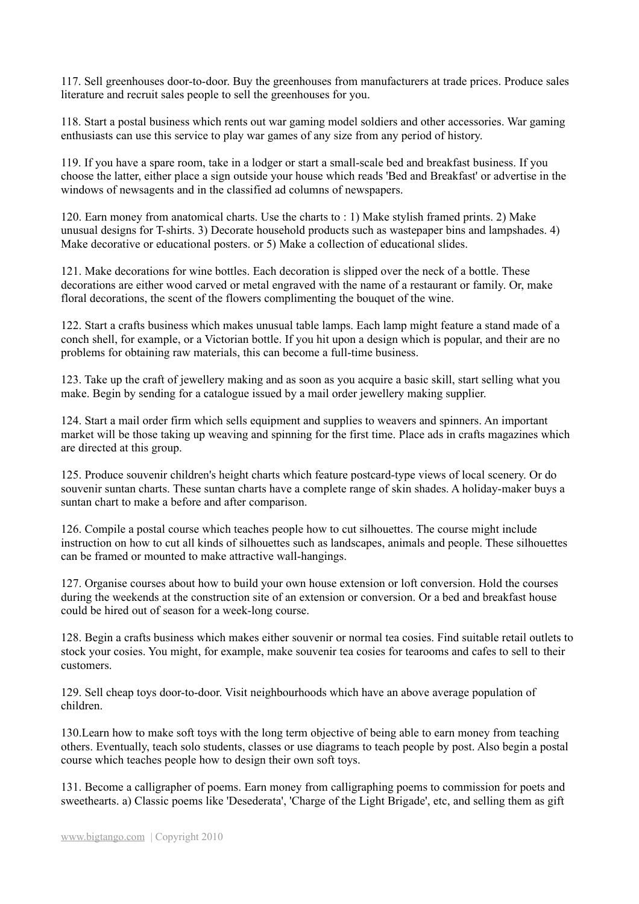117. Sell greenhouses door-to-door. Buy the greenhouses from manufacturers at trade prices. Produce sales literature and recruit sales people to sell the greenhouses for you.

118. Start a postal business which rents out war gaming model soldiers and other accessories. War gaming enthusiasts can use this service to play war games of any size from any period of history.

119. If you have a spare room, take in a lodger or start a small-scale bed and breakfast business. If you choose the latter, either place a sign outside your house which reads 'Bed and Breakfast' or advertise in the windows of newsagents and in the classified ad columns of newspapers.

120. Earn money from anatomical charts. Use the charts to : 1) Make stylish framed prints. 2) Make unusual designs for T-shirts. 3) Decorate household products such as wastepaper bins and lampshades. 4) Make decorative or educational posters. or 5) Make a collection of educational slides.

121. Make decorations for wine bottles. Each decoration is slipped over the neck of a bottle. These decorations are either wood carved or metal engraved with the name of a restaurant or family. Or, make floral decorations, the scent of the flowers complimenting the bouquet of the wine.

122. Start a crafts business which makes unusual table lamps. Each lamp might feature a stand made of a conch shell, for example, or a Victorian bottle. If you hit upon a design which is popular, and their are no problems for obtaining raw materials, this can become a full-time business.

123. Take up the craft of jewellery making and as soon as you acquire a basic skill, start selling what you make. Begin by sending for a catalogue issued by a mail order jewellery making supplier.

124. Start a mail order firm which sells equipment and supplies to weavers and spinners. An important market will be those taking up weaving and spinning for the first time. Place ads in crafts magazines which are directed at this group.

125. Produce souvenir children's height charts which feature postcard-type views of local scenery. Or do souvenir suntan charts. These suntan charts have a complete range of skin shades. A holiday-maker buys a suntan chart to make a before and after comparison.

126. Compile a postal course which teaches people how to cut silhouettes. The course might include instruction on how to cut all kinds of silhouettes such as landscapes, animals and people. These silhouettes can be framed or mounted to make attractive wall-hangings.

127. Organise courses about how to build your own house extension or loft conversion. Hold the courses during the weekends at the construction site of an extension or conversion. Or a bed and breakfast house could be hired out of season for a week-long course.

128. Begin a crafts business which makes either souvenir or normal tea cosies. Find suitable retail outlets to stock your cosies. You might, for example, make souvenir tea cosies for tearooms and cafes to sell to their customers.

129. Sell cheap toys door-to-door. Visit neighbourhoods which have an above average population of children.

130.Learn how to make soft toys with the long term objective of being able to earn money from teaching others. Eventually, teach solo students, classes or use diagrams to teach people by post. Also begin a postal course which teaches people how to design their own soft toys.

131. Become a calligrapher of poems. Earn money from calligraphing poems to commission for poets and sweethearts. a) Classic poems like 'Desederata', 'Charge of the Light Brigade', etc, and selling them as gift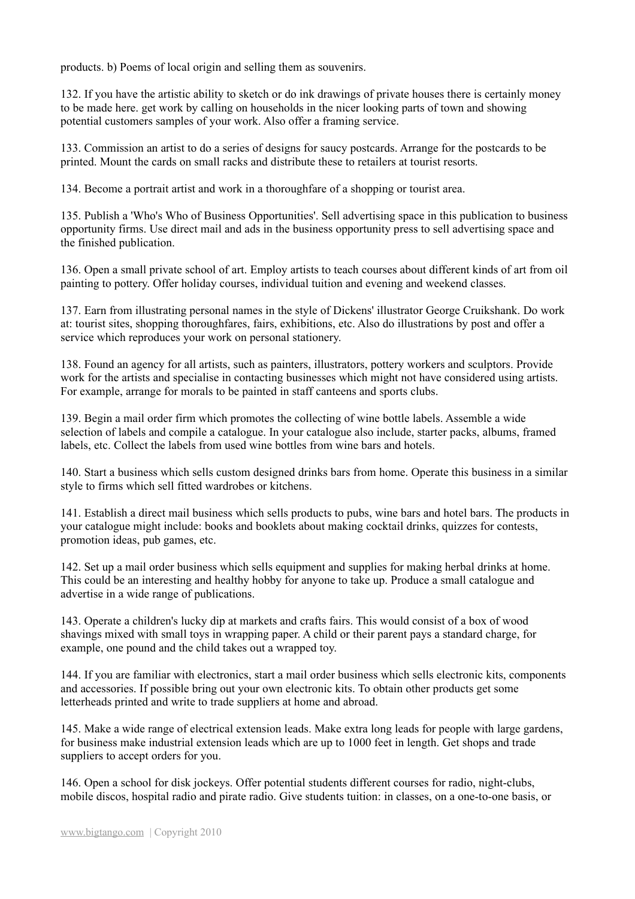products. b) Poems of local origin and selling them as souvenirs.

132. If you have the artistic ability to sketch or do ink drawings of private houses there is certainly money to be made here. get work by calling on households in the nicer looking parts of town and showing potential customers samples of your work. Also offer a framing service.

133. Commission an artist to do a series of designs for saucy postcards. Arrange for the postcards to be printed. Mount the cards on small racks and distribute these to retailers at tourist resorts.

134. Become a portrait artist and work in a thoroughfare of a shopping or tourist area.

135. Publish a 'Who's Who of Business Opportunities'. Sell advertising space in this publication to business opportunity firms. Use direct mail and ads in the business opportunity press to sell advertising space and the finished publication.

136. Open a small private school of art. Employ artists to teach courses about different kinds of art from oil painting to pottery. Offer holiday courses, individual tuition and evening and weekend classes.

137. Earn from illustrating personal names in the style of Dickens' illustrator George Cruikshank. Do work at: tourist sites, shopping thoroughfares, fairs, exhibitions, etc. Also do illustrations by post and offer a service which reproduces your work on personal stationery.

138. Found an agency for all artists, such as painters, illustrators, pottery workers and sculptors. Provide work for the artists and specialise in contacting businesses which might not have considered using artists. For example, arrange for morals to be painted in staff canteens and sports clubs.

139. Begin a mail order firm which promotes the collecting of wine bottle labels. Assemble a wide selection of labels and compile a catalogue. In your catalogue also include, starter packs, albums, framed labels, etc. Collect the labels from used wine bottles from wine bars and hotels.

140. Start a business which sells custom designed drinks bars from home. Operate this business in a similar style to firms which sell fitted wardrobes or kitchens.

141. Establish a direct mail business which sells products to pubs, wine bars and hotel bars. The products in your catalogue might include: books and booklets about making cocktail drinks, quizzes for contests, promotion ideas, pub games, etc.

142. Set up a mail order business which sells equipment and supplies for making herbal drinks at home. This could be an interesting and healthy hobby for anyone to take up. Produce a small catalogue and advertise in a wide range of publications.

143. Operate a children's lucky dip at markets and crafts fairs. This would consist of a box of wood shavings mixed with small toys in wrapping paper. A child or their parent pays a standard charge, for example, one pound and the child takes out a wrapped toy.

144. If you are familiar with electronics, start a mail order business which sells electronic kits, components and accessories. If possible bring out your own electronic kits. To obtain other products get some letterheads printed and write to trade suppliers at home and abroad.

145. Make a wide range of electrical extension leads. Make extra long leads for people with large gardens, for business make industrial extension leads which are up to 1000 feet in length. Get shops and trade suppliers to accept orders for you.

146. Open a school for disk jockeys. Offer potential students different courses for radio, night-clubs, mobile discos, hospital radio and pirate radio. Give students tuition: in classes, on a one-to-one basis, or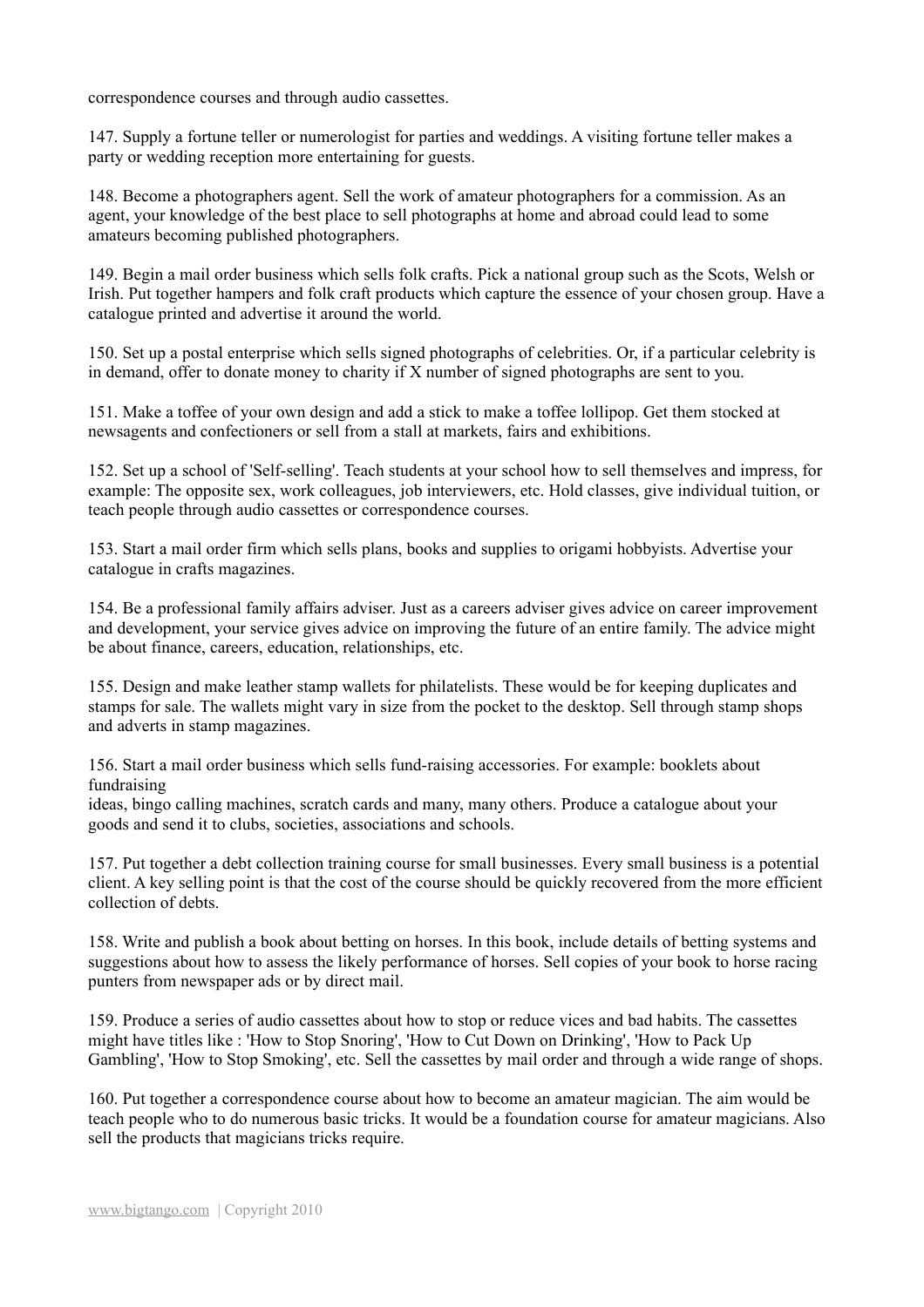correspondence courses and through audio cassettes.

147. Supply a fortune teller or numerologist for parties and weddings. A visiting fortune teller makes a party or wedding reception more entertaining for guests.

148. Become a photographers agent. Sell the work of amateur photographers for a commission. As an agent, your knowledge of the best place to sell photographs at home and abroad could lead to some amateurs becoming published photographers.

149. Begin a mail order business which sells folk crafts. Pick a national group such as the Scots, Welsh or Irish. Put together hampers and folk craft products which capture the essence of your chosen group. Have a catalogue printed and advertise it around the world.

150. Set up a postal enterprise which sells signed photographs of celebrities. Or, if a particular celebrity is in demand, offer to donate money to charity if X number of signed photographs are sent to you.

151. Make a toffee of your own design and add a stick to make a toffee lollipop. Get them stocked at newsagents and confectioners or sell from a stall at markets, fairs and exhibitions.

152. Set up a school of 'Self-selling'. Teach students at your school how to sell themselves and impress, for example: The opposite sex, work colleagues, job interviewers, etc. Hold classes, give individual tuition, or teach people through audio cassettes or correspondence courses.

153. Start a mail order firm which sells plans, books and supplies to origami hobbyists. Advertise your catalogue in crafts magazines.

154. Be a professional family affairs adviser. Just as a careers adviser gives advice on career improvement and development, your service gives advice on improving the future of an entire family. The advice might be about finance, careers, education, relationships, etc.

155. Design and make leather stamp wallets for philatelists. These would be for keeping duplicates and stamps for sale. The wallets might vary in size from the pocket to the desktop. Sell through stamp shops and adverts in stamp magazines.

156. Start a mail order business which sells fund-raising accessories. For example: booklets about fundraising
ideas, bingo calling machines, scratch cards and many, many others. Produce a catalogue about your goods and send it to clubs, societies, associations and schools.

157. Put together a debt collection training course for small businesses. Every small business is a potential client. A key selling point is that the cost of the course should be quickly recovered from the more efficient collection of debts.

158. Write and publish a book about betting on horses. In this book, include details of betting systems and suggestions about how to assess the likely performance of horses. Sell copies of your book to horse racing punters from newspaper ads or by direct mail.

159. Produce a series of audio cassettes about how to stop or reduce vices and bad habits. The cassettes might have titles like : 'How to Stop Snoring', 'How to Cut Down on Drinking', 'How to Pack Up Gambling', 'How to Stop Smoking', etc. Sell the cassettes by mail order and through a wide range of shops.

160. Put together a correspondence course about how to become an amateur magician. The aim would be teach people who to do numerous basic tricks. It would be a foundation course for amateur magicians. Also sell the products that magicians tricks require.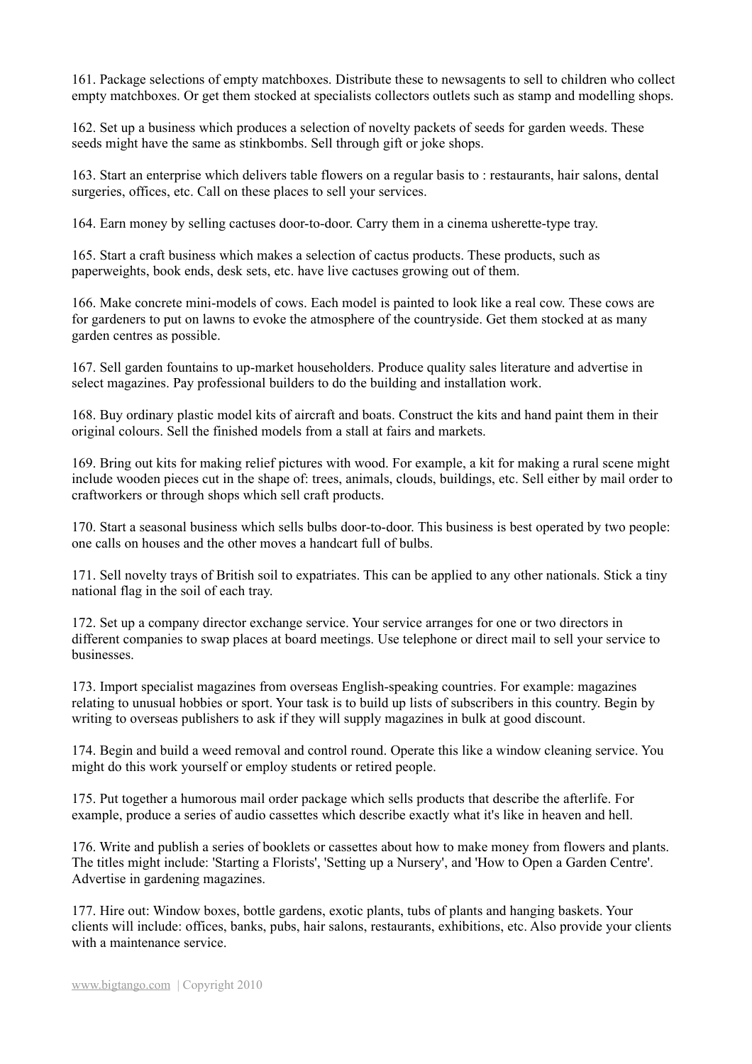161. Package selections of empty matchboxes. Distribute these to newsagents to sell to children who collect empty matchboxes. Or get them stocked at specialists collectors outlets such as stamp and modelling shops.

162. Set up a business which produces a selection of novelty packets of seeds for garden weeds. These seeds might have the same as stinkbombs. Sell through gift or joke shops.

163. Start an enterprise which delivers table flowers on a regular basis to : restaurants, hair salons, dental surgeries, offices, etc. Call on these places to sell your services.

164. Earn money by selling cactuses door-to-door. Carry them in a cinema usherette-type tray.

165. Start a craft business which makes a selection of cactus products. These products, such as paperweights, book ends, desk sets, etc. have live cactuses growing out of them.

166. Make concrete mini-models of cows. Each model is painted to look like a real cow. These cows are for gardeners to put on lawns to evoke the atmosphere of the countryside. Get them stocked at as many garden centres as possible.

167. Sell garden fountains to up-market householders. Produce quality sales literature and advertise in select magazines. Pay professional builders to do the building and installation work.

168. Buy ordinary plastic model kits of aircraft and boats. Construct the kits and hand paint them in their original colours. Sell the finished models from a stall at fairs and markets.

169. Bring out kits for making relief pictures with wood. For example, a kit for making a rural scene might include wooden pieces cut in the shape of: trees, animals, clouds, buildings, etc. Sell either by mail order to craftworkers or through shops which sell craft products.

170. Start a seasonal business which sells bulbs door-to-door. This business is best operated by two people: one calls on houses and the other moves a handcart full of bulbs.

171. Sell novelty trays of British soil to expatriates. This can be applied to any other nationals. Stick a tiny national flag in the soil of each tray.

172. Set up a company director exchange service. Your service arranges for one or two directors in different companies to swap places at board meetings. Use telephone or direct mail to sell your service to businesses.

173. Import specialist magazines from overseas English-speaking countries. For example: magazines relating to unusual hobbies or sport. Your task is to build up lists of subscribers in this country. Begin by writing to overseas publishers to ask if they will supply magazines in bulk at good discount.

174. Begin and build a weed removal and control round. Operate this like a window cleaning service. You might do this work yourself or employ students or retired people.

175. Put together a humorous mail order package which sells products that describe the afterlife. For example, produce a series of audio cassettes which describe exactly what it's like in heaven and hell.

176. Write and publish a series of booklets or cassettes about how to make money from flowers and plants. The titles might include: 'Starting a Florists', 'Setting up a Nursery', and 'How to Open a Garden Centre'. Advertise in gardening magazines.

177. Hire out: Window boxes, bottle gardens, exotic plants, tubs of plants and hanging baskets. Your clients will include: offices, banks, pubs, hair salons, restaurants, exhibitions, etc. Also provide your clients with a maintenance service.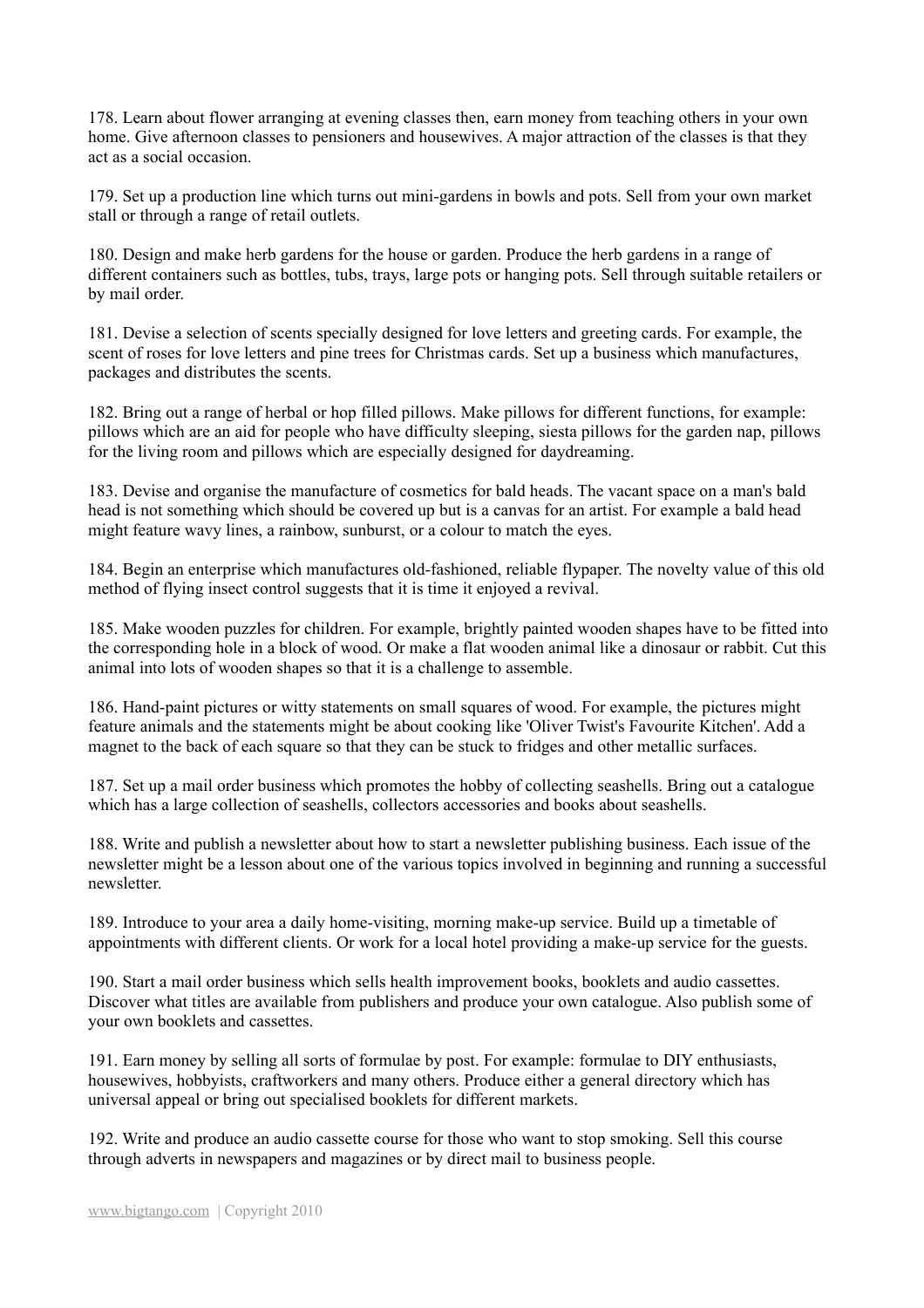178. Learn about flower arranging at evening classes then, earn money from teaching others in your own home. Give afternoon classes to pensioners and housewives. A major attraction of the classes is that they act as a social occasion.

179. Set up a production line which turns out mini-gardens in bowls and pots. Sell from your own market stall or through a range of retail outlets.

180. Design and make herb gardens for the house or garden. Produce the herb gardens in a range of different containers such as bottles, tubs, trays, large pots or hanging pots. Sell through suitable retailers or by mail order.

181. Devise a selection of scents specially designed for love letters and greeting cards. For example, the scent of roses for love letters and pine trees for Christmas cards. Set up a business which manufactures, packages and distributes the scents.

182. Bring out a range of herbal or hop filled pillows. Make pillows for different functions, for example: pillows which are an aid for people who have difficulty sleeping, siesta pillows for the garden nap, pillows for the living room and pillows which are especially designed for daydreaming.

183. Devise and organise the manufacture of cosmetics for bald heads. The vacant space on a man's bald head is not something which should be covered up but is a canvas for an artist. For example a bald head might feature wavy lines, a rainbow, sunburst, or a colour to match the eyes.

184. Begin an enterprise which manufactures old-fashioned, reliable flypaper. The novelty value of this old method of flying insect control suggests that it is time it enjoyed a revival.

185. Make wooden puzzles for children. For example, brightly painted wooden shapes have to be fitted into the corresponding hole in a block of wood. Or make a flat wooden animal like a dinosaur or rabbit. Cut this animal into lots of wooden shapes so that it is a challenge to assemble.

186. Hand-paint pictures or witty statements on small squares of wood. For example, the pictures might feature animals and the statements might be about cooking like 'Oliver Twist's Favourite Kitchen'. Add a magnet to the back of each square so that they can be stuck to fridges and other metallic surfaces.

187. Set up a mail order business which promotes the hobby of collecting seashells. Bring out a catalogue which has a large collection of seashells, collectors accessories and books about seashells.

188. Write and publish a newsletter about how to start a newsletter publishing business. Each issue of the newsletter might be a lesson about one of the various topics involved in beginning and running a successful newsletter.

189. Introduce to your area a daily home-visiting, morning make-up service. Build up a timetable of appointments with different clients. Or work for a local hotel providing a make-up service for the guests.

190. Start a mail order business which sells health improvement books, booklets and audio cassettes. Discover what titles are available from publishers and produce your own catalogue. Also publish some of your own booklets and cassettes.

191. Earn money by selling all sorts of formulae by post. For example: formulae to DIY enthusiasts, housewives, hobbyists, craftworkers and many others. Produce either a general directory which has universal appeal or bring out specialised booklets for different markets.

192. Write and produce an audio cassette course for those who want to stop smoking. Sell this course through adverts in newspapers and magazines or by direct mail to business people.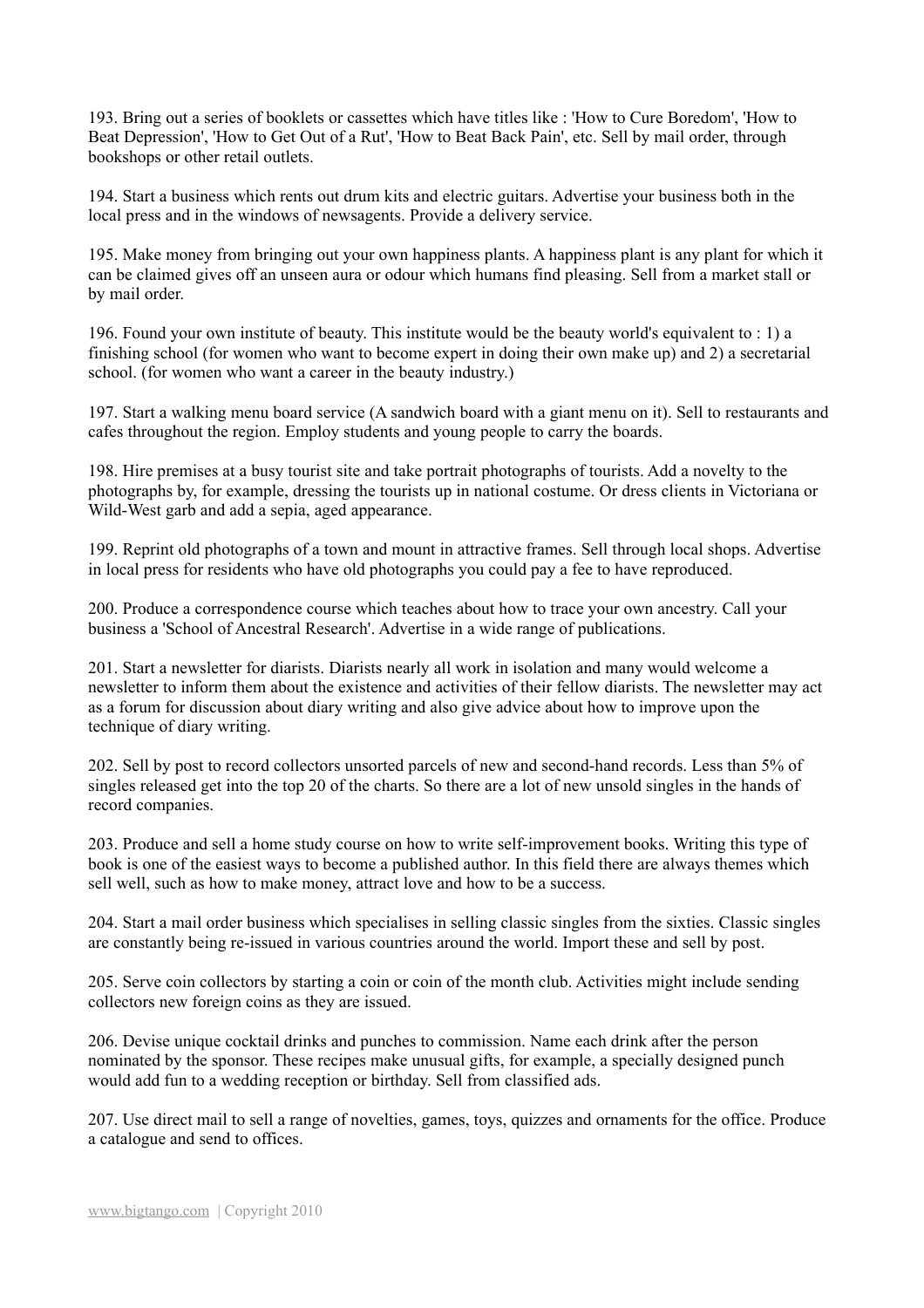193. Bring out a series of booklets or cassettes which have titles like : 'How to Cure Boredom', 'How to Beat Depression', 'How to Get Out of a Rut', 'How to Beat Back Pain', etc. Sell by mail order, through bookshops or other retail outlets.

194. Start a business which rents out drum kits and electric guitars. Advertise your business both in the local press and in the windows of newsagents. Provide a delivery service.

195. Make money from bringing out your own happiness plants. A happiness plant is any plant for which it can be claimed gives off an unseen aura or odour which humans find pleasing. Sell from a market stall or by mail order.

196. Found your own institute of beauty. This institute would be the beauty world's equivalent to : 1) a finishing school (for women who want to become expert in doing their own make up) and 2) a secretarial school. (for women who want a career in the beauty industry.)

197. Start a walking menu board service (A sandwich board with a giant menu on it). Sell to restaurants and cafes throughout the region. Employ students and young people to carry the boards.

198. Hire premises at a busy tourist site and take portrait photographs of tourists. Add a novelty to the photographs by, for example, dressing the tourists up in national costume. Or dress clients in Victoriana or Wild-West garb and add a sepia, aged appearance.

199. Reprint old photographs of a town and mount in attractive frames. Sell through local shops. Advertise in local press for residents who have old photographs you could pay a fee to have reproduced.

200. Produce a correspondence course which teaches about how to trace your own ancestry. Call your business a 'School of Ancestral Research'. Advertise in a wide range of publications.

201. Start a newsletter for diarists. Diarists nearly all work in isolation and many would welcome a newsletter to inform them about the existence and activities of their fellow diarists. The newsletter may act as a forum for discussion about diary writing and also give advice about how to improve upon the technique of diary writing.

202. Sell by post to record collectors unsorted parcels of new and second-hand records. Less than 5% of singles released get into the top 20 of the charts. So there are a lot of new unsold singles in the hands of record companies.

203. Produce and sell a home study course on how to write self-improvement books. Writing this type of book is one of the easiest ways to become a published author. In this field there are always themes which sell well, such as how to make money, attract love and how to be a success.

204. Start a mail order business which specialises in selling classic singles from the sixties. Classic singles are constantly being re-issued in various countries around the world. Import these and sell by post.

205. Serve coin collectors by starting a coin or coin of the month club. Activities might include sending collectors new foreign coins as they are issued.

206. Devise unique cocktail drinks and punches to commission. Name each drink after the person nominated by the sponsor. These recipes make unusual gifts, for example, a specially designed punch would add fun to a wedding reception or birthday. Sell from classified ads.

207. Use direct mail to sell a range of novelties, games, toys, quizzes and ornaments for the office. Produce a catalogue and send to offices.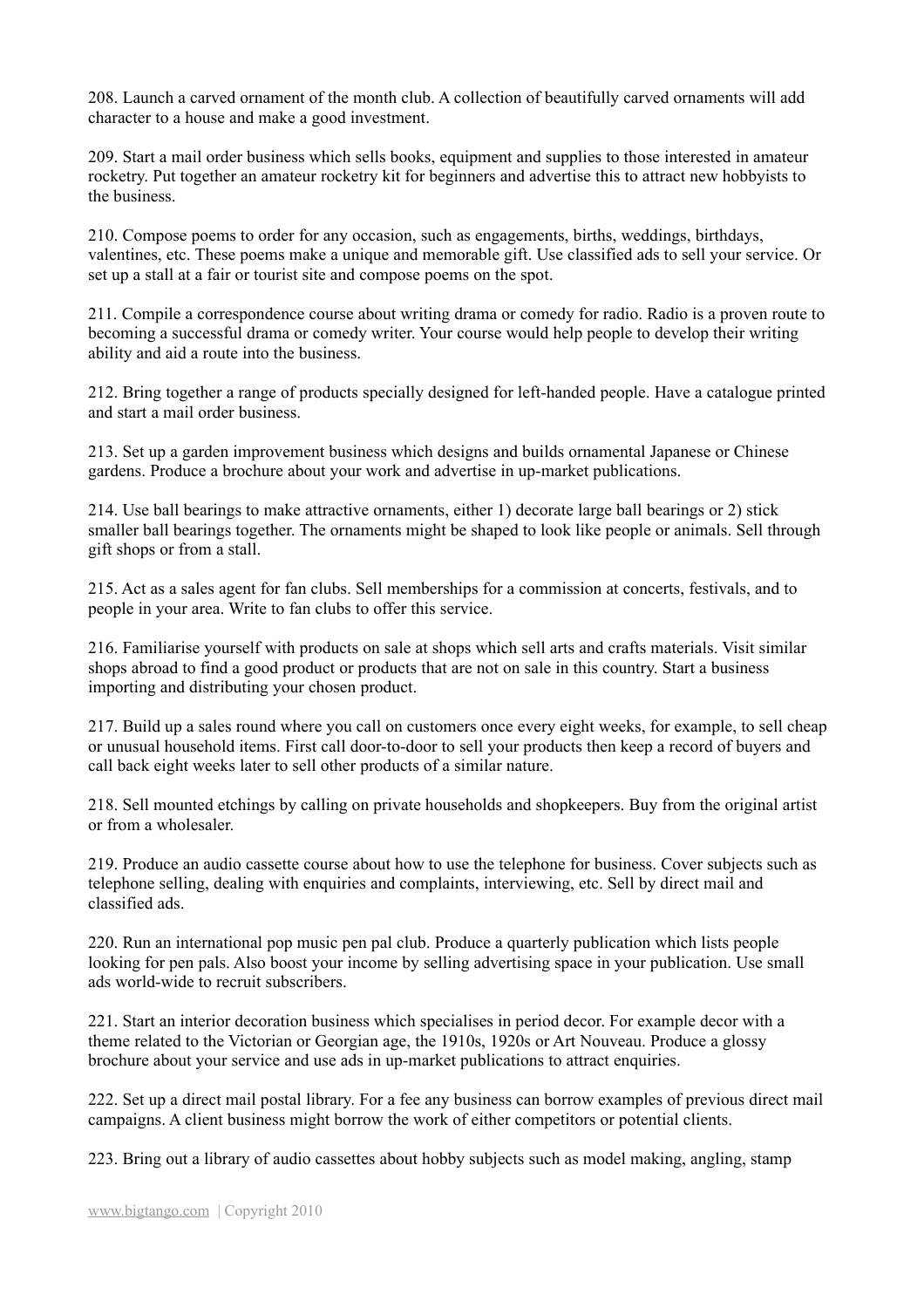208. Launch a carved ornament of the month club. A collection of beautifully carved ornaments will add character to a house and make a good investment.

209. Start a mail order business which sells books, equipment and supplies to those interested in amateur rocketry. Put together an amateur rocketry kit for beginners and advertise this to attract new hobbyists to the business.

210. Compose poems to order for any occasion, such as engagements, births, weddings, birthdays, valentines, etc. These poems make a unique and memorable gift. Use classified ads to sell your service. Or set up a stall at a fair or tourist site and compose poems on the spot.

211. Compile a correspondence course about writing drama or comedy for radio. Radio is a proven route to becoming a successful drama or comedy writer. Your course would help people to develop their writing ability and aid a route into the business.

212. Bring together a range of products specially designed for left-handed people. Have a catalogue printed and start a mail order business.

213. Set up a garden improvement business which designs and builds ornamental Japanese or Chinese gardens. Produce a brochure about your work and advertise in up-market publications.

214. Use ball bearings to make attractive ornaments, either 1) decorate large ball bearings or 2) stick smaller ball bearings together. The ornaments might be shaped to look like people or animals. Sell through gift shops or from a stall.

215. Act as a sales agent for fan clubs. Sell memberships for a commission at concerts, festivals, and to people in your area. Write to fan clubs to offer this service.

216. Familiarise yourself with products on sale at shops which sell arts and crafts materials. Visit similar shops abroad to find a good product or products that are not on sale in this country. Start a business importing and distributing your chosen product.

217. Build up a sales round where you call on customers once every eight weeks, for example, to sell cheap or unusual household items. First call door-to-door to sell your products then keep a record of buyers and call back eight weeks later to sell other products of a similar nature.

218. Sell mounted etchings by calling on private households and shopkeepers. Buy from the original artist or from a wholesaler.

219. Produce an audio cassette course about how to use the telephone for business. Cover subjects such as telephone selling, dealing with enquiries and complaints, interviewing, etc. Sell by direct mail and classified ads.

220. Run an international pop music pen pal club. Produce a quarterly publication which lists people looking for pen pals. Also boost your income by selling advertising space in your publication. Use small ads world-wide to recruit subscribers.

221. Start an interior decoration business which specialises in period decor. For example decor with a theme related to the Victorian or Georgian age, the 1910s, 1920s or Art Nouveau. Produce a glossy brochure about your service and use ads in up-market publications to attract enquiries.

222. Set up a direct mail postal library. For a fee any business can borrow examples of previous direct mail campaigns. A client business might borrow the work of either competitors or potential clients.

223. Bring out a library of audio cassettes about hobby subjects such as model making, angling, stamp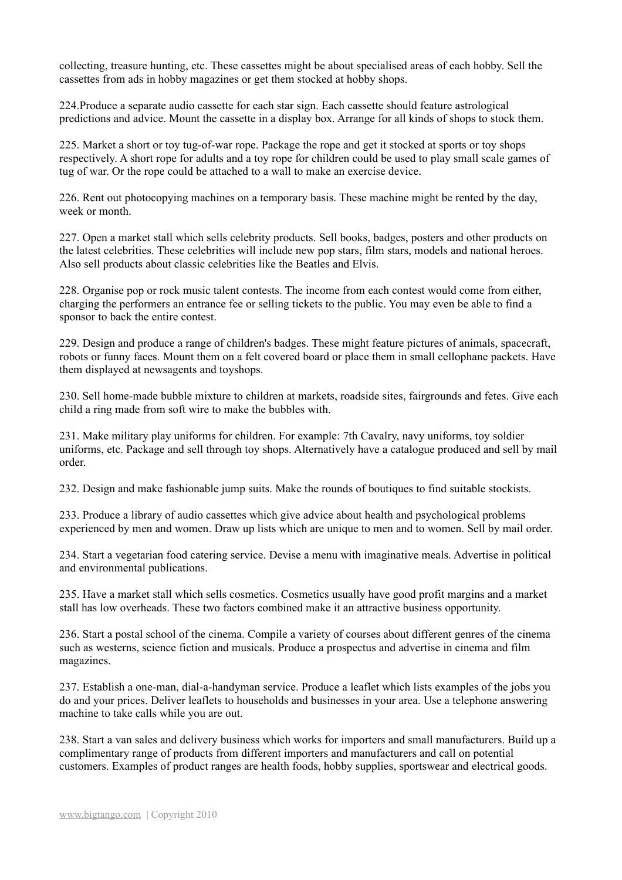collecting, treasure hunting, etc. These cassettes might be about specialised areas of each hobby. Sell the cassettes from ads in hobby magazines or get them stocked at hobby shops.

224.Produce a separate audio cassette for each star sign. Each cassette should feature astrological predictions and advice. Mount the cassette in a display box. Arrange for all kinds of shops to stock them.

225. Market a short or toy tug-of-war rope. Package the rope and get it stocked at sports or toy shops respectively. A short rope for adults and a toy rope for children could be used to play small scale games of tug of war. Or the rope could be attached to a wall to make an exercise device.

226. Rent out photocopying machines on a temporary basis. These machine might be rented by the day, week or month.

227. Open a market stall which sells celebrity products. Sell books, badges, posters and other products on the latest celebrities. These celebrities will include new pop stars, film stars, models and national heroes. Also sell products about classic celebrities like the Beatles and Elvis.

228. Organise pop or rock music talent contests. The income from each contest would come from either, charging the performers an entrance fee or selling tickets to the public. You may even be able to find a sponsor to back the entire contest.

229. Design and produce a range of children's badges. These might feature pictures of animals, spacecraft, robots or funny faces. Mount them on a felt covered board or place them in small cellophane packets. Have them displayed at newsagents and toyshops.

230. Sell home-made bubble mixture to children at markets, roadside sites, fairgrounds and fetes. Give each child a ring made from soft wire to make the bubbles with.

231. Make military play uniforms for children. For example: 7th Cavalry, navy uniforms, toy soldier uniforms, etc. Package and sell through toy shops. Alternatively have a catalogue produced and sell by mail order.

232. Design and make fashionable jump suits. Make the rounds of boutiques to find suitable stockists.

233. Produce a library of audio cassettes which give advice about health and psychological problems experienced by men and women. Draw up lists which are unique to men and to women. Sell by mail order.

234. Start a vegetarian food catering service. Devise a menu with imaginative meals. Advertise in political and environmental publications.

235. Have a market stall which sells cosmetics. Cosmetics usually have good profit margins and a market stall has low overheads. These two factors combined make it an attractive business opportunity.

236. Start a postal school of the cinema. Compile a variety of courses about different genres of the cinema such as westerns, science fiction and musicals. Produce a prospectus and advertise in cinema and film magazines.

237. Establish a one-man, dial-a-handyman service. Produce a leaflet which lists examples of the jobs you do and your prices. Deliver leaflets to households and businesses in your area. Use a telephone answering machine to take calls while you are out.

238. Start a van sales and delivery business which works for importers and small manufacturers. Build up a complimentary range of products from different importers and manufacturers and call on potential customers. Examples of product ranges are health foods, hobby supplies, sportswear and electrical goods.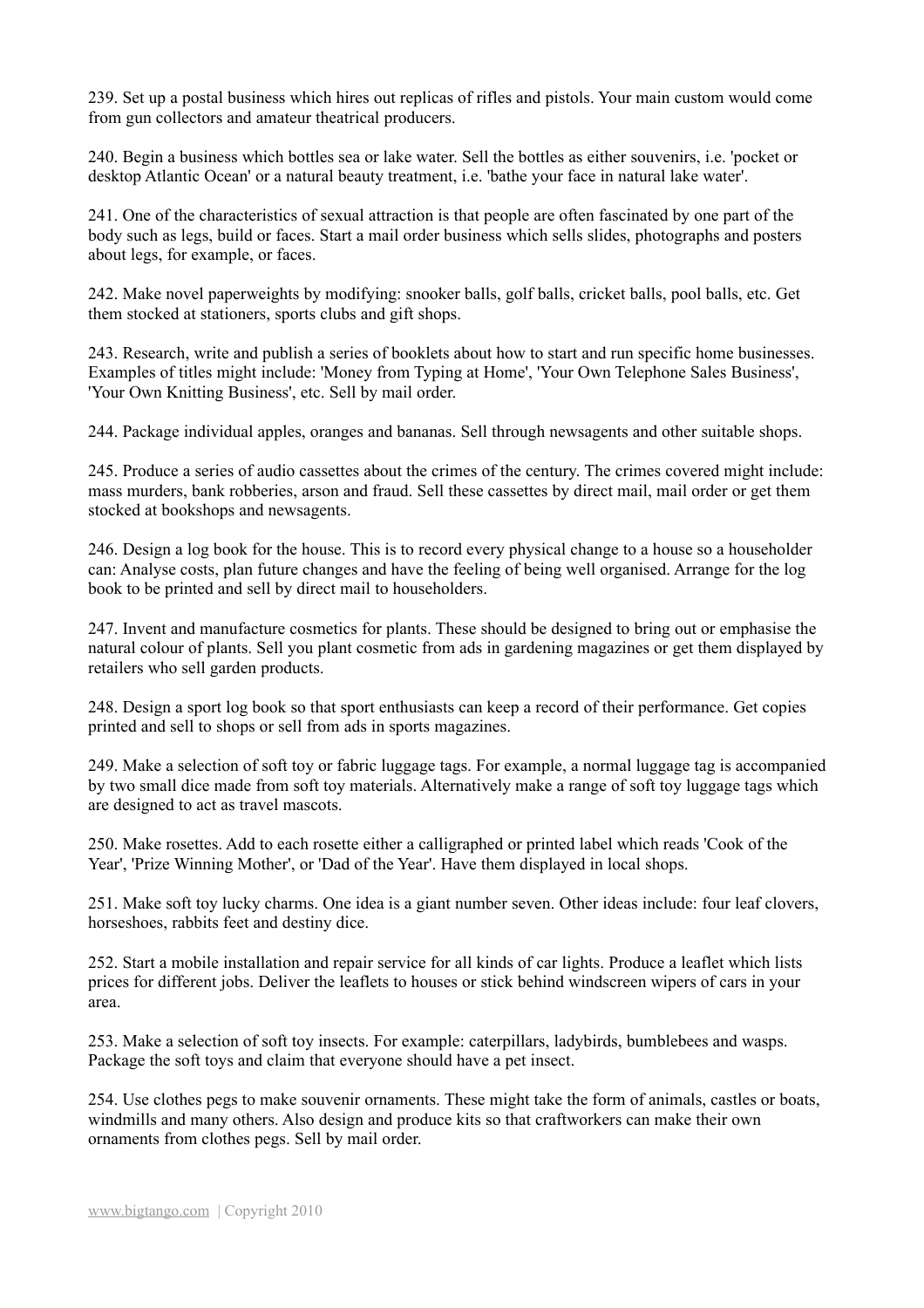239. Set up a postal business which hires out replicas of rifles and pistols. Your main custom would come from gun collectors and amateur theatrical producers.

240. Begin a business which bottles sea or lake water. Sell the bottles as either souvenirs, i.e. 'pocket or desktop Atlantic Ocean' or a natural beauty treatment, i.e. 'bathe your face in natural lake water'.

241. One of the characteristics of sexual attraction is that people are often fascinated by one part of the body such as legs, build or faces. Start a mail order business which sells slides, photographs and posters about legs, for example, or faces.

242. Make novel paperweights by modifying: snooker balls, golf balls, cricket balls, pool balls, etc. Get them stocked at stationers, sports clubs and gift shops.

243. Research, write and publish a series of booklets about how to start and run specific home businesses. Examples of titles might include: 'Money from Typing at Home', 'Your Own Telephone Sales Business', 'Your Own Knitting Business', etc. Sell by mail order.

244. Package individual apples, oranges and bananas. Sell through newsagents and other suitable shops.

245. Produce a series of audio cassettes about the crimes of the century. The crimes covered might include: mass murders, bank robberies, arson and fraud. Sell these cassettes by direct mail, mail order or get them stocked at bookshops and newsagents.

246. Design a log book for the house. This is to record every physical change to a house so a householder can: Analyse costs, plan future changes and have the feeling of being well organised. Arrange for the log book to be printed and sell by direct mail to householders.

247. Invent and manufacture cosmetics for plants. These should be designed to bring out or emphasise the natural colour of plants. Sell you plant cosmetic from ads in gardening magazines or get them displayed by retailers who sell garden products.

248. Design a sport log book so that sport enthusiasts can keep a record of their performance. Get copies printed and sell to shops or sell from ads in sports magazines.

249. Make a selection of soft toy or fabric luggage tags. For example, a normal luggage tag is accompanied by two small dice made from soft toy materials. Alternatively make a range of soft toy luggage tags which are designed to act as travel mascots.

250. Make rosettes. Add to each rosette either a calligraphed or printed label which reads 'Cook of the Year', 'Prize Winning Mother', or 'Dad of the Year'. Have them displayed in local shops.

251. Make soft toy lucky charms. One idea is a giant number seven. Other ideas include: four leaf clovers, horseshoes, rabbits feet and destiny dice.

252. Start a mobile installation and repair service for all kinds of car lights. Produce a leaflet which lists prices for different jobs. Deliver the leaflets to houses or stick behind windscreen wipers of cars in your area.

253. Make a selection of soft toy insects. For example: caterpillars, ladybirds, bumblebees and wasps. Package the soft toys and claim that everyone should have a pet insect.

254. Use clothes pegs to make souvenir ornaments. These might take the form of animals, castles or boats, windmills and many others. Also design and produce kits so that craftworkers can make their own ornaments from clothes pegs. Sell by mail order.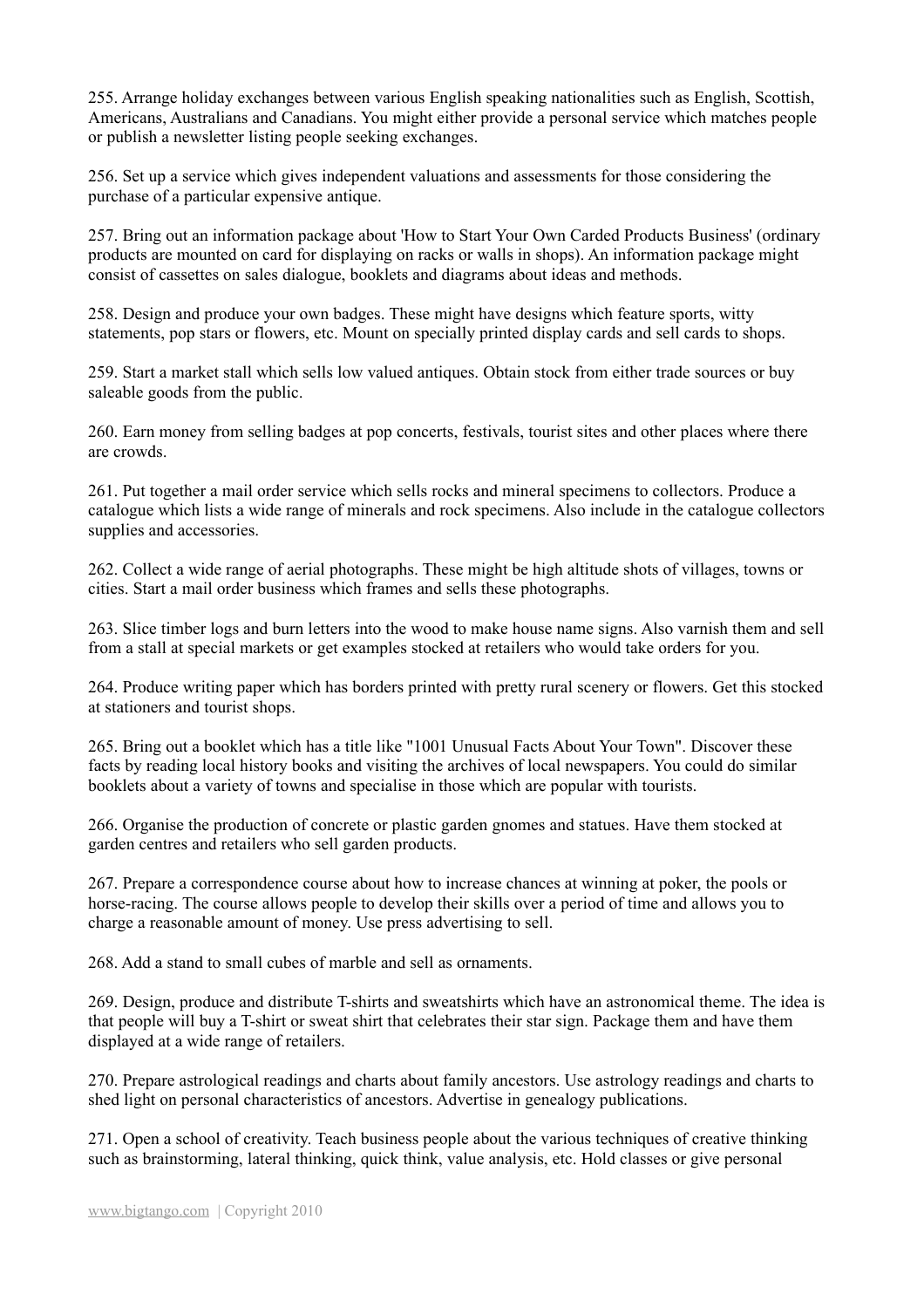255. Arrange holiday exchanges between various English speaking nationalities such as English, Scottish, Americans, Australians and Canadians. You might either provide a personal service which matches people or publish a newsletter listing people seeking exchanges.

256. Set up a service which gives independent valuations and assessments for those considering the purchase of a particular expensive antique.

257. Bring out an information package about 'How to Start Your Own Carded Products Business' (ordinary products are mounted on card for displaying on racks or walls in shops). An information package might consist of cassettes on sales dialogue, booklets and diagrams about ideas and methods.

258. Design and produce your own badges. These might have designs which feature sports, witty statements, pop stars or flowers, etc. Mount on specially printed display cards and sell cards to shops.

259. Start a market stall which sells low valued antiques. Obtain stock from either trade sources or buy saleable goods from the public.

260. Earn money from selling badges at pop concerts, festivals, tourist sites and other places where there are crowds.

261. Put together a mail order service which sells rocks and mineral specimens to collectors. Produce a catalogue which lists a wide range of minerals and rock specimens. Also include in the catalogue collectors supplies and accessories.

262. Collect a wide range of aerial photographs. These might be high altitude shots of villages, towns or cities. Start a mail order business which frames and sells these photographs.

263. Slice timber logs and burn letters into the wood to make house name signs. Also varnish them and sell from a stall at special markets or get examples stocked at retailers who would take orders for you.

264. Produce writing paper which has borders printed with pretty rural scenery or flowers. Get this stocked at stationers and tourist shops.

265. Bring out a booklet which has a title like "1001 Unusual Facts About Your Town". Discover these facts by reading local history books and visiting the archives of local newspapers. You could do similar booklets about a variety of towns and specialise in those which are popular with tourists.

266. Organise the production of concrete or plastic garden gnomes and statues. Have them stocked at garden centres and retailers who sell garden products.

267. Prepare a correspondence course about how to increase chances at winning at poker, the pools or horse-racing. The course allows people to develop their skills over a period of time and allows you to charge a reasonable amount of money. Use press advertising to sell.

268. Add a stand to small cubes of marble and sell as ornaments.

269. Design, produce and distribute T-shirts and sweatshirts which have an astronomical theme. The idea is that people will buy a T-shirt or sweat shirt that celebrates their star sign. Package them and have them displayed at a wide range of retailers.

270. Prepare astrological readings and charts about family ancestors. Use astrology readings and charts to shed light on personal characteristics of ancestors. Advertise in genealogy publications.

271. Open a school of creativity. Teach business people about the various techniques of creative thinking such as brainstorming, lateral thinking, quick think, value analysis, etc. Hold classes or give personal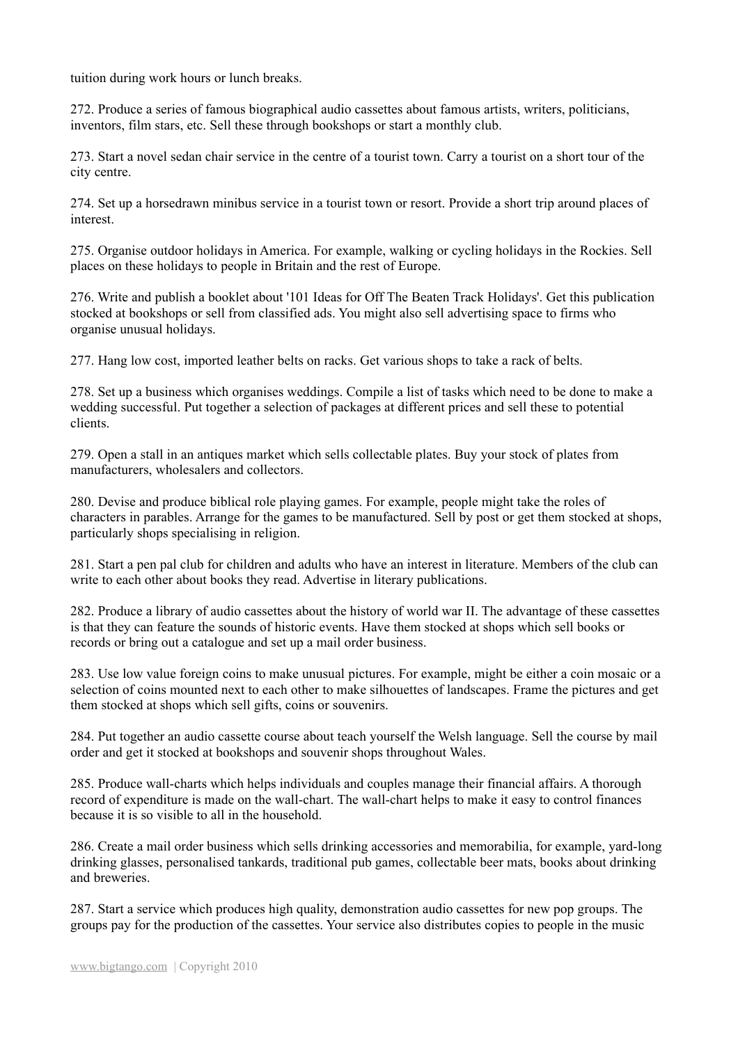tuition during work hours or lunch breaks.

272. Produce a series of famous biographical audio cassettes about famous artists, writers, politicians, inventors, film stars, etc. Sell these through bookshops or start a monthly club.

273. Start a novel sedan chair service in the centre of a tourist town. Carry a tourist on a short tour of the city centre.

274. Set up a horsedrawn minibus service in a tourist town or resort. Provide a short trip around places of interest.

275. Organise outdoor holidays in America. For example, walking or cycling holidays in the Rockies. Sell places on these holidays to people in Britain and the rest of Europe.

276. Write and publish a booklet about '101 Ideas for Off The Beaten Track Holidays'. Get this publication stocked at bookshops or sell from classified ads. You might also sell advertising space to firms who organise unusual holidays.

277. Hang low cost, imported leather belts on racks. Get various shops to take a rack of belts.

278. Set up a business which organises weddings. Compile a list of tasks which need to be done to make a wedding successful. Put together a selection of packages at different prices and sell these to potential clients.

279. Open a stall in an antiques market which sells collectable plates. Buy your stock of plates from manufacturers, wholesalers and collectors.

280. Devise and produce biblical role playing games. For example, people might take the roles of characters in parables. Arrange for the games to be manufactured. Sell by post or get them stocked at shops, particularly shops specialising in religion.

281. Start a pen pal club for children and adults who have an interest in literature. Members of the club can write to each other about books they read. Advertise in literary publications.

282. Produce a library of audio cassettes about the history of world war II. The advantage of these cassettes is that they can feature the sounds of historic events. Have them stocked at shops which sell books or records or bring out a catalogue and set up a mail order business.

283. Use low value foreign coins to make unusual pictures. For example, might be either a coin mosaic or a selection of coins mounted next to each other to make silhouettes of landscapes. Frame the pictures and get them stocked at shops which sell gifts, coins or souvenirs.

284. Put together an audio cassette course about teach yourself the Welsh language. Sell the course by mail order and get it stocked at bookshops and souvenir shops throughout Wales.

285. Produce wall-charts which helps individuals and couples manage their financial affairs. A thorough record of expenditure is made on the wall-chart. The wall-chart helps to make it easy to control finances because it is so visible to all in the household.

286. Create a mail order business which sells drinking accessories and memorabilia, for example, yard-long drinking glasses, personalised tankards, traditional pub games, collectable beer mats, books about drinking and breweries.

287. Start a service which produces high quality, demonstration audio cassettes for new pop groups. The groups pay for the production of the cassettes. Your service also distributes copies to people in the music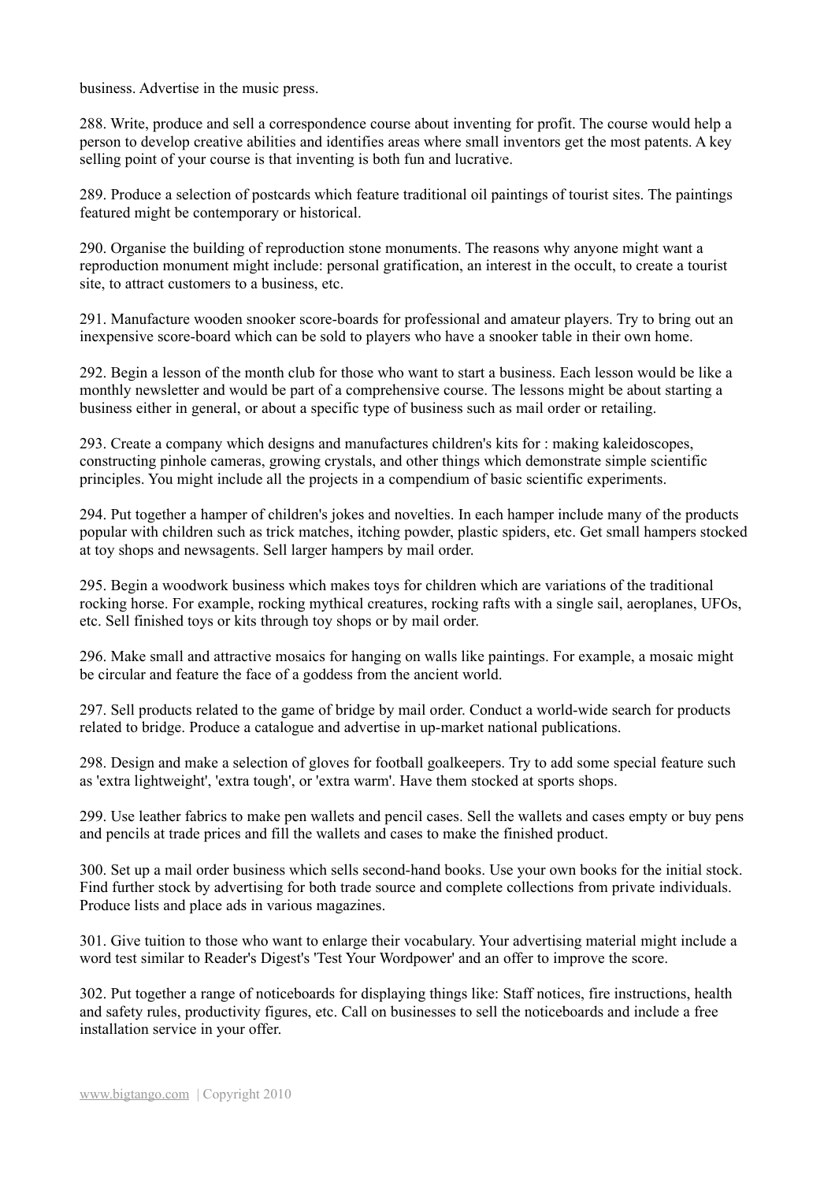business. Advertise in the music press.

288. Write, produce and sell a correspondence course about inventing for profit. The course would help a person to develop creative abilities and identifies areas where small inventors get the most patents. A key selling point of your course is that inventing is both fun and lucrative.

289. Produce a selection of postcards which feature traditional oil paintings of tourist sites. The paintings featured might be contemporary or historical.

290. Organise the building of reproduction stone monuments. The reasons why anyone might want a reproduction monument might include: personal gratification, an interest in the occult, to create a tourist site, to attract customers to a business, etc.

291. Manufacture wooden snooker score-boards for professional and amateur players. Try to bring out an inexpensive score-board which can be sold to players who have a snooker table in their own home.

292. Begin a lesson of the month club for those who want to start a business. Each lesson would be like a monthly newsletter and would be part of a comprehensive course. The lessons might be about starting a business either in general, or about a specific type of business such as mail order or retailing.

293. Create a company which designs and manufactures children's kits for : making kaleidoscopes, constructing pinhole cameras, growing crystals, and other things which demonstrate simple scientific principles. You might include all the projects in a compendium of basic scientific experiments.

294. Put together a hamper of children's jokes and novelties. In each hamper include many of the products popular with children such as trick matches, itching powder, plastic spiders, etc. Get small hampers stocked at toy shops and newsagents. Sell larger hampers by mail order.

295. Begin a woodwork business which makes toys for children which are variations of the traditional rocking horse. For example, rocking mythical creatures, rocking rafts with a single sail, aeroplanes, UFOs, etc. Sell finished toys or kits through toy shops or by mail order.

296. Make small and attractive mosaics for hanging on walls like paintings. For example, a mosaic might be circular and feature the face of a goddess from the ancient world.

297. Sell products related to the game of bridge by mail order. Conduct a world-wide search for products related to bridge. Produce a catalogue and advertise in up-market national publications.

298. Design and make a selection of gloves for football goalkeepers. Try to add some special feature such as 'extra lightweight', 'extra tough', or 'extra warm'. Have them stocked at sports shops.

299. Use leather fabrics to make pen wallets and pencil cases. Sell the wallets and cases empty or buy pens and pencils at trade prices and fill the wallets and cases to make the finished product.

300. Set up a mail order business which sells second-hand books. Use your own books for the initial stock. Find further stock by advertising for both trade source and complete collections from private individuals. Produce lists and place ads in various magazines.

301. Give tuition to those who want to enlarge their vocabulary. Your advertising material might include a word test similar to Reader's Digest's 'Test Your Wordpower' and an offer to improve the score.

302. Put together a range of noticeboards for displaying things like: Staff notices, fire instructions, health and safety rules, productivity figures, etc. Call on businesses to sell the noticeboards and include a free installation service in your offer.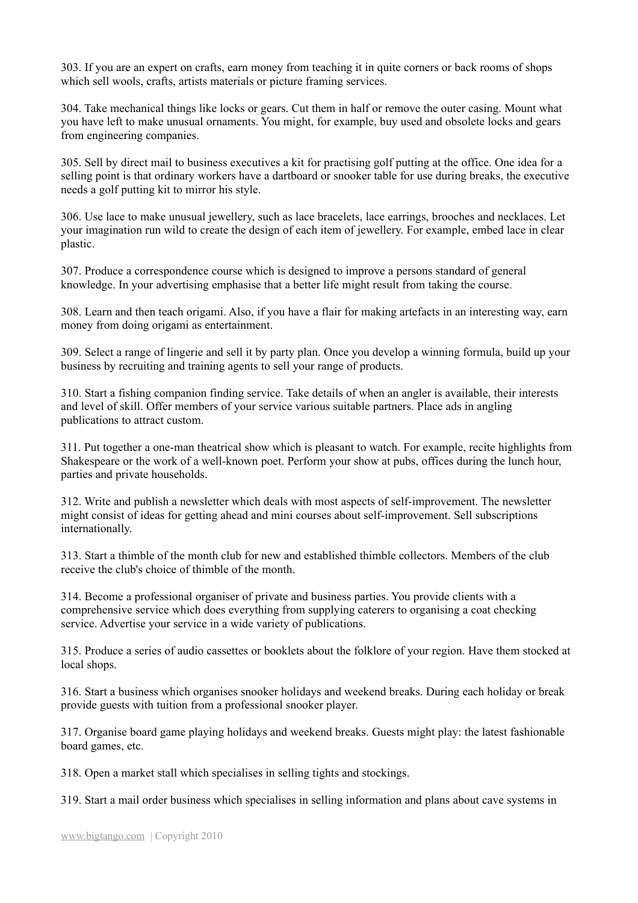303. If you are an expert on crafts, earn money from teaching it in quite corners or back rooms of shops which sell wools, crafts, artists materials or picture framing services.

304. Take mechanical things like locks or gears. Cut them in half or remove the outer casing. Mount what you have left to make unusual ornaments. You might, for example, buy used and obsolete locks and gears from engineering companies.

305. Sell by direct mail to business executives a kit for practising golf putting at the office. One idea for a selling point is that ordinary workers have a dartboard or snooker table for use during breaks, the executive needs a golf putting kit to mirror his style.

306. Use lace to make unusual jewellery, such as lace bracelets, lace earrings, brooches and necklaces. Let your imagination run wild to create the design of each item of jewellery. For example, embed lace in clear plastic.

307. Produce a correspondence course which is designed to improve a persons standard of general knowledge. In your advertising emphasise that a better life might result from taking the course.

308. Learn and then teach origami. Also, if you have a flair for making artefacts in an interesting way, earn money from doing origami as entertainment.

309. Select a range of lingerie and sell it by party plan. Once you develop a winning formula, build up your business by recruiting and training agents to sell your range of products.

310. Start a fishing companion finding service. Take details of when an angler is available, their interests and level of skill. Offer members of your service various suitable partners. Place ads in angling publications to attract custom.

311. Put together a one-man theatrical show which is pleasant to watch. For example, recite highlights from Shakespeare or the work of a well-known poet. Perform your show at pubs, offices during the lunch hour, parties and private households.

312. Write and publish a newsletter which deals with most aspects of self-improvement. The newsletter might consist of ideas for getting ahead and mini courses about self-improvement. Sell subscriptions internationally.

313. Start a thimble of the month club for new and established thimble collectors. Members of the club receive the club's choice of thimble of the month.

314. Become a professional organiser of private and business parties. You provide clients with a comprehensive service which does everything from supplying caterers to organising a coat checking service. Advertise your service in a wide variety of publications.

315. Produce a series of audio cassettes or booklets about the folklore of your region. Have them stocked at local shops.

316. Start a business which organises snooker holidays and weekend breaks. During each holiday or break provide guests with tuition from a professional snooker player.

317. Organise board game playing holidays and weekend breaks. Guests might play: the latest fashionable board games, etc.

318. Open a market stall which specialises in selling tights and stockings.

319. Start a mail order business which specialises in selling information and plans about cave systems in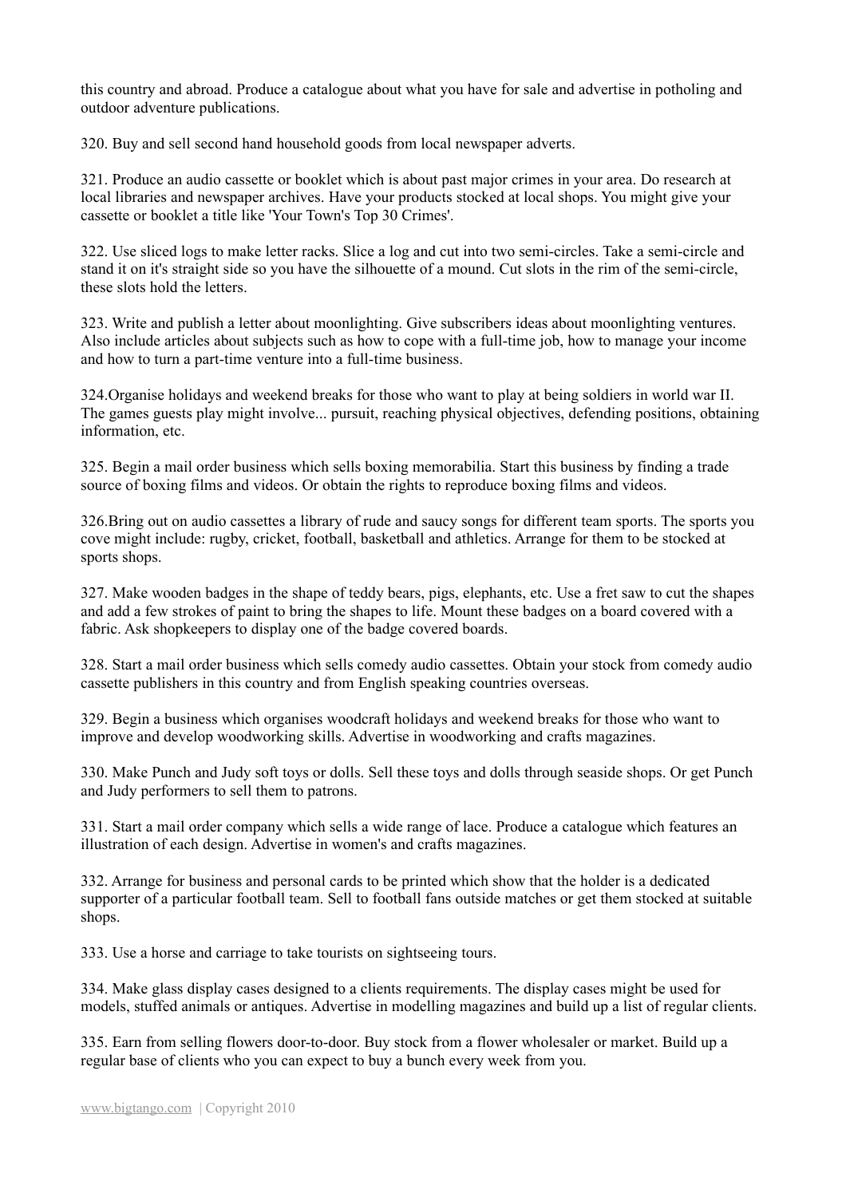this country and abroad. Produce a catalogue about what you have for sale and advertise in potholing and outdoor adventure publications.

320. Buy and sell second hand household goods from local newspaper adverts.

321. Produce an audio cassette or booklet which is about past major crimes in your area. Do research at local libraries and newspaper archives. Have your products stocked at local shops. You might give your cassette or booklet a title like 'Your Town's Top 30 Crimes'.

322. Use sliced logs to make letter racks. Slice a log and cut into two semi-circles. Take a semi-circle and stand it on it's straight side so you have the silhouette of a mound. Cut slots in the rim of the semi-circle, these slots hold the letters.

323. Write and publish a letter about moonlighting. Give subscribers ideas about moonlighting ventures. Also include articles about subjects such as how to cope with a full-time job, how to manage your income and how to turn a part-time venture into a full-time business.

324.Organise holidays and weekend breaks for those who want to play at being soldiers in world war II. The games guests play might involve... pursuit, reaching physical objectives, defending positions, obtaining information, etc.

325. Begin a mail order business which sells boxing memorabilia. Start this business by finding a trade source of boxing films and videos. Or obtain the rights to reproduce boxing films and videos.

326.Bring out on audio cassettes a library of rude and saucy songs for different team sports. The sports you cove might include: rugby, cricket, football, basketball and athletics. Arrange for them to be stocked at sports shops.

327. Make wooden badges in the shape of teddy bears, pigs, elephants, etc. Use a fret saw to cut the shapes and add a few strokes of paint to bring the shapes to life. Mount these badges on a board covered with a fabric. Ask shopkeepers to display one of the badge covered boards.

328. Start a mail order business which sells comedy audio cassettes. Obtain your stock from comedy audio cassette publishers in this country and from English speaking countries overseas.

329. Begin a business which organises woodcraft holidays and weekend breaks for those who want to improve and develop woodworking skills. Advertise in woodworking and crafts magazines.

330. Make Punch and Judy soft toys or dolls. Sell these toys and dolls through seaside shops. Or get Punch and Judy performers to sell them to patrons.

331. Start a mail order company which sells a wide range of lace. Produce a catalogue which features an illustration of each design. Advertise in women's and crafts magazines.

332. Arrange for business and personal cards to be printed which show that the holder is a dedicated supporter of a particular football team. Sell to football fans outside matches or get them stocked at suitable shops.

333. Use a horse and carriage to take tourists on sightseeing tours.

334. Make glass display cases designed to a clients requirements. The display cases might be used for models, stuffed animals or antiques. Advertise in modelling magazines and build up a list of regular clients.

335. Earn from selling flowers door-to-door. Buy stock from a flower wholesaler or market. Build up a regular base of clients who you can expect to buy a bunch every week from you.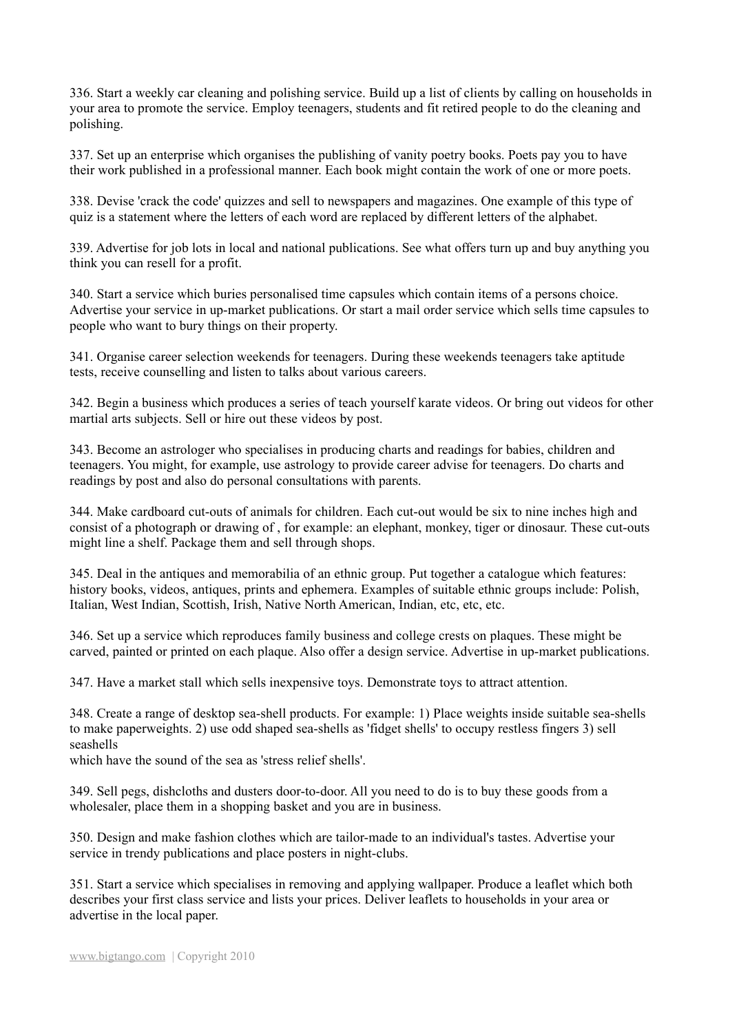336. Start a weekly car cleaning and polishing service. Build up a list of clients by calling on households in your area to promote the service. Employ teenagers, students and fit retired people to do the cleaning and polishing.

337. Set up an enterprise which organises the publishing of vanity poetry books. Poets pay you to have their work published in a professional manner. Each book might contain the work of one or more poets.

338. Devise 'crack the code' quizzes and sell to newspapers and magazines. One example of this type of quiz is a statement where the letters of each word are replaced by different letters of the alphabet.

339. Advertise for job lots in local and national publications. See what offers turn up and buy anything you think you can resell for a profit.

340. Start a service which buries personalised time capsules which contain items of a persons choice. Advertise your service in up-market publications. Or start a mail order service which sells time capsules to people who want to bury things on their property.

341. Organise career selection weekends for teenagers. During these weekends teenagers take aptitude tests, receive counselling and listen to talks about various careers.

342. Begin a business which produces a series of teach yourself karate videos. Or bring out videos for other martial arts subjects. Sell or hire out these videos by post.

343. Become an astrologer who specialises in producing charts and readings for babies, children and teenagers. You might, for example, use astrology to provide career advise for teenagers. Do charts and readings by post and also do personal consultations with parents.

344. Make cardboard cut-outs of animals for children. Each cut-out would be six to nine inches high and consist of a photograph or drawing of , for example: an elephant, monkey, tiger or dinosaur. These cut-outs might line a shelf. Package them and sell through shops.

345. Deal in the antiques and memorabilia of an ethnic group. Put together a catalogue which features: history books, videos, antiques, prints and ephemera. Examples of suitable ethnic groups include: Polish, Italian, West Indian, Scottish, Irish, Native North American, Indian, etc, etc, etc.

346. Set up a service which reproduces family business and college crests on plaques. These might be carved, painted or printed on each plaque. Also offer a design service. Advertise in up-market publications.

347. Have a market stall which sells inexpensive toys. Demonstrate toys to attract attention.

348. Create a range of desktop sea-shell products. For example: 1) Place weights inside suitable sea-shells to make paperweights. 2) use odd shaped sea-shells as 'fidget shells' to occupy restless fingers 3) sell seashells which have the sound of the sea as 'stress relief shells'.

349. Sell pegs, dishcloths and dusters door-to-door. All you need to do is to buy these goods from a wholesaler, place them in a shopping basket and you are in business.

350. Design and make fashion clothes which are tailor-made to an individual's tastes. Advertise your service in trendy publications and place posters in night-clubs.

351. Start a service which specialises in removing and applying wallpaper. Produce a leaflet which both describes your first class service and lists your prices. Deliver leaflets to households in your area or advertise in the local paper.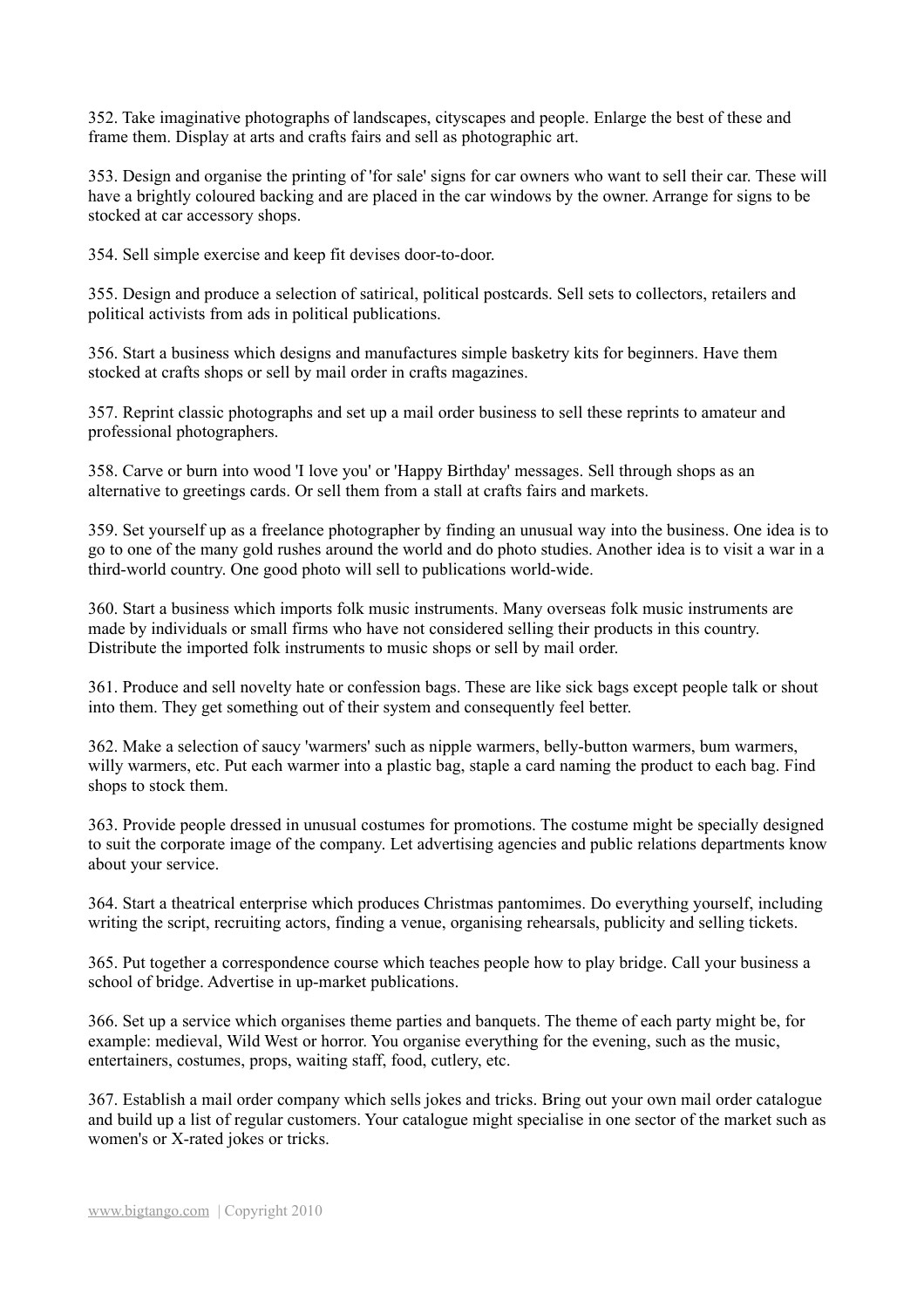352. Take imaginative photographs of landscapes, cityscapes and people. Enlarge the best of these and frame them. Display at arts and crafts fairs and sell as photographic art.

353. Design and organise the printing of 'for sale' signs for car owners who want to sell their car. These will have a brightly coloured backing and are placed in the car windows by the owner. Arrange for signs to be stocked at car accessory shops.

354. Sell simple exercise and keep fit devises door-to-door.

355. Design and produce a selection of satirical, political postcards. Sell sets to collectors, retailers and political activists from ads in political publications.

356. Start a business which designs and manufactures simple basketry kits for beginners. Have them stocked at crafts shops or sell by mail order in crafts magazines.

357. Reprint classic photographs and set up a mail order business to sell these reprints to amateur and professional photographers.

358. Carve or burn into wood 'I love you' or 'Happy Birthday' messages. Sell through shops as an alternative to greetings cards. Or sell them from a stall at crafts fairs and markets.

359. Set yourself up as a freelance photographer by finding an unusual way into the business. One idea is to go to one of the many gold rushes around the world and do photo studies. Another idea is to visit a war in a third-world country. One good photo will sell to publications world-wide.

360. Start a business which imports folk music instruments. Many overseas folk music instruments are made by individuals or small firms who have not considered selling their products in this country. Distribute the imported folk instruments to music shops or sell by mail order.

361. Produce and sell novelty hate or confession bags. These are like sick bags except people talk or shout into them. They get something out of their system and consequently feel better.

362. Make a selection of saucy 'warmers' such as nipple warmers, belly-button warmers, bum warmers, willy warmers, etc. Put each warmer into a plastic bag, staple a card naming the product to each bag. Find shops to stock them.

363. Provide people dressed in unusual costumes for promotions. The costume might be specially designed to suit the corporate image of the company. Let advertising agencies and public relations departments know about your service.

364. Start a theatrical enterprise which produces Christmas pantomimes. Do everything yourself, including writing the script, recruiting actors, finding a venue, organising rehearsals, publicity and selling tickets.

365. Put together a correspondence course which teaches people how to play bridge. Call your business a school of bridge. Advertise in up-market publications.

366. Set up a service which organises theme parties and banquets. The theme of each party might be, for example: medieval, Wild West or horror. You organise everything for the evening, such as the music, entertainers, costumes, props, waiting staff, food, cutlery, etc.

367. Establish a mail order company which sells jokes and tricks. Bring out your own mail order catalogue and build up a list of regular customers. Your catalogue might specialise in one sector of the market such as women's or X-rated jokes or tricks.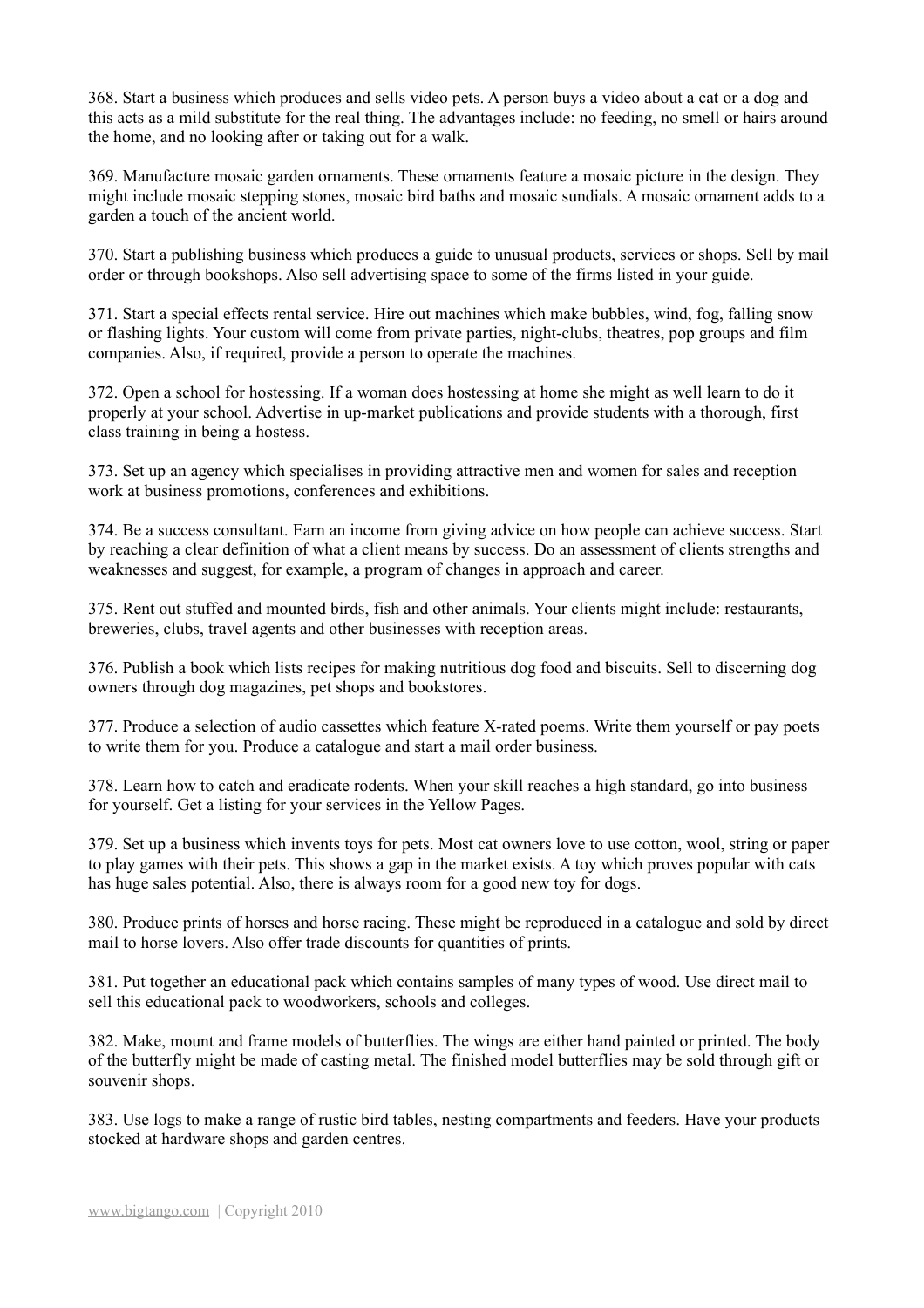368. Start a business which produces and sells video pets. A person buys a video about a cat or a dog and this acts as a mild substitute for the real thing. The advantages include: no feeding, no smell or hairs around the home, and no looking after or taking out for a walk.

369. Manufacture mosaic garden ornaments. These ornaments feature a mosaic picture in the design. They might include mosaic stepping stones, mosaic bird baths and mosaic sundials. A mosaic ornament adds to a garden a touch of the ancient world.

370. Start a publishing business which produces a guide to unusual products, services or shops. Sell by mail order or through bookshops. Also sell advertising space to some of the firms listed in your guide.

371. Start a special effects rental service. Hire out machines which make bubbles, wind, fog, falling snow or flashing lights. Your custom will come from private parties, night-clubs, theatres, pop groups and film companies. Also, if required, provide a person to operate the machines.

372. Open a school for hostessing. If a woman does hostessing at home she might as well learn to do it properly at your school. Advertise in up-market publications and provide students with a thorough, first class training in being a hostess.

373. Set up an agency which specialises in providing attractive men and women for sales and reception work at business promotions, conferences and exhibitions.

374. Be a success consultant. Earn an income from giving advice on how people can achieve success. Start by reaching a clear definition of what a client means by success. Do an assessment of clients strengths and weaknesses and suggest, for example, a program of changes in approach and career.

375. Rent out stuffed and mounted birds, fish and other animals. Your clients might include: restaurants, breweries, clubs, travel agents and other businesses with reception areas.

376. Publish a book which lists recipes for making nutritious dog food and biscuits. Sell to discerning dog owners through dog magazines, pet shops and bookstores.

377. Produce a selection of audio cassettes which feature X-rated poems. Write them yourself or pay poets to write them for you. Produce a catalogue and start a mail order business.

378. Learn how to catch and eradicate rodents. When your skill reaches a high standard, go into business for yourself. Get a listing for your services in the Yellow Pages.

379. Set up a business which invents toys for pets. Most cat owners love to use cotton, wool, string or paper to play games with their pets. This shows a gap in the market exists. A toy which proves popular with cats has huge sales potential. Also, there is always room for a good new toy for dogs.

380. Produce prints of horses and horse racing. These might be reproduced in a catalogue and sold by direct mail to horse lovers. Also offer trade discounts for quantities of prints.

381. Put together an educational pack which contains samples of many types of wood. Use direct mail to sell this educational pack to woodworkers, schools and colleges.

382. Make, mount and frame models of butterflies. The wings are either hand painted or printed. The body of the butterfly might be made of casting metal. The finished model butterflies may be sold through gift or souvenir shops.

383. Use logs to make a range of rustic bird tables, nesting compartments and feeders. Have your products stocked at hardware shops and garden centres.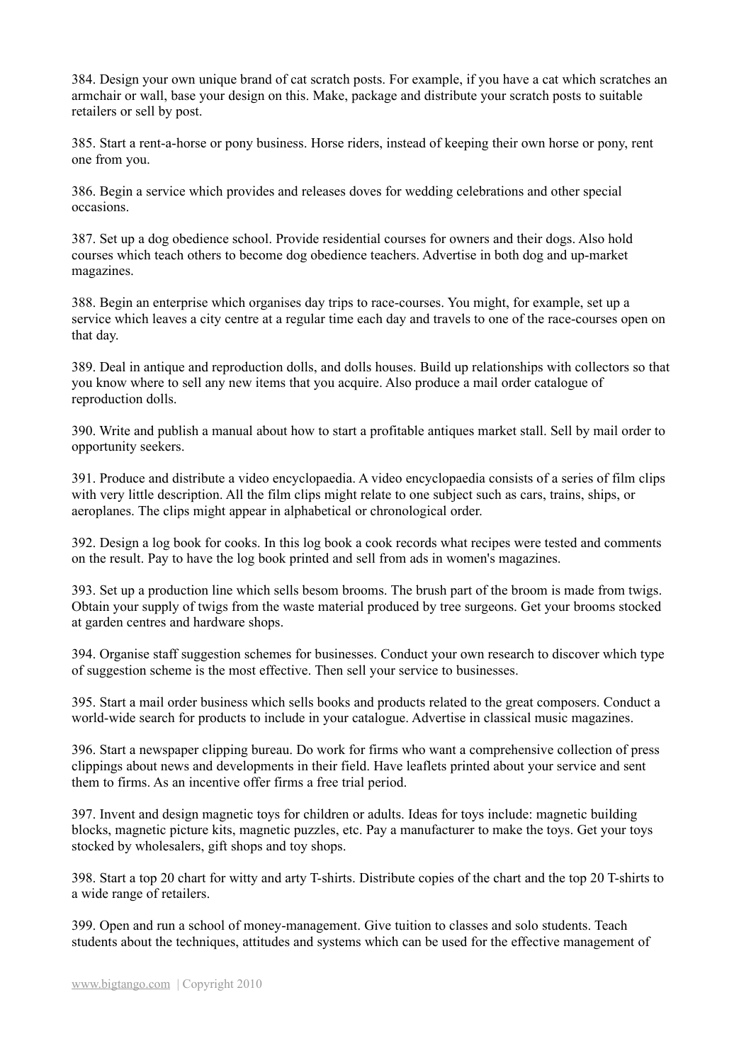384. Design your own unique brand of cat scratch posts. For example, if you have a cat which scratches an armchair or wall, base your design on this. Make, package and distribute your scratch posts to suitable retailers or sell by post.

385. Start a rent-a-horse or pony business. Horse riders, instead of keeping their own horse or pony, rent one from you.

386. Begin a service which provides and releases doves for wedding celebrations and other special occasions.

387. Set up a dog obedience school. Provide residential courses for owners and their dogs. Also hold courses which teach others to become dog obedience teachers. Advertise in both dog and up-market magazines.

388. Begin an enterprise which organises day trips to race-courses. You might, for example, set up a service which leaves a city centre at a regular time each day and travels to one of the race-courses open on that day.

389. Deal in antique and reproduction dolls, and dolls houses. Build up relationships with collectors so that you know where to sell any new items that you acquire. Also produce a mail order catalogue of reproduction dolls.

390. Write and publish a manual about how to start a profitable antiques market stall. Sell by mail order to opportunity seekers.

391. Produce and distribute a video encyclopaedia. A video encyclopaedia consists of a series of film clips with very little description. All the film clips might relate to one subject such as cars, trains, ships, or aeroplanes. The clips might appear in alphabetical or chronological order.

392. Design a log book for cooks. In this log book a cook records what recipes were tested and comments on the result. Pay to have the log book printed and sell from ads in women's magazines.

393. Set up a production line which sells besom brooms. The brush part of the broom is made from twigs. Obtain your supply of twigs from the waste material produced by tree surgeons. Get your brooms stocked at garden centres and hardware shops.

394. Organise staff suggestion schemes for businesses. Conduct your own research to discover which type of suggestion scheme is the most effective. Then sell your service to businesses.

395. Start a mail order business which sells books and products related to the great composers. Conduct a world-wide search for products to include in your catalogue. Advertise in classical music magazines.

396. Start a newspaper clipping bureau. Do work for firms who want a comprehensive collection of press clippings about news and developments in their field. Have leaflets printed about your service and sent them to firms. As an incentive offer firms a free trial period.

397. Invent and design magnetic toys for children or adults. Ideas for toys include: magnetic building blocks, magnetic picture kits, magnetic puzzles, etc. Pay a manufacturer to make the toys. Get your toys stocked by wholesalers, gift shops and toy shops.

398. Start a top 20 chart for witty and arty T-shirts. Distribute copies of the chart and the top 20 T-shirts to a wide range of retailers.

399. Open and run a school of money-management. Give tuition to classes and solo students. Teach students about the techniques, attitudes and systems which can be used for the effective management of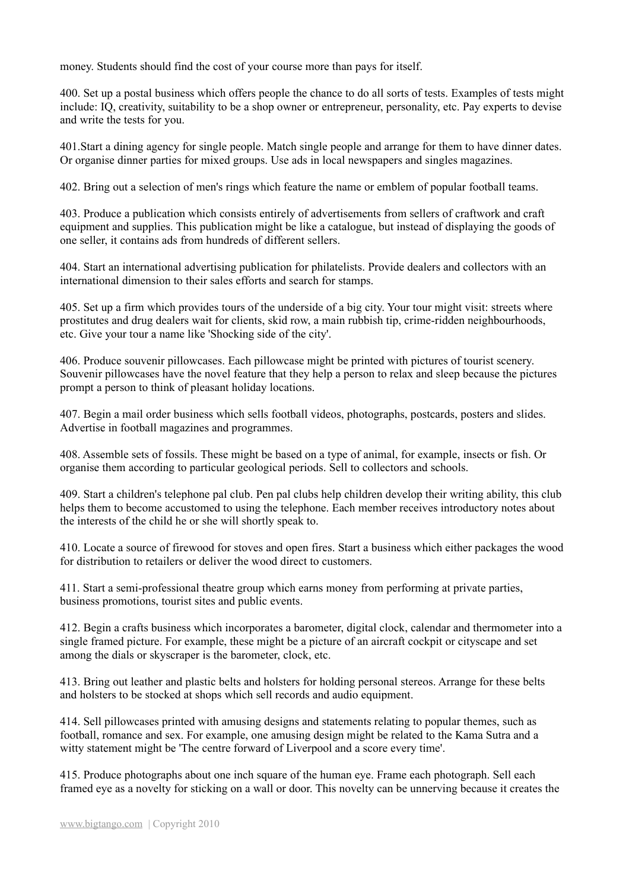money. Students should find the cost of your course more than pays for itself.

400. Set up a postal business which offers people the chance to do all sorts of tests. Examples of tests might include: IQ, creativity, suitability to be a shop owner or entrepreneur, personality, etc. Pay experts to devise and write the tests for you.

401.Start a dining agency for single people. Match single people and arrange for them to have dinner dates. Or organise dinner parties for mixed groups. Use ads in local newspapers and singles magazines.

402. Bring out a selection of men's rings which feature the name or emblem of popular football teams.

403. Produce a publication which consists entirely of advertisements from sellers of craftwork and craft equipment and supplies. This publication might be like a catalogue, but instead of displaying the goods of one seller, it contains ads from hundreds of different sellers.

404. Start an international advertising publication for philatelists. Provide dealers and collectors with an international dimension to their sales efforts and search for stamps.

405. Set up a firm which provides tours of the underside of a big city. Your tour might visit: streets where prostitutes and drug dealers wait for clients, skid row, a main rubbish tip, crime-ridden neighbourhoods, etc. Give your tour a name like 'Shocking side of the city'.

406. Produce souvenir pillowcases. Each pillowcase might be printed with pictures of tourist scenery. Souvenir pillowcases have the novel feature that they help a person to relax and sleep because the pictures prompt a person to think of pleasant holiday locations.

407. Begin a mail order business which sells football videos, photographs, postcards, posters and slides. Advertise in football magazines and programmes.

408. Assemble sets of fossils. These might be based on a type of animal, for example, insects or fish. Or organise them according to particular geological periods. Sell to collectors and schools.

409. Start a children's telephone pal club. Pen pal clubs help children develop their writing ability, this club helps them to become accustomed to using the telephone. Each member receives introductory notes about the interests of the child he or she will shortly speak to.

410. Locate a source of firewood for stoves and open fires. Start a business which either packages the wood for distribution to retailers or deliver the wood direct to customers.

411. Start a semi-professional theatre group which earns money from performing at private parties, business promotions, tourist sites and public events.

412. Begin a crafts business which incorporates a barometer, digital clock, calendar and thermometer into a single framed picture. For example, these might be a picture of an aircraft cockpit or cityscape and set among the dials or skyscraper is the barometer, clock, etc.

413. Bring out leather and plastic belts and holsters for holding personal stereos. Arrange for these belts and holsters to be stocked at shops which sell records and audio equipment.

414. Sell pillowcases printed with amusing designs and statements relating to popular themes, such as football, romance and sex. For example, one amusing design might be related to the Kama Sutra and a witty statement might be 'The centre forward of Liverpool and a score every time'.

415. Produce photographs about one inch square of the human eye. Frame each photograph. Sell each framed eye as a novelty for sticking on a wall or door. This novelty can be unnerving because it creates the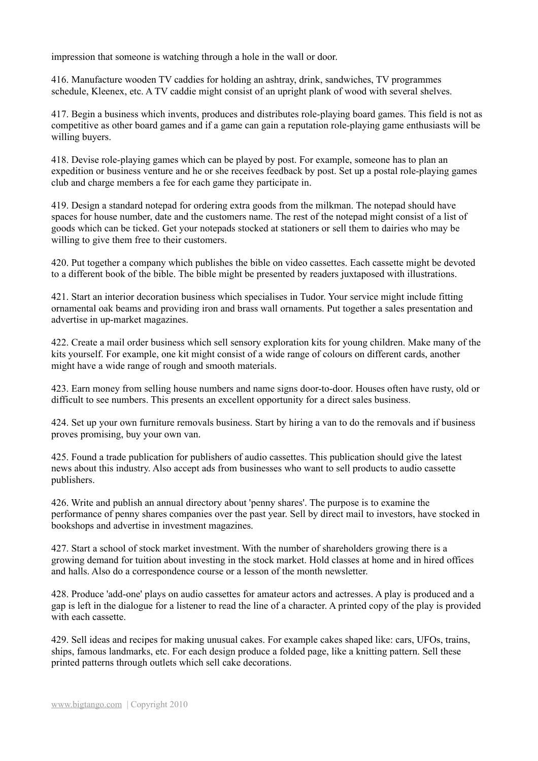impression that someone is watching through a hole in the wall or door.

416. Manufacture wooden TV caddies for holding an ashtray, drink, sandwiches, TV programmes schedule, Kleenex, etc. A TV caddie might consist of an upright plank of wood with several shelves.

417. Begin a business which invents, produces and distributes role-playing board games. This field is not as competitive as other board games and if a game can gain a reputation role-playing game enthusiasts will be willing buyers.

418. Devise role-playing games which can be played by post. For example, someone has to plan an expedition or business venture and he or she receives feedback by post. Set up a postal role-playing games club and charge members a fee for each game they participate in.

419. Design a standard notepad for ordering extra goods from the milkman. The notepad should have spaces for house number, date and the customers name. The rest of the notepad might consist of a list of goods which can be ticked. Get your notepads stocked at stationers or sell them to dairies who may be willing to give them free to their customers.

420. Put together a company which publishes the bible on video cassettes. Each cassette might be devoted to a different book of the bible. The bible might be presented by readers juxtaposed with illustrations.

421. Start an interior decoration business which specialises in Tudor. Your service might include fitting ornamental oak beams and providing iron and brass wall ornaments. Put together a sales presentation and advertise in up-market magazines.

422. Create a mail order business which sell sensory exploration kits for young children. Make many of the kits yourself. For example, one kit might consist of a wide range of colours on different cards, another might have a wide range of rough and smooth materials.

423. Earn money from selling house numbers and name signs door-to-door. Houses often have rusty, old or difficult to see numbers. This presents an excellent opportunity for a direct sales business.

424. Set up your own furniture removals business. Start by hiring a van to do the removals and if business proves promising, buy your own van.

425. Found a trade publication for publishers of audio cassettes. This publication should give the latest news about this industry. Also accept ads from businesses who want to sell products to audio cassette publishers.

426. Write and publish an annual directory about 'penny shares'. The purpose is to examine the performance of penny shares companies over the past year. Sell by direct mail to investors, have stocked in bookshops and advertise in investment magazines.

427. Start a school of stock market investment. With the number of shareholders growing there is a growing demand for tuition about investing in the stock market. Hold classes at home and in hired offices and halls. Also do a correspondence course or a lesson of the month newsletter.

428. Produce 'add-one' plays on audio cassettes for amateur actors and actresses. A play is produced and a gap is left in the dialogue for a listener to read the line of a character. A printed copy of the play is provided with each cassette.

429. Sell ideas and recipes for making unusual cakes. For example cakes shaped like: cars, UFOs, trains, ships, famous landmarks, etc. For each design produce a folded page, like a knitting pattern. Sell these printed patterns through outlets which sell cake decorations.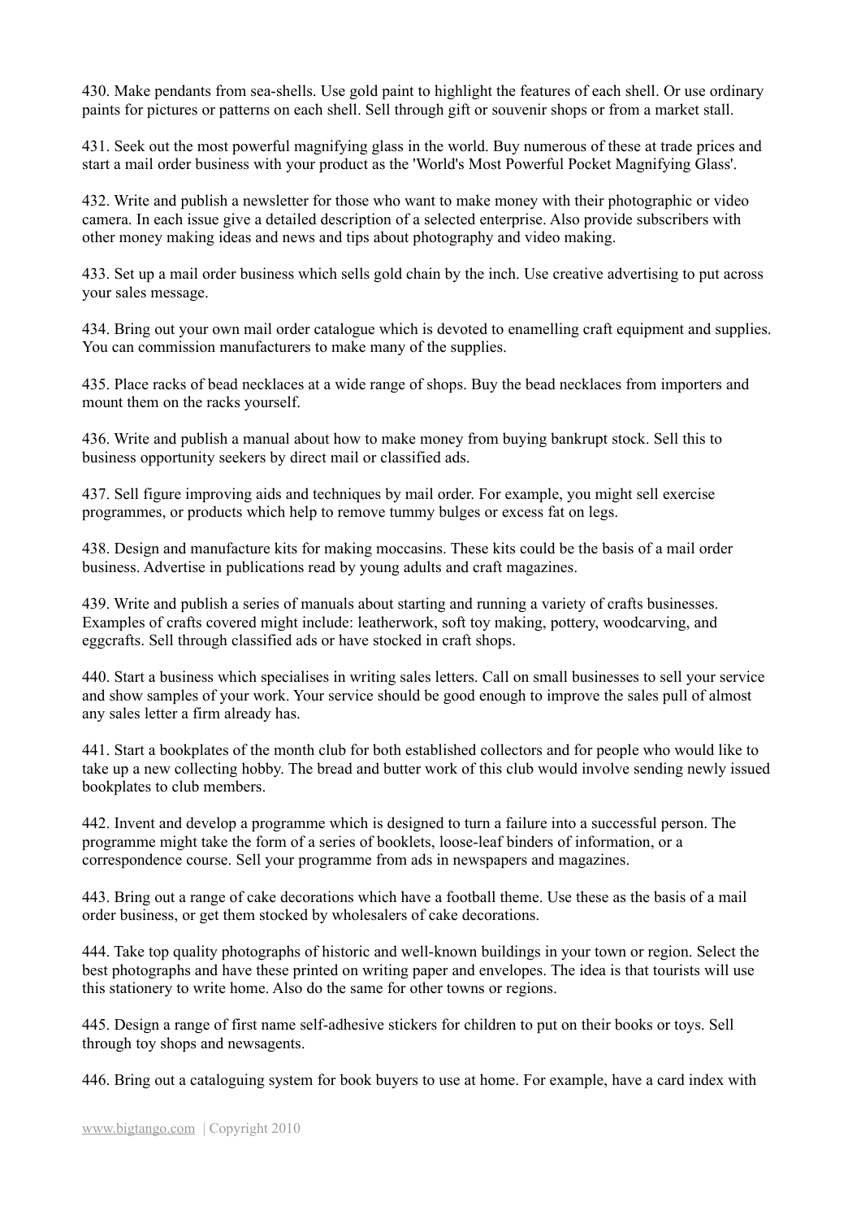430. Make pendants from sea-shells. Use gold paint to highlight the features of each shell. Or use ordinary paints for pictures or patterns on each shell. Sell through gift or souvenir shops or from a market stall.

431. Seek out the most powerful magnifying glass in the world. Buy numerous of these at trade prices and start a mail order business with your product as the 'World's Most Powerful Pocket Magnifying Glass'.

432. Write and publish a newsletter for those who want to make money with their photographic or video camera. In each issue give a detailed description of a selected enterprise. Also provide subscribers with other money making ideas and news and tips about photography and video making.

433. Set up a mail order business which sells gold chain by the inch. Use creative advertising to put across your sales message.

434. Bring out your own mail order catalogue which is devoted to enamelling craft equipment and supplies. You can commission manufacturers to make many of the supplies.

435. Place racks of bead necklaces at a wide range of shops. Buy the bead necklaces from importers and mount them on the racks yourself.

436. Write and publish a manual about how to make money from buying bankrupt stock. Sell this to business opportunity seekers by direct mail or classified ads.

437. Sell figure improving aids and techniques by mail order. For example, you might sell exercise programmes, or products which help to remove tummy bulges or excess fat on legs.

438. Design and manufacture kits for making moccasins. These kits could be the basis of a mail order business. Advertise in publications read by young adults and craft magazines.

439. Write and publish a series of manuals about starting and running a variety of crafts businesses. Examples of crafts covered might include: leatherwork, soft toy making, pottery, woodcarving, and eggcrafts. Sell through classified ads or have stocked in craft shops.

440. Start a business which specialises in writing sales letters. Call on small businesses to sell your service and show samples of your work. Your service should be good enough to improve the sales pull of almost any sales letter a firm already has.

441. Start a bookplates of the month club for both established collectors and for people who would like to take up a new collecting hobby. The bread and butter work of this club would involve sending newly issued bookplates to club members.

442. Invent and develop a programme which is designed to turn a failure into a successful person. The programme might take the form of a series of booklets, loose-leaf binders of information, or a correspondence course. Sell your programme from ads in newspapers and magazines.

443. Bring out a range of cake decorations which have a football theme. Use these as the basis of a mail order business, or get them stocked by wholesalers of cake decorations.

444. Take top quality photographs of historic and well-known buildings in your town or region. Select the best photographs and have these printed on writing paper and envelopes. The idea is that tourists will use this stationery to write home. Also do the same for other towns or regions.

445. Design a range of first name self-adhesive stickers for children to put on their books or toys. Sell through toy shops and newsagents.

446. Bring out a cataloguing system for book buyers to use at home. For example, have a card index with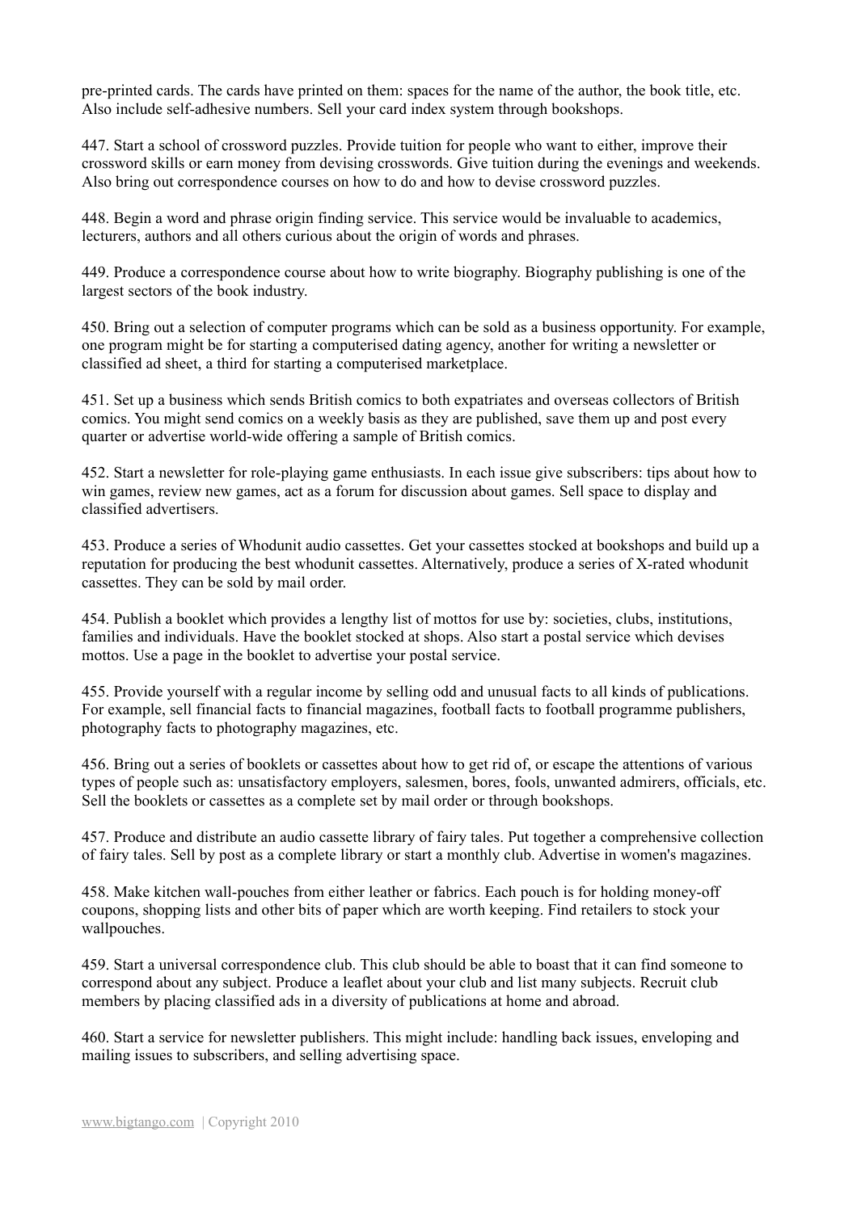pre-printed cards. The cards have printed on them: spaces for the name of the author, the book title, etc. Also include self-adhesive numbers. Sell your card index system through bookshops.

447. Start a school of crossword puzzles. Provide tuition for people who want to either, improve their crossword skills or earn money from devising crosswords. Give tuition during the evenings and weekends. Also bring out correspondence courses on how to do and how to devise crossword puzzles.

448. Begin a word and phrase origin finding service. This service would be invaluable to academics, lecturers, authors and all others curious about the origin of words and phrases.

449. Produce a correspondence course about how to write biography. Biography publishing is one of the largest sectors of the book industry.

450. Bring out a selection of computer programs which can be sold as a business opportunity. For example, one program might be for starting a computerised dating agency, another for writing a newsletter or classified ad sheet, a third for starting a computerised marketplace.

451. Set up a business which sends British comics to both expatriates and overseas collectors of British comics. You might send comics on a weekly basis as they are published, save them up and post every quarter or advertise world-wide offering a sample of British comics.

452. Start a newsletter for role-playing game enthusiasts. In each issue give subscribers: tips about how to win games, review new games, act as a forum for discussion about games. Sell space to display and classified advertisers.

453. Produce a series of Whodunit audio cassettes. Get your cassettes stocked at bookshops and build up a reputation for producing the best whodunit cassettes. Alternatively, produce a series of X-rated whodunit cassettes. They can be sold by mail order.

454. Publish a booklet which provides a lengthy list of mottos for use by: societies, clubs, institutions, families and individuals. Have the booklet stocked at shops. Also start a postal service which devises mottos. Use a page in the booklet to advertise your postal service.

455. Provide yourself with a regular income by selling odd and unusual facts to all kinds of publications. For example, sell financial facts to financial magazines, football facts to football programme publishers, photography facts to photography magazines, etc.

456. Bring out a series of booklets or cassettes about how to get rid of, or escape the attentions of various types of people such as: unsatisfactory employers, salesmen, bores, fools, unwanted admirers, officials, etc. Sell the booklets or cassettes as a complete set by mail order or through bookshops.

457. Produce and distribute an audio cassette library of fairy tales. Put together a comprehensive collection of fairy tales. Sell by post as a complete library or start a monthly club. Advertise in women's magazines.

458. Make kitchen wall-pouches from either leather or fabrics. Each pouch is for holding money-off coupons, shopping lists and other bits of paper which are worth keeping. Find retailers to stock your wallpouches.

459. Start a universal correspondence club. This club should be able to boast that it can find someone to correspond about any subject. Produce a leaflet about your club and list many subjects. Recruit club members by placing classified ads in a diversity of publications at home and abroad.

460. Start a service for newsletter publishers. This might include: handling back issues, enveloping and mailing issues to subscribers, and selling advertising space.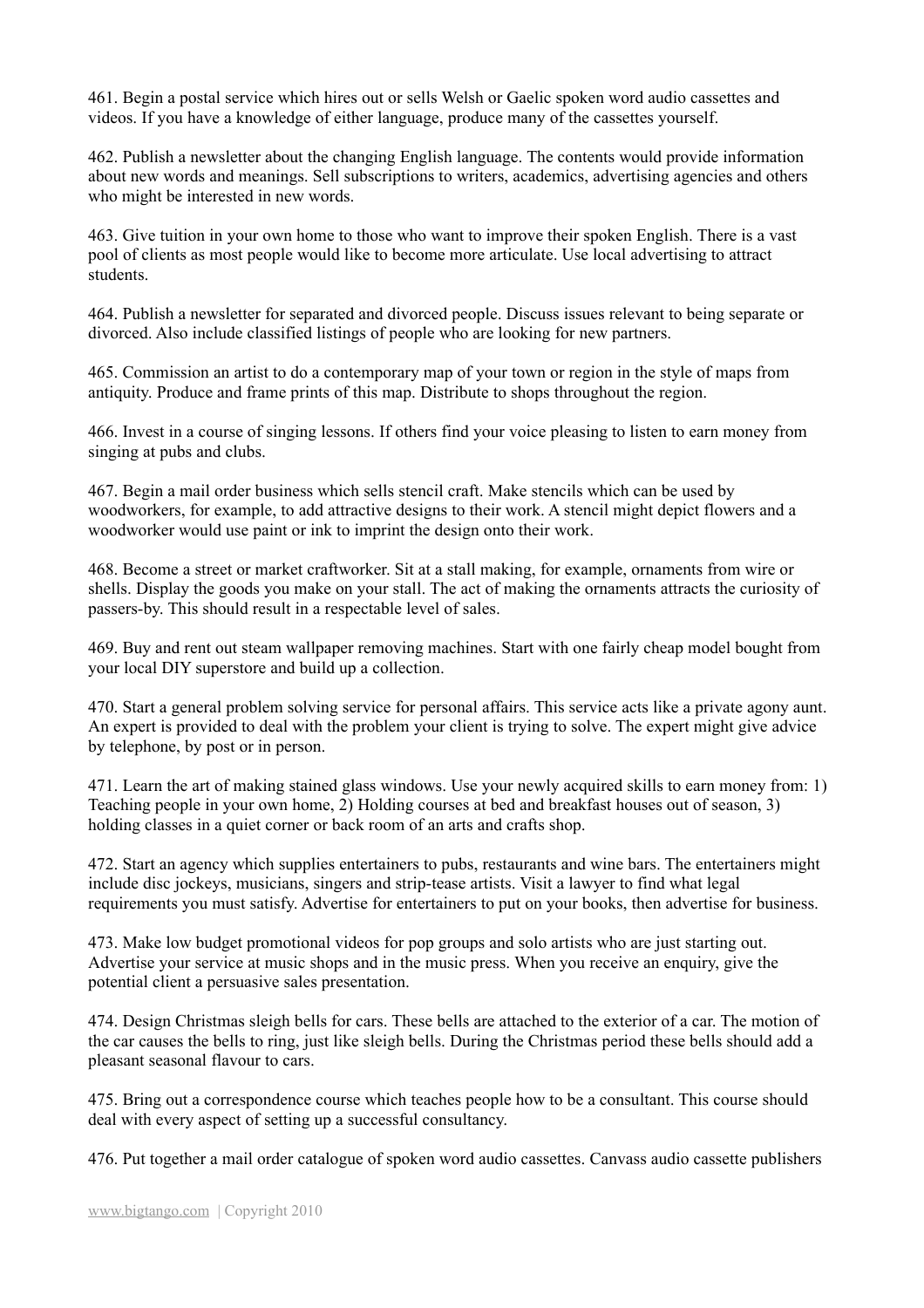461. Begin a postal service which hires out or sells Welsh or Gaelic spoken word audio cassettes and videos. If you have a knowledge of either language, produce many of the cassettes yourself.

462. Publish a newsletter about the changing English language. The contents would provide information about new words and meanings. Sell subscriptions to writers, academics, advertising agencies and others who might be interested in new words.

463. Give tuition in your own home to those who want to improve their spoken English. There is a vast pool of clients as most people would like to become more articulate. Use local advertising to attract students.

464. Publish a newsletter for separated and divorced people. Discuss issues relevant to being separate or divorced. Also include classified listings of people who are looking for new partners.

465. Commission an artist to do a contemporary map of your town or region in the style of maps from antiquity. Produce and frame prints of this map. Distribute to shops throughout the region.

466. Invest in a course of singing lessons. If others find your voice pleasing to listen to earn money from singing at pubs and clubs.

467. Begin a mail order business which sells stencil craft. Make stencils which can be used by woodworkers, for example, to add attractive designs to their work. A stencil might depict flowers and a woodworker would use paint or ink to imprint the design onto their work.

468. Become a street or market craftworker. Sit at a stall making, for example, ornaments from wire or shells. Display the goods you make on your stall. The act of making the ornaments attracts the curiosity of passers-by. This should result in a respectable level of sales.

469. Buy and rent out steam wallpaper removing machines. Start with one fairly cheap model bought from your local DIY superstore and build up a collection.

470. Start a general problem solving service for personal affairs. This service acts like a private agony aunt. An expert is provided to deal with the problem your client is trying to solve. The expert might give advice by telephone, by post or in person.

471. Learn the art of making stained glass windows. Use your newly acquired skills to earn money from: 1) Teaching people in your own home, 2) Holding courses at bed and breakfast houses out of season, 3) holding classes in a quiet corner or back room of an arts and crafts shop.

472. Start an agency which supplies entertainers to pubs, restaurants and wine bars. The entertainers might include disc jockeys, musicians, singers and strip-tease artists. Visit a lawyer to find what legal requirements you must satisfy. Advertise for entertainers to put on your books, then advertise for business.

473. Make low budget promotional videos for pop groups and solo artists who are just starting out. Advertise your service at music shops and in the music press. When you receive an enquiry, give the potential client a persuasive sales presentation.

474. Design Christmas sleigh bells for cars. These bells are attached to the exterior of a car. The motion of the car causes the bells to ring, just like sleigh bells. During the Christmas period these bells should add a pleasant seasonal flavour to cars.

475. Bring out a correspondence course which teaches people how to be a consultant. This course should deal with every aspect of setting up a successful consultancy.

476. Put together a mail order catalogue of spoken word audio cassettes. Canvass audio cassette publishers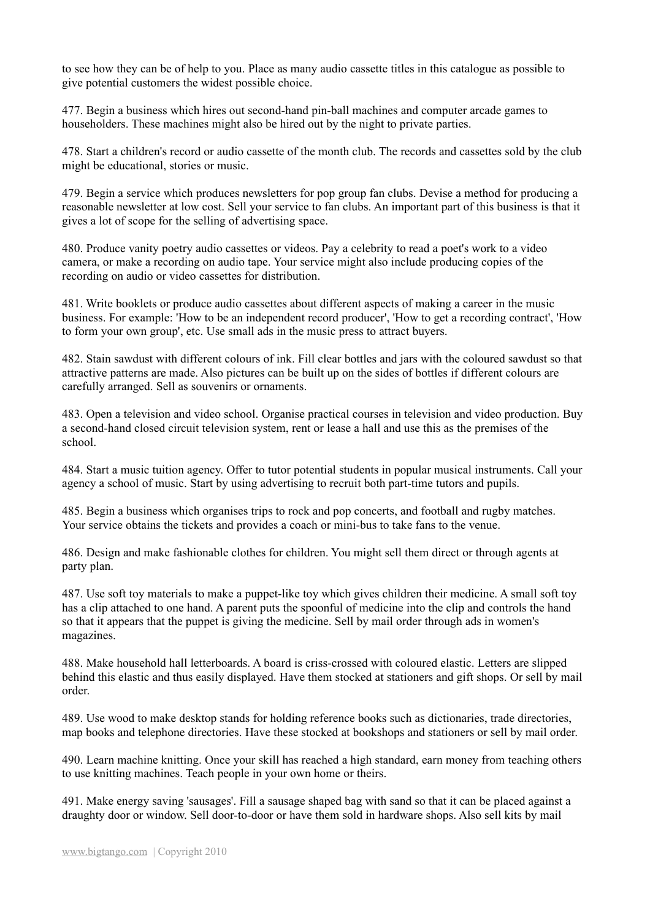to see how they can be of help to you. Place as many audio cassette titles in this catalogue as possible to give potential customers the widest possible choice.

477. Begin a business which hires out second-hand pin-ball machines and computer arcade games to householders. These machines might also be hired out by the night to private parties.

478. Start a children's record or audio cassette of the month club. The records and cassettes sold by the club might be educational, stories or music.

479. Begin a service which produces newsletters for pop group fan clubs. Devise a method for producing a reasonable newsletter at low cost. Sell your service to fan clubs. An important part of this business is that it gives a lot of scope for the selling of advertising space.

480. Produce vanity poetry audio cassettes or videos. Pay a celebrity to read a poet's work to a video camera, or make a recording on audio tape. Your service might also include producing copies of the recording on audio or video cassettes for distribution.

481. Write booklets or produce audio cassettes about different aspects of making a career in the music business. For example: 'How to be an independent record producer', 'How to get a recording contract', 'How to form your own group', etc. Use small ads in the music press to attract buyers.

482. Stain sawdust with different colours of ink. Fill clear bottles and jars with the coloured sawdust so that attractive patterns are made. Also pictures can be built up on the sides of bottles if different colours are carefully arranged. Sell as souvenirs or ornaments.

483. Open a television and video school. Organise practical courses in television and video production. Buy a second-hand closed circuit television system, rent or lease a hall and use this as the premises of the school.

484. Start a music tuition agency. Offer to tutor potential students in popular musical instruments. Call your agency a school of music. Start by using advertising to recruit both part-time tutors and pupils.

485. Begin a business which organises trips to rock and pop concerts, and football and rugby matches. Your service obtains the tickets and provides a coach or mini-bus to take fans to the venue.

486. Design and make fashionable clothes for children. You might sell them direct or through agents at party plan.

487. Use soft toy materials to make a puppet-like toy which gives children their medicine. A small soft toy has a clip attached to one hand. A parent puts the spoonful of medicine into the clip and controls the hand so that it appears that the puppet is giving the medicine. Sell by mail order through ads in women's magazines.

488. Make household hall letterboards. A board is criss-crossed with coloured elastic. Letters are slipped behind this elastic and thus easily displayed. Have them stocked at stationers and gift shops. Or sell by mail order.

489. Use wood to make desktop stands for holding reference books such as dictionaries, trade directories, map books and telephone directories. Have these stocked at bookshops and stationers or sell by mail order.

490. Learn machine knitting. Once your skill has reached a high standard, earn money from teaching others to use knitting machines. Teach people in your own home or theirs.

491. Make energy saving 'sausages'. Fill a sausage shaped bag with sand so that it can be placed against a draughty door or window. Sell door-to-door or have them sold in hardware shops. Also sell kits by mail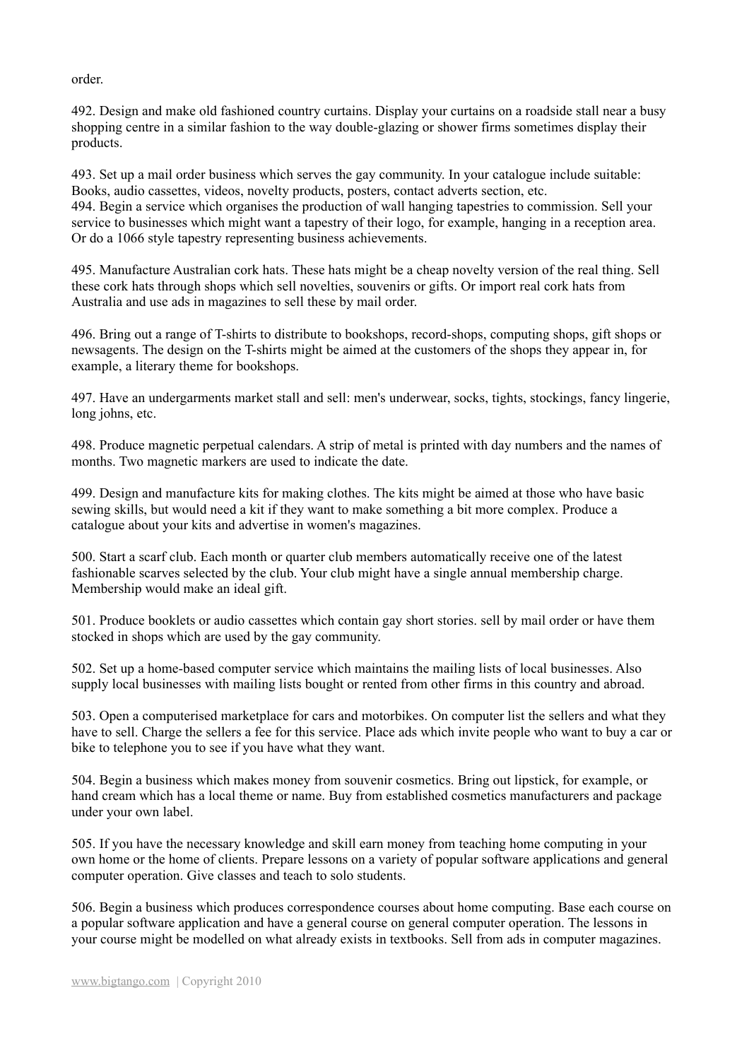order.

492. Design and make old fashioned country curtains. Display your curtains on a roadside stall near a busy shopping centre in a similar fashion to the way double-glazing or shower firms sometimes display their products.

493. Set up a mail order business which serves the gay community. In your catalogue include suitable: Books, audio cassettes, videos, novelty products, posters, contact adverts section, etc.

494. Begin a service which organises the production of wall hanging tapestries to commission. Sell your service to businesses which might want a tapestry of their logo, for example, hanging in a reception area. Or do a 1066 style tapestry representing business achievements.

495. Manufacture Australian cork hats. These hats might be a cheap novelty version of the real thing. Sell these cork hats through shops which sell novelties, souvenirs or gifts. Or import real cork hats from Australia and use ads in magazines to sell these by mail order.

496. Bring out a range of T-shirts to distribute to bookshops, record-shops, computing shops, gift shops or newsagents. The design on the T-shirts might be aimed at the customers of the shops they appear in, for example, a literary theme for bookshops.

497. Have an undergarments market stall and sell: men's underwear, socks, tights, stockings, fancy lingerie, long johns, etc.

498. Produce magnetic perpetual calendars. A strip of metal is printed with day numbers and the names of months. Two magnetic markers are used to indicate the date.

499. Design and manufacture kits for making clothes. The kits might be aimed at those who have basic sewing skills, but would need a kit if they want to make something a bit more complex. Produce a catalogue about your kits and advertise in women's magazines.

500. Start a scarf club. Each month or quarter club members automatically receive one of the latest fashionable scarves selected by the club. Your club might have a single annual membership charge. Membership would make an ideal gift.

501. Produce booklets or audio cassettes which contain gay short stories. sell by mail order or have them stocked in shops which are used by the gay community.

502. Set up a home-based computer service which maintains the mailing lists of local businesses. Also supply local businesses with mailing lists bought or rented from other firms in this country and abroad.

503. Open a computerised marketplace for cars and motorbikes. On computer list the sellers and what they have to sell. Charge the sellers a fee for this service. Place ads which invite people who want to buy a car or bike to telephone you to see if you have what they want.

504. Begin a business which makes money from souvenir cosmetics. Bring out lipstick, for example, or hand cream which has a local theme or name. Buy from established cosmetics manufacturers and package under your own label.

505. If you have the necessary knowledge and skill earn money from teaching home computing in your own home or the home of clients. Prepare lessons on a variety of popular software applications and general computer operation. Give classes and teach to solo students.

506. Begin a business which produces correspondence courses about home computing. Base each course on a popular software application and have a general course on general computer operation. The lessons in your course might be modelled on what already exists in textbooks. Sell from ads in computer magazines.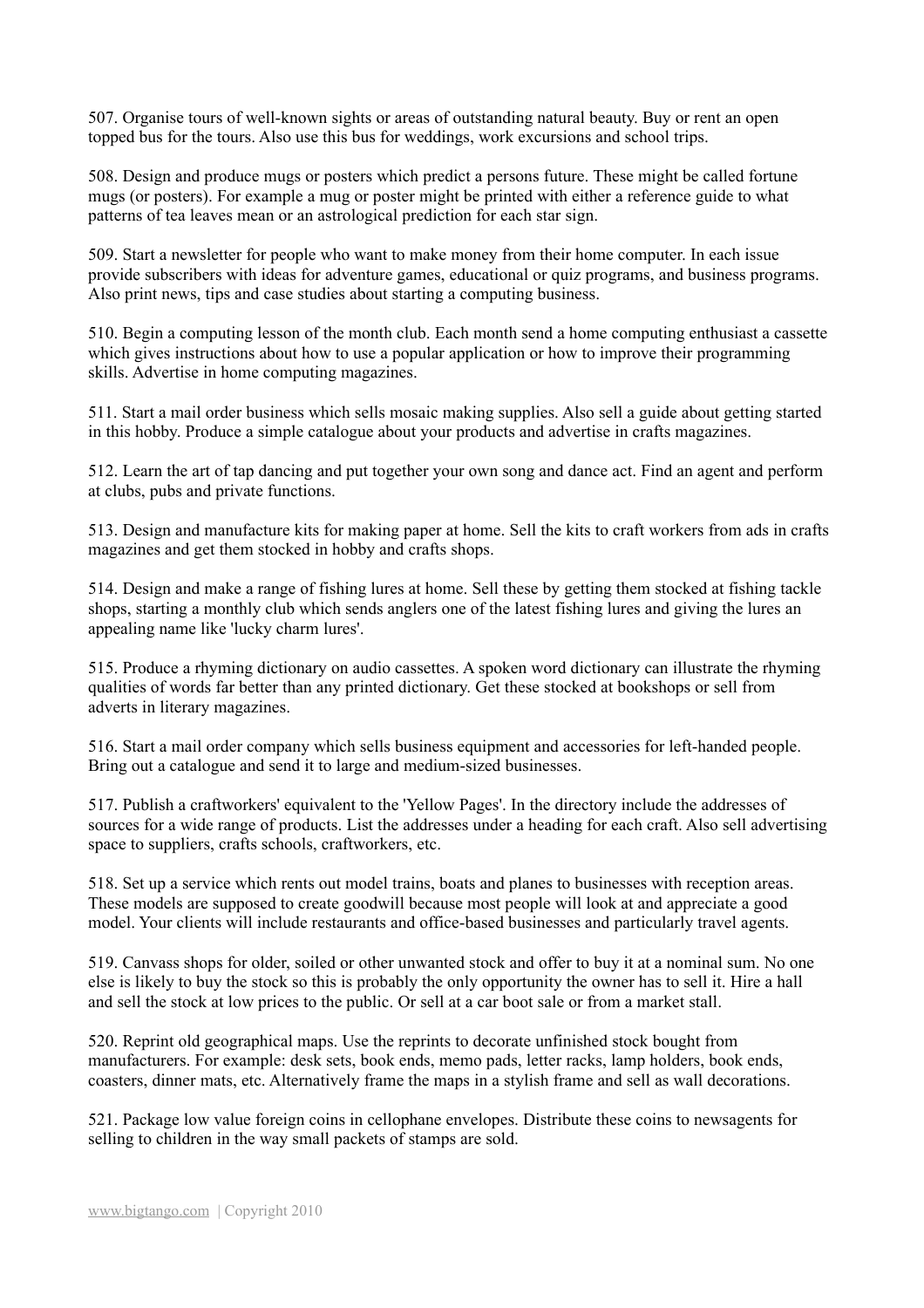507. Organise tours of well-known sights or areas of outstanding natural beauty. Buy or rent an open topped bus for the tours. Also use this bus for weddings, work excursions and school trips.

508. Design and produce mugs or posters which predict a persons future. These might be called fortune mugs (or posters). For example a mug or poster might be printed with either a reference guide to what patterns of tea leaves mean or an astrological prediction for each star sign.

509. Start a newsletter for people who want to make money from their home computer. In each issue provide subscribers with ideas for adventure games, educational or quiz programs, and business programs. Also print news, tips and case studies about starting a computing business.

510. Begin a computing lesson of the month club. Each month send a home computing enthusiast a cassette which gives instructions about how to use a popular application or how to improve their programming skills. Advertise in home computing magazines.

511. Start a mail order business which sells mosaic making supplies. Also sell a guide about getting started in this hobby. Produce a simple catalogue about your products and advertise in crafts magazines.

512. Learn the art of tap dancing and put together your own song and dance act. Find an agent and perform at clubs, pubs and private functions.

513. Design and manufacture kits for making paper at home. Sell the kits to craft workers from ads in crafts magazines and get them stocked in hobby and crafts shops.

514. Design and make a range of fishing lures at home. Sell these by getting them stocked at fishing tackle shops, starting a monthly club which sends anglers one of the latest fishing lures and giving the lures an appealing name like 'lucky charm lures'.

515. Produce a rhyming dictionary on audio cassettes. A spoken word dictionary can illustrate the rhyming qualities of words far better than any printed dictionary. Get these stocked at bookshops or sell from adverts in literary magazines.

516. Start a mail order company which sells business equipment and accessories for left-handed people. Bring out a catalogue and send it to large and medium-sized businesses.

517. Publish a craftworkers' equivalent to the 'Yellow Pages'. In the directory include the addresses of sources for a wide range of products. List the addresses under a heading for each craft. Also sell advertising space to suppliers, crafts schools, craftworkers, etc.

518. Set up a service which rents out model trains, boats and planes to businesses with reception areas. These models are supposed to create goodwill because most people will look at and appreciate a good model. Your clients will include restaurants and office-based businesses and particularly travel agents.

519. Canvass shops for older, soiled or other unwanted stock and offer to buy it at a nominal sum. No one else is likely to buy the stock so this is probably the only opportunity the owner has to sell it. Hire a hall and sell the stock at low prices to the public. Or sell at a car boot sale or from a market stall.

520. Reprint old geographical maps. Use the reprints to decorate unfinished stock bought from manufacturers. For example: desk sets, book ends, memo pads, letter racks, lamp holders, book ends, coasters, dinner mats, etc. Alternatively frame the maps in a stylish frame and sell as wall decorations.

521. Package low value foreign coins in cellophane envelopes. Distribute these coins to newsagents for selling to children in the way small packets of stamps are sold.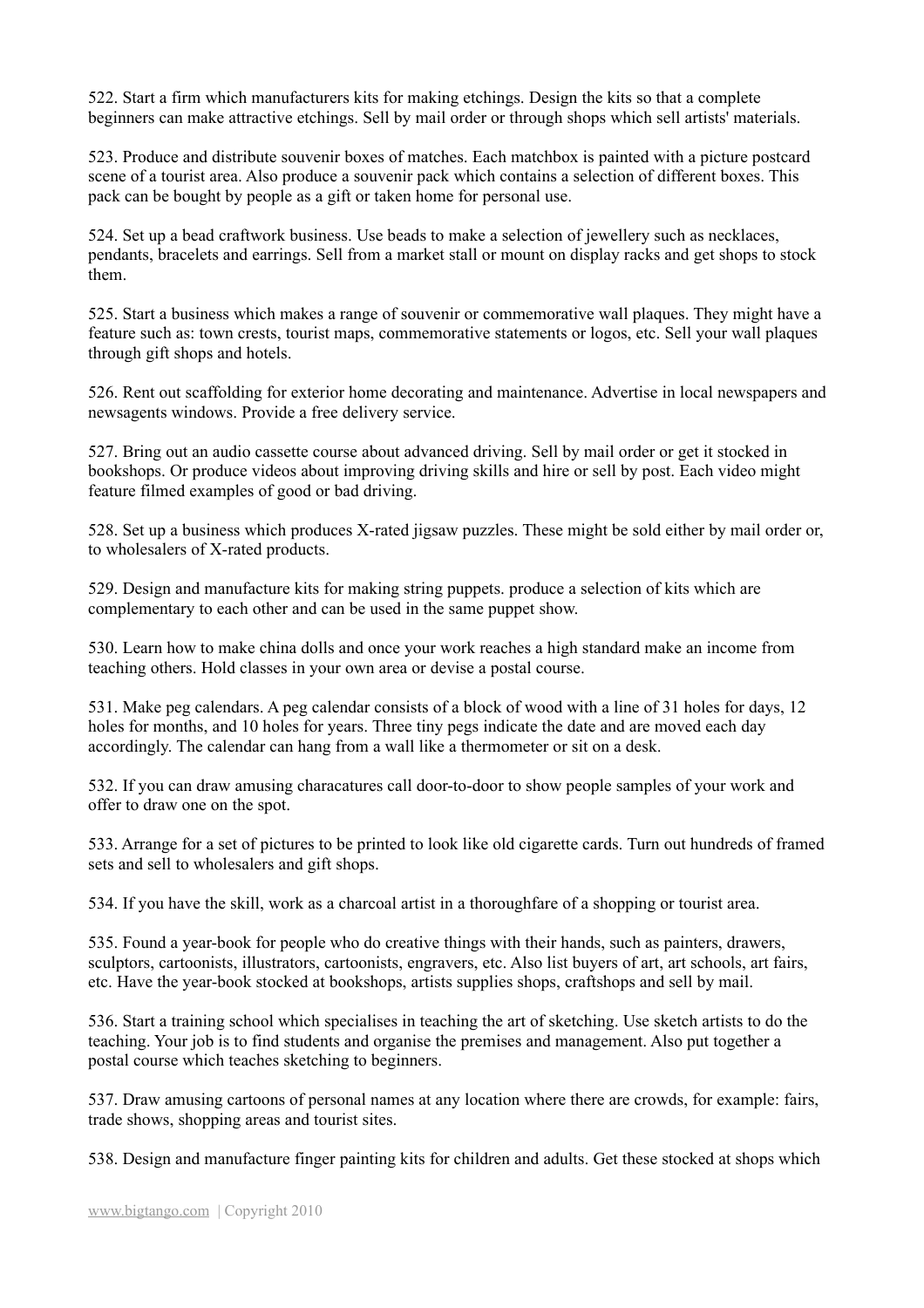522. Start a firm which manufacturers kits for making etchings. Design the kits so that a complete beginners can make attractive etchings. Sell by mail order or through shops which sell artists' materials.

523. Produce and distribute souvenir boxes of matches. Each matchbox is painted with a picture postcard scene of a tourist area. Also produce a souvenir pack which contains a selection of different boxes. This pack can be bought by people as a gift or taken home for personal use.

524. Set up a bead craftwork business. Use beads to make a selection of jewellery such as necklaces, pendants, bracelets and earrings. Sell from a market stall or mount on display racks and get shops to stock them.

525. Start a business which makes a range of souvenir or commemorative wall plaques. They might have a feature such as: town crests, tourist maps, commemorative statements or logos, etc. Sell your wall plaques through gift shops and hotels.

526. Rent out scaffolding for exterior home decorating and maintenance. Advertise in local newspapers and newsagents windows. Provide a free delivery service.

527. Bring out an audio cassette course about advanced driving. Sell by mail order or get it stocked in bookshops. Or produce videos about improving driving skills and hire or sell by post. Each video might feature filmed examples of good or bad driving.

528. Set up a business which produces X-rated jigsaw puzzles. These might be sold either by mail order or, to wholesalers of X-rated products.

529. Design and manufacture kits for making string puppets. produce a selection of kits which are complementary to each other and can be used in the same puppet show.

530. Learn how to make china dolls and once your work reaches a high standard make an income from teaching others. Hold classes in your own area or devise a postal course.

531. Make peg calendars. A peg calendar consists of a block of wood with a line of 31 holes for days, 12 holes for months, and 10 holes for years. Three tiny pegs indicate the date and are moved each day accordingly. The calendar can hang from a wall like a thermometer or sit on a desk.

532. If you can draw amusing characatures call door-to-door to show people samples of your work and offer to draw one on the spot.

533. Arrange for a set of pictures to be printed to look like old cigarette cards. Turn out hundreds of framed sets and sell to wholesalers and gift shops.

534. If you have the skill, work as a charcoal artist in a thoroughfare of a shopping or tourist area.

535. Found a year-book for people who do creative things with their hands, such as painters, drawers, sculptors, cartoonists, illustrators, cartoonists, engravers, etc. Also list buyers of art, art schools, art fairs, etc. Have the year-book stocked at bookshops, artists supplies shops, craftshops and sell by mail.

536. Start a training school which specialises in teaching the art of sketching. Use sketch artists to do the teaching. Your job is to find students and organise the premises and management. Also put together a postal course which teaches sketching to beginners.

537. Draw amusing cartoons of personal names at any location where there are crowds, for example: fairs, trade shows, shopping areas and tourist sites.

538. Design and manufacture finger painting kits for children and adults. Get these stocked at shops which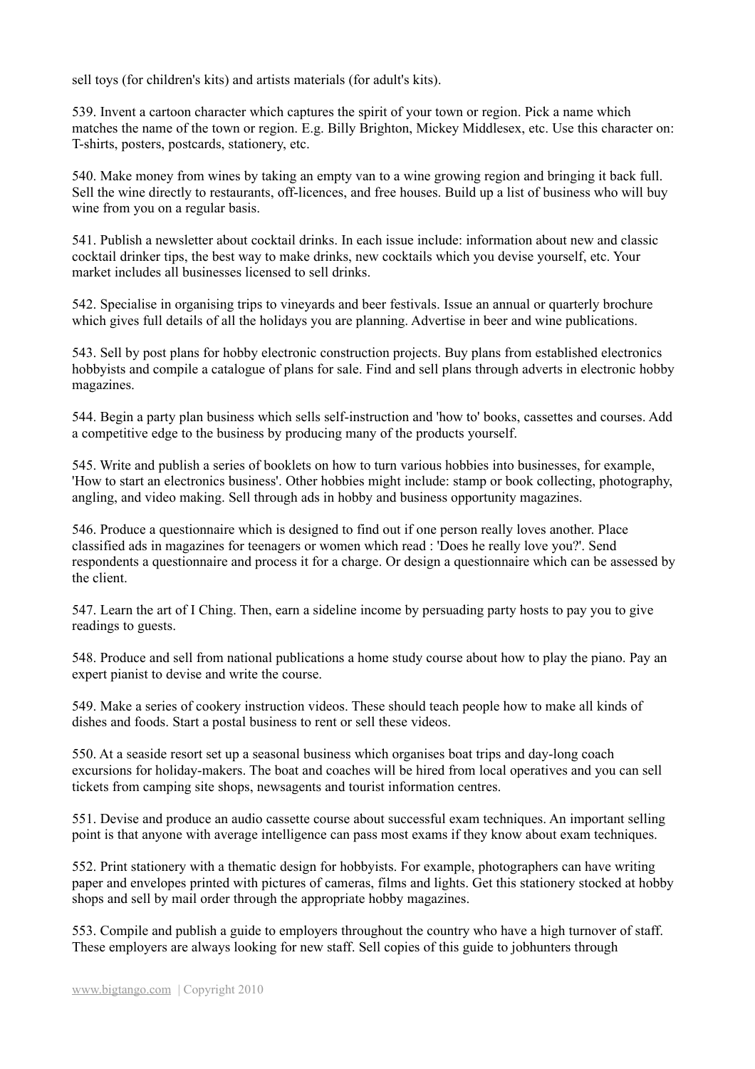sell toys (for children's kits) and artists materials (for adult's kits).

539. Invent a cartoon character which captures the spirit of your town or region. Pick a name which matches the name of the town or region. E.g. Billy Brighton, Mickey Middlesex, etc. Use this character on: T-shirts, posters, postcards, stationery, etc.

540. Make money from wines by taking an empty van to a wine growing region and bringing it back full. Sell the wine directly to restaurants, off-licences, and free houses. Build up a list of business who will buy wine from you on a regular basis.

541. Publish a newsletter about cocktail drinks. In each issue include: information about new and classic cocktail drinker tips, the best way to make drinks, new cocktails which you devise yourself, etc. Your market includes all businesses licensed to sell drinks.

542. Specialise in organising trips to vineyards and beer festivals. Issue an annual or quarterly brochure which gives full details of all the holidays you are planning. Advertise in beer and wine publications.

543. Sell by post plans for hobby electronic construction projects. Buy plans from established electronics hobbyists and compile a catalogue of plans for sale. Find and sell plans through adverts in electronic hobby magazines.

544. Begin a party plan business which sells self-instruction and 'how to' books, cassettes and courses. Add a competitive edge to the business by producing many of the products yourself.

545. Write and publish a series of booklets on how to turn various hobbies into businesses, for example, 'How to start an electronics business'. Other hobbies might include: stamp or book collecting, photography, angling, and video making. Sell through ads in hobby and business opportunity magazines.

546. Produce a questionnaire which is designed to find out if one person really loves another. Place classified ads in magazines for teenagers or women which read : 'Does he really love you?'. Send respondents a questionnaire and process it for a charge. Or design a questionnaire which can be assessed by the client.

547. Learn the art of I Ching. Then, earn a sideline income by persuading party hosts to pay you to give readings to guests.

548. Produce and sell from national publications a home study course about how to play the piano. Pay an expert pianist to devise and write the course.

549. Make a series of cookery instruction videos. These should teach people how to make all kinds of dishes and foods. Start a postal business to rent or sell these videos.

550. At a seaside resort set up a seasonal business which organises boat trips and day-long coach excursions for holiday-makers. The boat and coaches will be hired from local operatives and you can sell tickets from camping site shops, newsagents and tourist information centres.

551. Devise and produce an audio cassette course about successful exam techniques. An important selling point is that anyone with average intelligence can pass most exams if they know about exam techniques.

552. Print stationery with a thematic design for hobbyists. For example, photographers can have writing paper and envelopes printed with pictures of cameras, films and lights. Get this stationery stocked at hobby shops and sell by mail order through the appropriate hobby magazines.

553. Compile and publish a guide to employers throughout the country who have a high turnover of staff. These employers are always looking for new staff. Sell copies of this guide to jobhunters through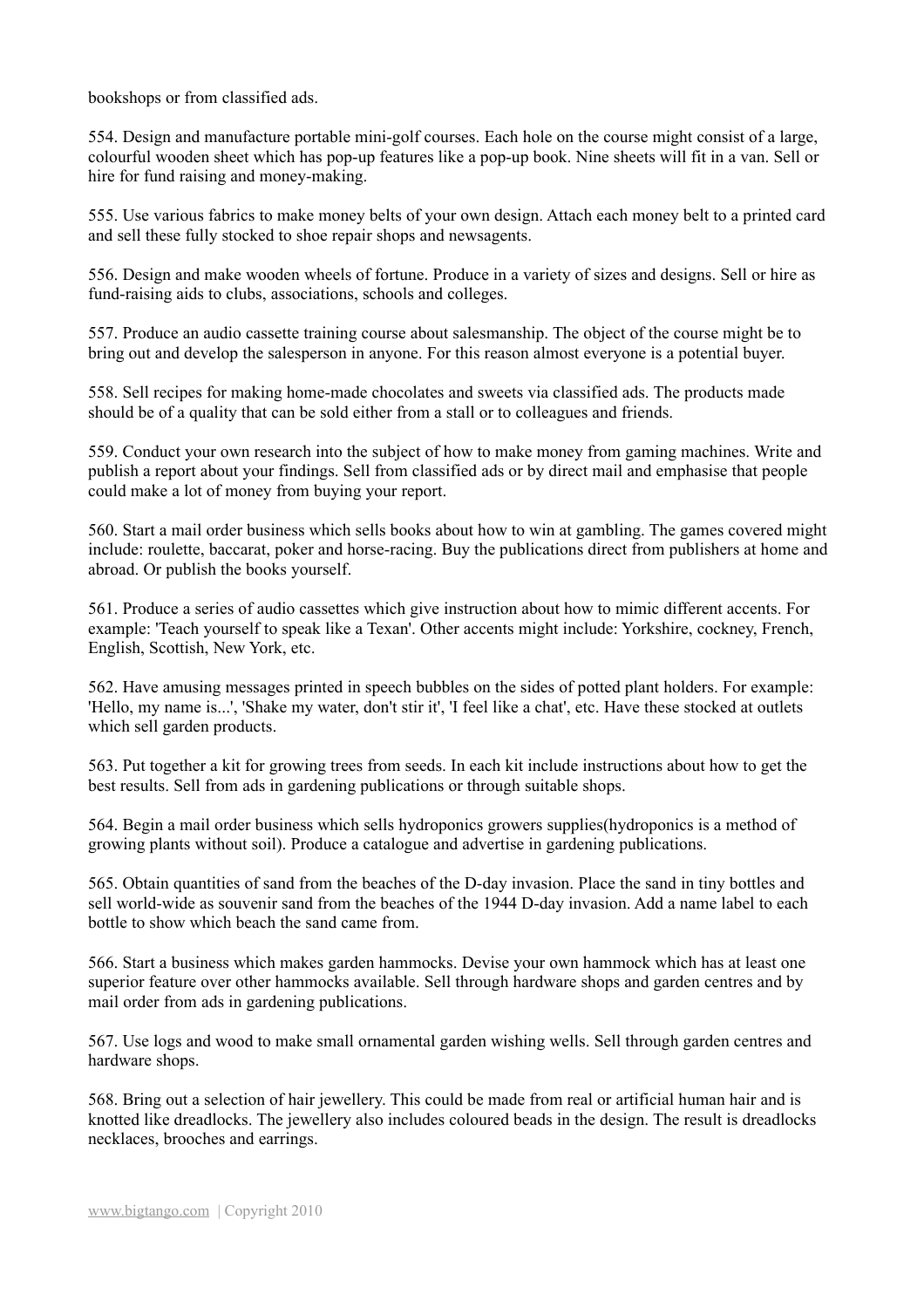bookshops or from classified ads.

554. Design and manufacture portable mini-golf courses. Each hole on the course might consist of a large, colourful wooden sheet which has pop-up features like a pop-up book. Nine sheets will fit in a van. Sell or hire for fund raising and money-making.

555. Use various fabrics to make money belts of your own design. Attach each money belt to a printed card and sell these fully stocked to shoe repair shops and newsagents.

556. Design and make wooden wheels of fortune. Produce in a variety of sizes and designs. Sell or hire as fund-raising aids to clubs, associations, schools and colleges.

557. Produce an audio cassette training course about salesmanship. The object of the course might be to bring out and develop the salesperson in anyone. For this reason almost everyone is a potential buyer.

558. Sell recipes for making home-made chocolates and sweets via classified ads. The products made should be of a quality that can be sold either from a stall or to colleagues and friends.

559. Conduct your own research into the subject of how to make money from gaming machines. Write and publish a report about your findings. Sell from classified ads or by direct mail and emphasise that people could make a lot of money from buying your report.

560. Start a mail order business which sells books about how to win at gambling. The games covered might include: roulette, baccarat, poker and horse-racing. Buy the publications direct from publishers at home and abroad. Or publish the books yourself.

561. Produce a series of audio cassettes which give instruction about how to mimic different accents. For example: 'Teach yourself to speak like a Texan'. Other accents might include: Yorkshire, cockney, French, English, Scottish, New York, etc.

562. Have amusing messages printed in speech bubbles on the sides of potted plant holders. For example: 'Hello, my name is...', 'Shake my water, don't stir it', 'I feel like a chat', etc. Have these stocked at outlets which sell garden products.

563. Put together a kit for growing trees from seeds. In each kit include instructions about how to get the best results. Sell from ads in gardening publications or through suitable shops.

564. Begin a mail order business which sells hydroponics growers supplies(hydroponics is a method of growing plants without soil). Produce a catalogue and advertise in gardening publications.

565. Obtain quantities of sand from the beaches of the D-day invasion. Place the sand in tiny bottles and sell world-wide as souvenir sand from the beaches of the 1944 D-day invasion. Add a name label to each bottle to show which beach the sand came from.

566. Start a business which makes garden hammocks. Devise your own hammock which has at least one superior feature over other hammocks available. Sell through hardware shops and garden centres and by mail order from ads in gardening publications.

567. Use logs and wood to make small ornamental garden wishing wells. Sell through garden centres and hardware shops.

568. Bring out a selection of hair jewellery. This could be made from real or artificial human hair and is knotted like dreadlocks. The jewellery also includes coloured beads in the design. The result is dreadlocks necklaces, brooches and earrings.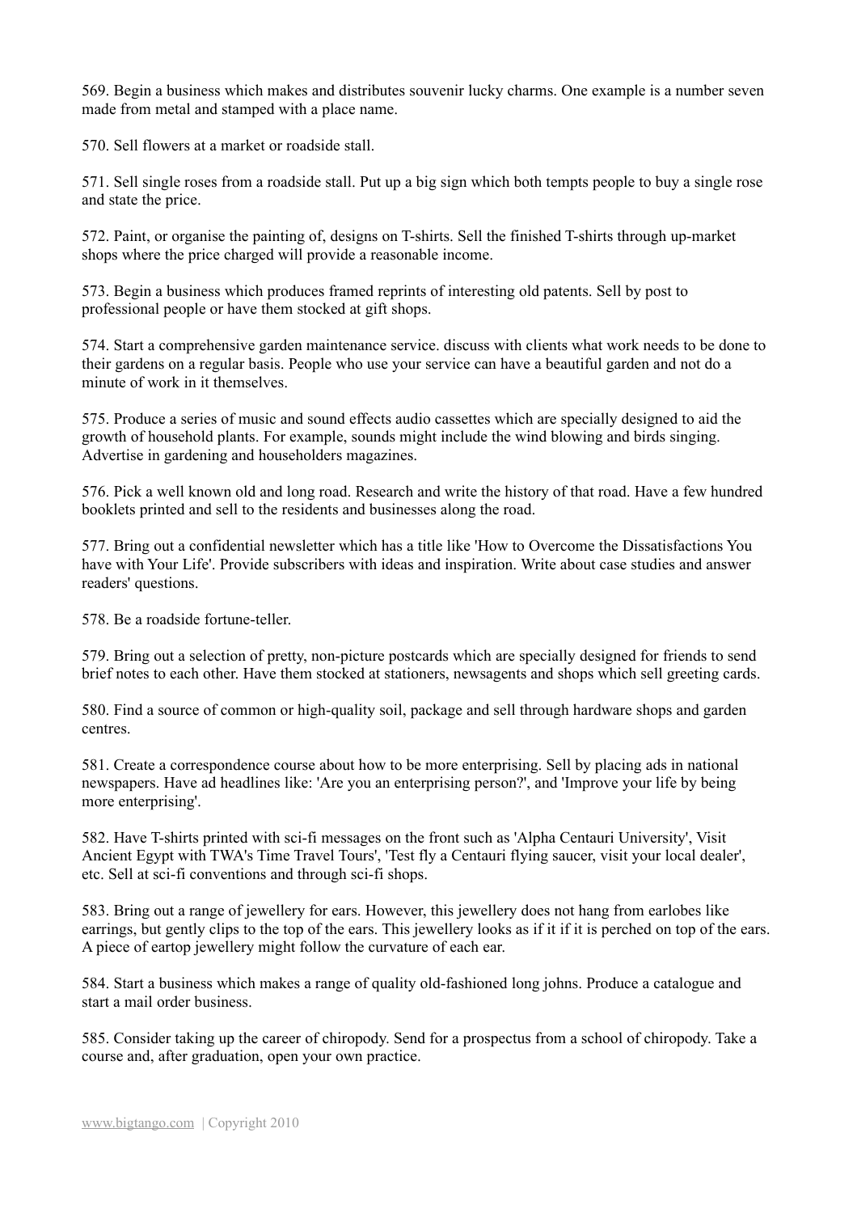569. Begin a business which makes and distributes souvenir lucky charms. One example is a number seven made from metal and stamped with a place name.

570. Sell flowers at a market or roadside stall.

571. Sell single roses from a roadside stall. Put up a big sign which both tempts people to buy a single rose and state the price.

572. Paint, or organise the painting of, designs on T-shirts. Sell the finished T-shirts through up-market shops where the price charged will provide a reasonable income.

573. Begin a business which produces framed reprints of interesting old patents. Sell by post to professional people or have them stocked at gift shops.

574. Start a comprehensive garden maintenance service. discuss with clients what work needs to be done to their gardens on a regular basis. People who use your service can have a beautiful garden and not do a minute of work in it themselves.

575. Produce a series of music and sound effects audio cassettes which are specially designed to aid the growth of household plants. For example, sounds might include the wind blowing and birds singing. Advertise in gardening and householders magazines.

576. Pick a well known old and long road. Research and write the history of that road. Have a few hundred booklets printed and sell to the residents and businesses along the road.

577. Bring out a confidential newsletter which has a title like 'How to Overcome the Dissatisfactions You have with Your Life'. Provide subscribers with ideas and inspiration. Write about case studies and answer readers' questions.

578. Be a roadside fortune-teller.

579. Bring out a selection of pretty, non-picture postcards which are specially designed for friends to send brief notes to each other. Have them stocked at stationers, newsagents and shops which sell greeting cards.

580. Find a source of common or high-quality soil, package and sell through hardware shops and garden centres.

581. Create a correspondence course about how to be more enterprising. Sell by placing ads in national newspapers. Have ad headlines like: 'Are you an enterprising person?', and 'Improve your life by being more enterprising'.

582. Have T-shirts printed with sci-fi messages on the front such as 'Alpha Centauri University', Visit Ancient Egypt with TWA's Time Travel Tours', 'Test fly a Centauri flying saucer, visit your local dealer', etc. Sell at sci-fi conventions and through sci-fi shops.

583. Bring out a range of jewellery for ears. However, this jewellery does not hang from earlobes like earrings, but gently clips to the top of the ears. This jewellery looks as if it if it is perched on top of the ears. A piece of eartop jewellery might follow the curvature of each ear.

584. Start a business which makes a range of quality old-fashioned long johns. Produce a catalogue and start a mail order business.

585. Consider taking up the career of chiropody. Send for a prospectus from a school of chiropody. Take a course and, after graduation, open your own practice.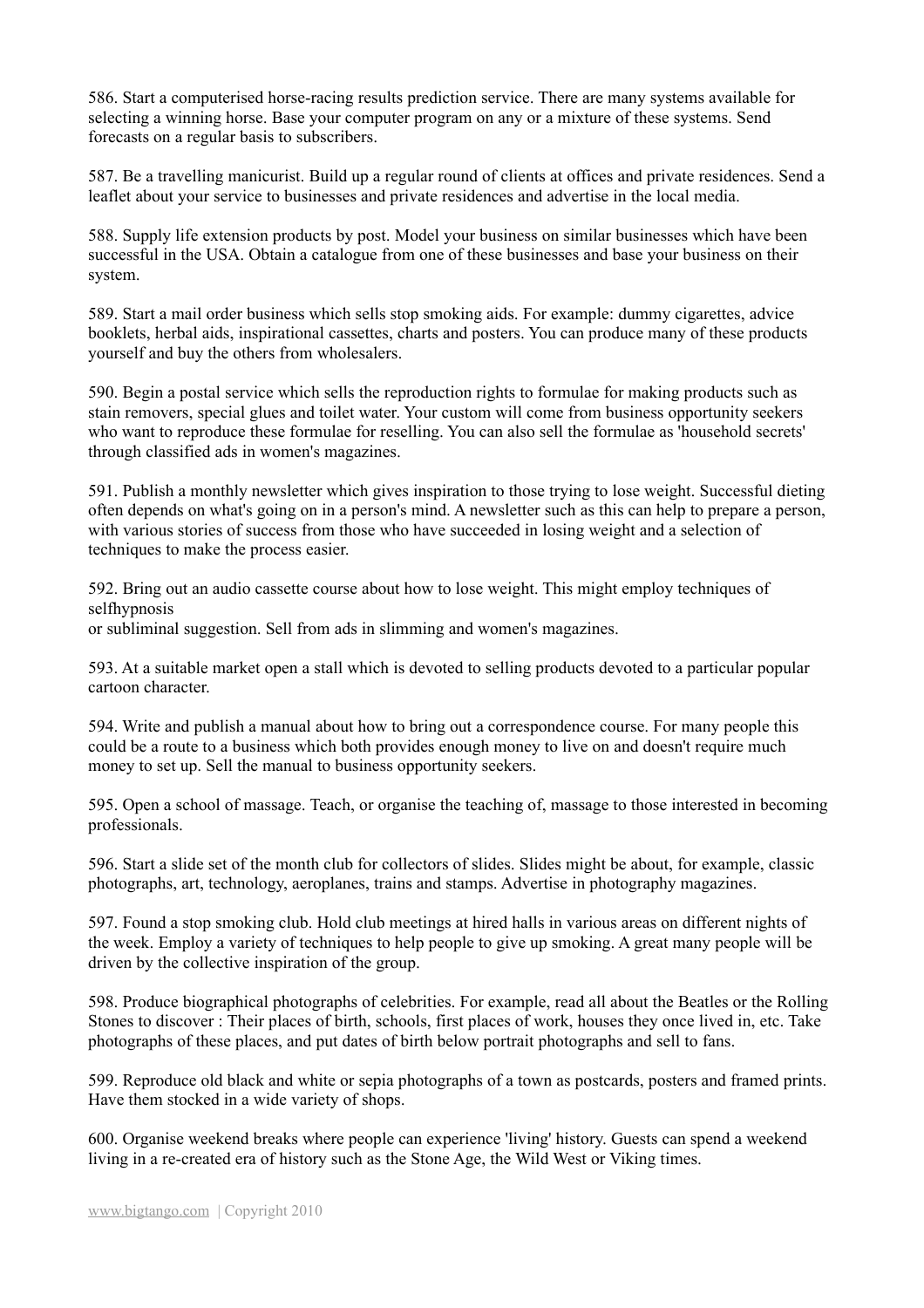586. Start a computerised horse-racing results prediction service. There are many systems available for selecting a winning horse. Base your computer program on any or a mixture of these systems. Send forecasts on a regular basis to subscribers.

587. Be a travelling manicurist. Build up a regular round of clients at offices and private residences. Send a leaflet about your service to businesses and private residences and advertise in the local media.

588. Supply life extension products by post. Model your business on similar businesses which have been successful in the USA. Obtain a catalogue from one of these businesses and base your business on their system.

589. Start a mail order business which sells stop smoking aids. For example: dummy cigarettes, advice booklets, herbal aids, inspirational cassettes, charts and posters. You can produce many of these products yourself and buy the others from wholesalers.

590. Begin a postal service which sells the reproduction rights to formulae for making products such as stain removers, special glues and toilet water. Your custom will come from business opportunity seekers who want to reproduce these formulae for reselling. You can also sell the formulae as 'household secrets' through classified ads in women's magazines.

591. Publish a monthly newsletter which gives inspiration to those trying to lose weight. Successful dieting often depends on what's going on in a person's mind. A newsletter such as this can help to prepare a person, with various stories of success from those who have succeeded in losing weight and a selection of techniques to make the process easier.

592. Bring out an audio cassette course about how to lose weight. This might employ techniques of selfhypnosis
or subliminal suggestion. Sell from ads in slimming and women's magazines.

593. At a suitable market open a stall which is devoted to selling products devoted to a particular popular cartoon character.

594. Write and publish a manual about how to bring out a correspondence course. For many people this could be a route to a business which both provides enough money to live on and doesn't require much money to set up. Sell the manual to business opportunity seekers.

595. Open a school of massage. Teach, or organise the teaching of, massage to those interested in becoming professionals.

596. Start a slide set of the month club for collectors of slides. Slides might be about, for example, classic photographs, art, technology, aeroplanes, trains and stamps. Advertise in photography magazines.

597. Found a stop smoking club. Hold club meetings at hired halls in various areas on different nights of the week. Employ a variety of techniques to help people to give up smoking. A great many people will be driven by the collective inspiration of the group.

598. Produce biographical photographs of celebrities. For example, read all about the Beatles or the Rolling Stones to discover : Their places of birth, schools, first places of work, houses they once lived in, etc. Take photographs of these places, and put dates of birth below portrait photographs and sell to fans.

599. Reproduce old black and white or sepia photographs of a town as postcards, posters and framed prints. Have them stocked in a wide variety of shops.

600. Organise weekend breaks where people can experience 'living' history. Guests can spend a weekend living in a re-created era of history such as the Stone Age, the Wild West or Viking times.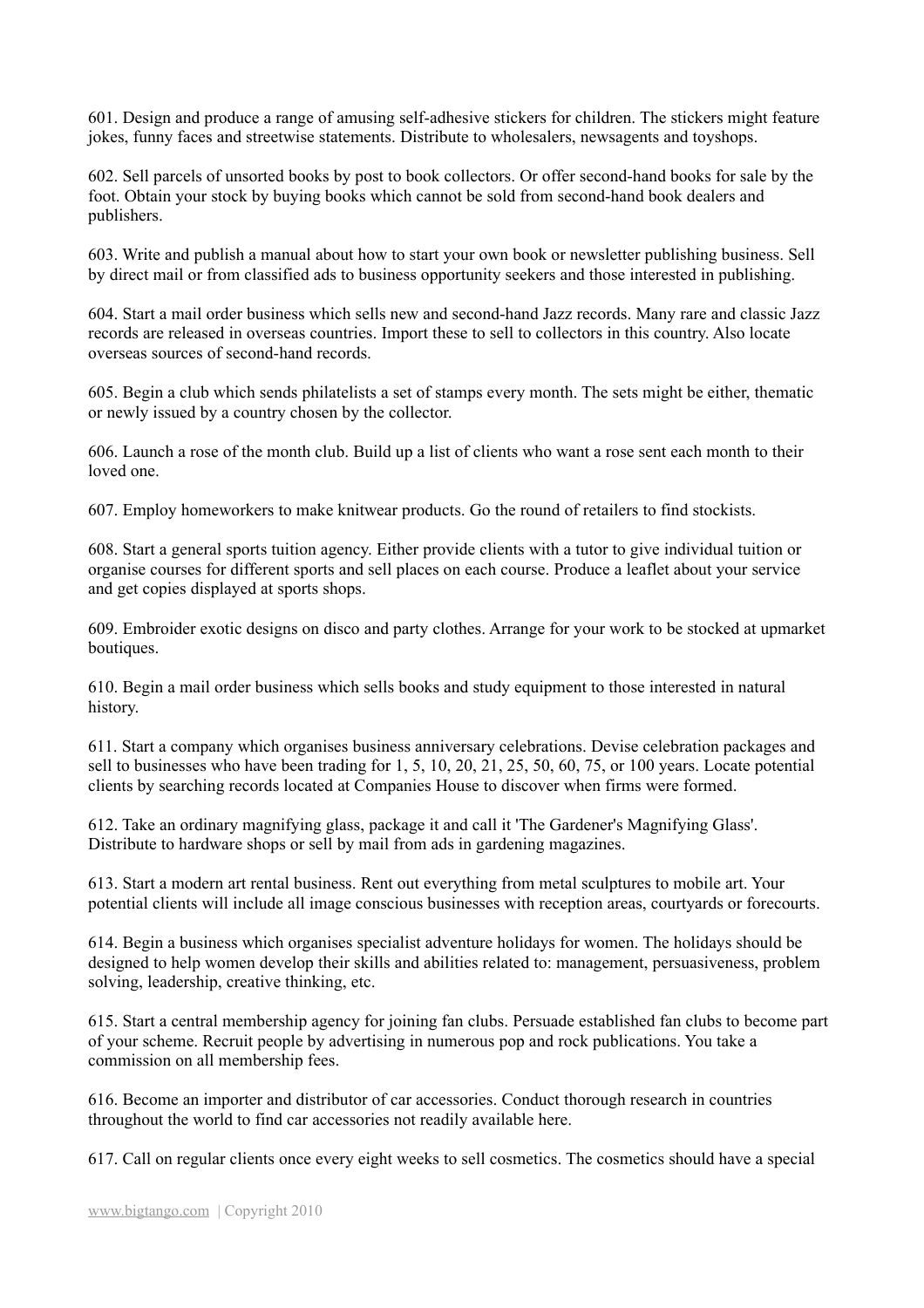601. Design and produce a range of amusing self-adhesive stickers for children. The stickers might feature jokes, funny faces and streetwise statements. Distribute to wholesalers, newsagents and toyshops.

602. Sell parcels of unsorted books by post to book collectors. Or offer second-hand books for sale by the foot. Obtain your stock by buying books which cannot be sold from second-hand book dealers and publishers.

603. Write and publish a manual about how to start your own book or newsletter publishing business. Sell by direct mail or from classified ads to business opportunity seekers and those interested in publishing.

604. Start a mail order business which sells new and second-hand Jazz records. Many rare and classic Jazz records are released in overseas countries. Import these to sell to collectors in this country. Also locate overseas sources of second-hand records.

605. Begin a club which sends philatelists a set of stamps every month. The sets might be either, thematic or newly issued by a country chosen by the collector.

606. Launch a rose of the month club. Build up a list of clients who want a rose sent each month to their loved one.

607. Employ homeworkers to make knitwear products. Go the round of retailers to find stockists.

608. Start a general sports tuition agency. Either provide clients with a tutor to give individual tuition or organise courses for different sports and sell places on each course. Produce a leaflet about your service and get copies displayed at sports shops.

609. Embroider exotic designs on disco and party clothes. Arrange for your work to be stocked at upmarket boutiques.

610. Begin a mail order business which sells books and study equipment to those interested in natural history.

611. Start a company which organises business anniversary celebrations. Devise celebration packages and sell to businesses who have been trading for 1, 5, 10, 20, 21, 25, 50, 60, 75, or 100 years. Locate potential clients by searching records located at Companies House to discover when firms were formed.

612. Take an ordinary magnifying glass, package it and call it 'The Gardener's Magnifying Glass'. Distribute to hardware shops or sell by mail from ads in gardening magazines.

613. Start a modern art rental business. Rent out everything from metal sculptures to mobile art. Your potential clients will include all image conscious businesses with reception areas, courtyards or forecourts.

614. Begin a business which organises specialist adventure holidays for women. The holidays should be designed to help women develop their skills and abilities related to: management, persuasiveness, problem solving, leadership, creative thinking, etc.

615. Start a central membership agency for joining fan clubs. Persuade established fan clubs to become part of your scheme. Recruit people by advertising in numerous pop and rock publications. You take a commission on all membership fees.

616. Become an importer and distributor of car accessories. Conduct thorough research in countries throughout the world to find car accessories not readily available here.

617. Call on regular clients once every eight weeks to sell cosmetics. The cosmetics should have a special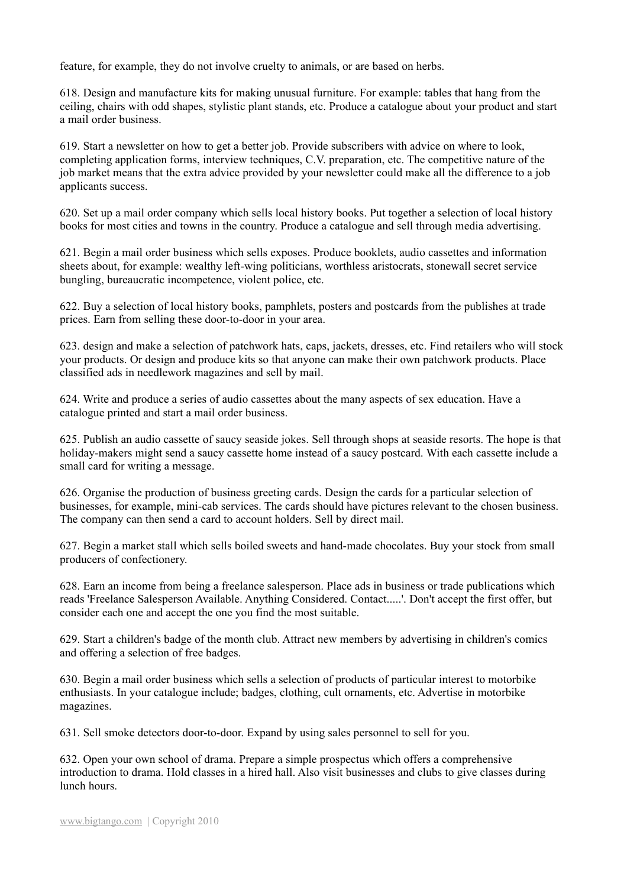feature, for example, they do not involve cruelty to animals, or are based on herbs.

618. Design and manufacture kits for making unusual furniture. For example: tables that hang from the ceiling, chairs with odd shapes, stylistic plant stands, etc. Produce a catalogue about your product and start a mail order business.

619. Start a newsletter on how to get a better job. Provide subscribers with advice on where to look, completing application forms, interview techniques, C.V. preparation, etc. The competitive nature of the job market means that the extra advice provided by your newsletter could make all the difference to a job applicants success.

620. Set up a mail order company which sells local history books. Put together a selection of local history books for most cities and towns in the country. Produce a catalogue and sell through media advertising.

621. Begin a mail order business which sells exposes. Produce booklets, audio cassettes and information sheets about, for example: wealthy left-wing politicians, worthless aristocrats, stonewall secret service bungling, bureaucratic incompetence, violent police, etc.

622. Buy a selection of local history books, pamphlets, posters and postcards from the publishes at trade prices. Earn from selling these door-to-door in your area.

623. design and make a selection of patchwork hats, caps, jackets, dresses, etc. Find retailers who will stock your products. Or design and produce kits so that anyone can make their own patchwork products. Place classified ads in needlework magazines and sell by mail.

624. Write and produce a series of audio cassettes about the many aspects of sex education. Have a catalogue printed and start a mail order business.

625. Publish an audio cassette of saucy seaside jokes. Sell through shops at seaside resorts. The hope is that holiday-makers might send a saucy cassette home instead of a saucy postcard. With each cassette include a small card for writing a message.

626. Organise the production of business greeting cards. Design the cards for a particular selection of businesses, for example, mini-cab services. The cards should have pictures relevant to the chosen business. The company can then send a card to account holders. Sell by direct mail.

627. Begin a market stall which sells boiled sweets and hand-made chocolates. Buy your stock from small producers of confectionery.

628. Earn an income from being a freelance salesperson. Place ads in business or trade publications which reads 'Freelance Salesperson Available. Anything Considered. Contact.....'. Don't accept the first offer, but consider each one and accept the one you find the most suitable.

629. Start a children's badge of the month club. Attract new members by advertising in children's comics and offering a selection of free badges.

630. Begin a mail order business which sells a selection of products of particular interest to motorbike enthusiasts. In your catalogue include; badges, clothing, cult ornaments, etc. Advertise in motorbike magazines.

631. Sell smoke detectors door-to-door. Expand by using sales personnel to sell for you.

632. Open your own school of drama. Prepare a simple prospectus which offers a comprehensive introduction to drama. Hold classes in a hired hall. Also visit businesses and clubs to give classes during lunch hours.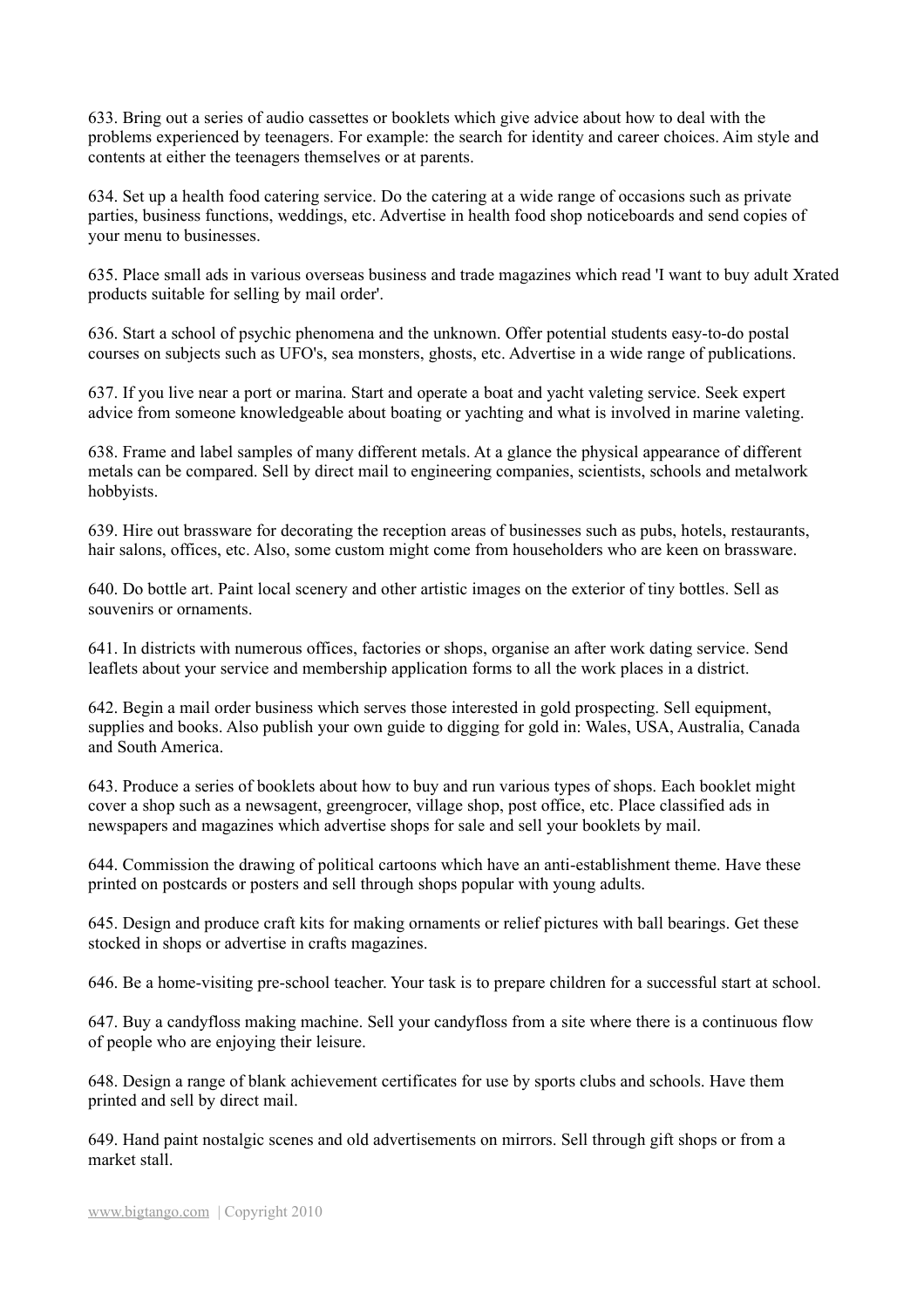633. Bring out a series of audio cassettes or booklets which give advice about how to deal with the problems experienced by teenagers. For example: the search for identity and career choices. Aim style and contents at either the teenagers themselves or at parents.

634. Set up a health food catering service. Do the catering at a wide range of occasions such as private parties, business functions, weddings, etc. Advertise in health food shop noticeboards and send copies of your menu to businesses.

635. Place small ads in various overseas business and trade magazines which read 'I want to buy adult Xrated products suitable for selling by mail order'.

636. Start a school of psychic phenomena and the unknown. Offer potential students easy-to-do postal courses on subjects such as UFO's, sea monsters, ghosts, etc. Advertise in a wide range of publications.

637. If you live near a port or marina. Start and operate a boat and yacht valeting service. Seek expert advice from someone knowledgeable about boating or yachting and what is involved in marine valeting.

638. Frame and label samples of many different metals. At a glance the physical appearance of different metals can be compared. Sell by direct mail to engineering companies, scientists, schools and metalwork hobbyists.

639. Hire out brassware for decorating the reception areas of businesses such as pubs, hotels, restaurants, hair salons, offices, etc. Also, some custom might come from householders who are keen on brassware.

640. Do bottle art. Paint local scenery and other artistic images on the exterior of tiny bottles. Sell as souvenirs or ornaments.

641. In districts with numerous offices, factories or shops, organise an after work dating service. Send leaflets about your service and membership application forms to all the work places in a district.

642. Begin a mail order business which serves those interested in gold prospecting. Sell equipment, supplies and books. Also publish your own guide to digging for gold in: Wales, USA, Australia, Canada and South America.

643. Produce a series of booklets about how to buy and run various types of shops. Each booklet might cover a shop such as a newsagent, greengrocer, village shop, post office, etc. Place classified ads in newspapers and magazines which advertise shops for sale and sell your booklets by mail.

644. Commission the drawing of political cartoons which have an anti-establishment theme. Have these printed on postcards or posters and sell through shops popular with young adults.

645. Design and produce craft kits for making ornaments or relief pictures with ball bearings. Get these stocked in shops or advertise in crafts magazines.

646. Be a home-visiting pre-school teacher. Your task is to prepare children for a successful start at school.

647. Buy a candyfloss making machine. Sell your candyfloss from a site where there is a continuous flow of people who are enjoying their leisure.

648. Design a range of blank achievement certificates for use by sports clubs and schools. Have them printed and sell by direct mail.

649. Hand paint nostalgic scenes and old advertisements on mirrors. Sell through gift shops or from a market stall.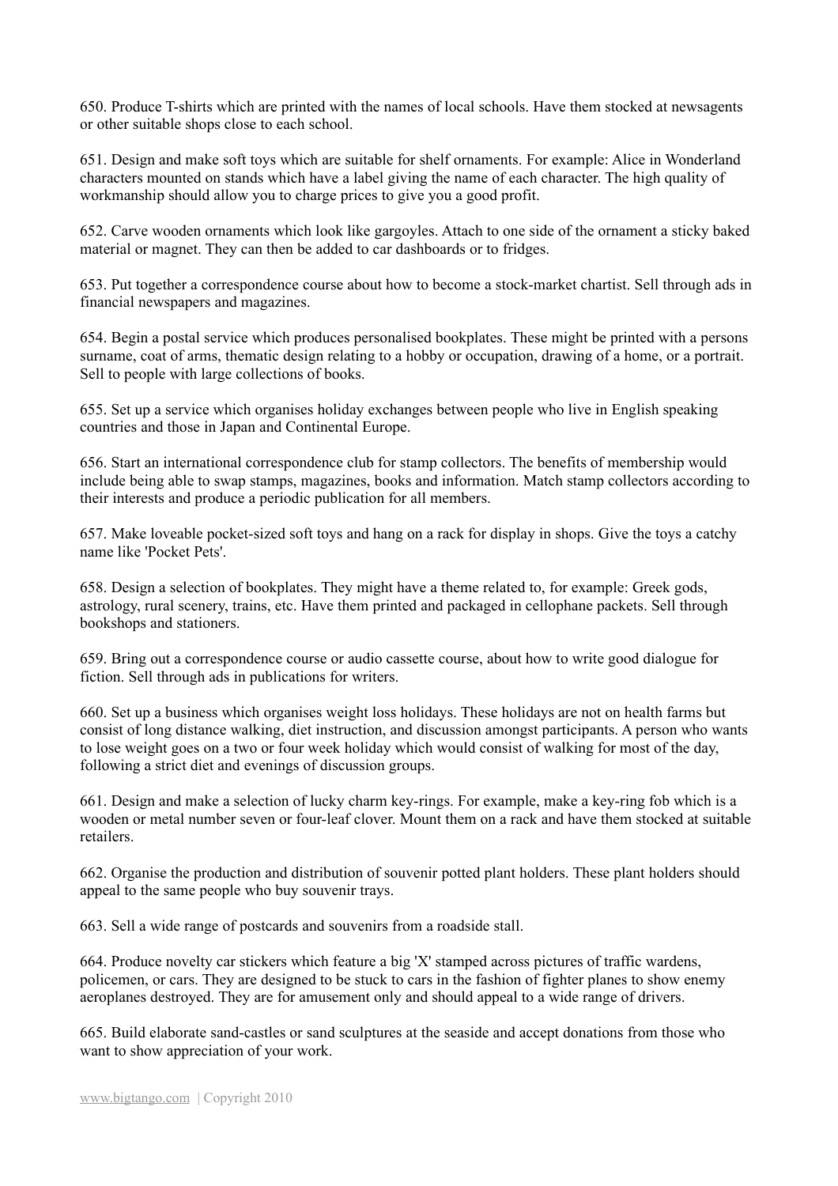650. Produce T-shirts which are printed with the names of local schools. Have them stocked at newsagents or other suitable shops close to each school.

651. Design and make soft toys which are suitable for shelf ornaments. For example: Alice in Wonderland characters mounted on stands which have a label giving the name of each character. The high quality of workmanship should allow you to charge prices to give you a good profit.

652. Carve wooden ornaments which look like gargoyles. Attach to one side of the ornament a sticky baked material or magnet. They can then be added to car dashboards or to fridges.

653. Put together a correspondence course about how to become a stock-market chartist. Sell through ads in financial newspapers and magazines.

654. Begin a postal service which produces personalised bookplates. These might be printed with a persons surname, coat of arms, thematic design relating to a hobby or occupation, drawing of a home, or a portrait. Sell to people with large collections of books.

655. Set up a service which organises holiday exchanges between people who live in English speaking countries and those in Japan and Continental Europe.

656. Start an international correspondence club for stamp collectors. The benefits of membership would include being able to swap stamps, magazines, books and information. Match stamp collectors according to their interests and produce a periodic publication for all members.

657. Make loveable pocket-sized soft toys and hang on a rack for display in shops. Give the toys a catchy name like 'Pocket Pets'.

658. Design a selection of bookplates. They might have a theme related to, for example: Greek gods, astrology, rural scenery, trains, etc. Have them printed and packaged in cellophane packets. Sell through bookshops and stationers.

659. Bring out a correspondence course or audio cassette course, about how to write good dialogue for fiction. Sell through ads in publications for writers.

660. Set up a business which organises weight loss holidays. These holidays are not on health farms but consist of long distance walking, diet instruction, and discussion amongst participants. A person who wants to lose weight goes on a two or four week holiday which would consist of walking for most of the day, following a strict diet and evenings of discussion groups.

661. Design and make a selection of lucky charm key-rings. For example, make a key-ring fob which is a wooden or metal number seven or four-leaf clover. Mount them on a rack and have them stocked at suitable retailers.

662. Organise the production and distribution of souvenir potted plant holders. These plant holders should appeal to the same people who buy souvenir trays.

663. Sell a wide range of postcards and souvenirs from a roadside stall.

664. Produce novelty car stickers which feature a big 'X' stamped across pictures of traffic wardens, policemen, or cars. They are designed to be stuck to cars in the fashion of fighter planes to show enemy aeroplanes destroyed. They are for amusement only and should appeal to a wide range of drivers.

665. Build elaborate sand-castles or sand sculptures at the seaside and accept donations from those who want to show appreciation of your work.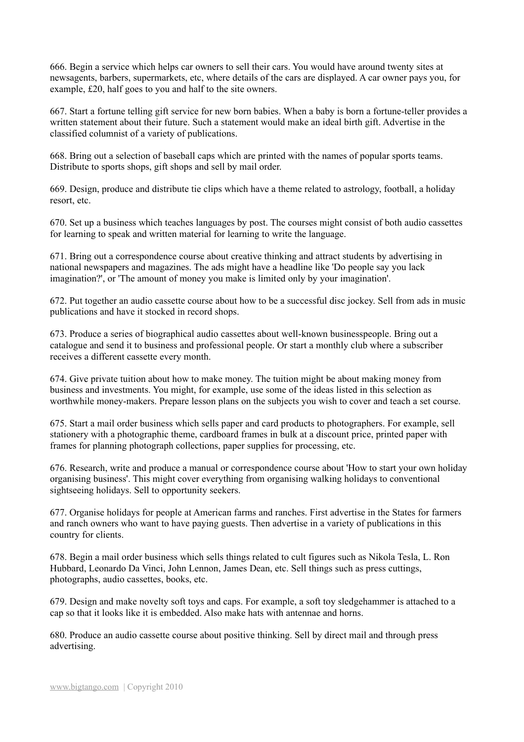666. Begin a service which helps car owners to sell their cars. You would have around twenty sites at newsagents, barbers, supermarkets, etc, where details of the cars are displayed. A car owner pays you, for example, £20, half goes to you and half to the site owners.

667. Start a fortune telling gift service for new born babies. When a baby is born a fortune-teller provides a written statement about their future. Such a statement would make an ideal birth gift. Advertise in the classified columnist of a variety of publications.

668. Bring out a selection of baseball caps which are printed with the names of popular sports teams. Distribute to sports shops, gift shops and sell by mail order.

669. Design, produce and distribute tie clips which have a theme related to astrology, football, a holiday resort, etc.

670. Set up a business which teaches languages by post. The courses might consist of both audio cassettes for learning to speak and written material for learning to write the language.

671. Bring out a correspondence course about creative thinking and attract students by advertising in national newspapers and magazines. The ads might have a headline like 'Do people say you lack imagination?', or 'The amount of money you make is limited only by your imagination'.

672. Put together an audio cassette course about how to be a successful disc jockey. Sell from ads in music publications and have it stocked in record shops.

673. Produce a series of biographical audio cassettes about well-known businesspeople. Bring out a catalogue and send it to business and professional people. Or start a monthly club where a subscriber receives a different cassette every month.

674. Give private tuition about how to make money. The tuition might be about making money from business and investments. You might, for example, use some of the ideas listed in this selection as worthwhile money-makers. Prepare lesson plans on the subjects you wish to cover and teach a set course.

675. Start a mail order business which sells paper and card products to photographers. For example, sell stationery with a photographic theme, cardboard frames in bulk at a discount price, printed paper with frames for planning photograph collections, paper supplies for processing, etc.

676. Research, write and produce a manual or correspondence course about 'How to start your own holiday organising business'. This might cover everything from organising walking holidays to conventional sightseeing holidays. Sell to opportunity seekers.

677. Organise holidays for people at American farms and ranches. First advertise in the States for farmers and ranch owners who want to have paying guests. Then advertise in a variety of publications in this country for clients.

678. Begin a mail order business which sells things related to cult figures such as Nikola Tesla, L. Ron Hubbard, Leonardo Da Vinci, John Lennon, James Dean, etc. Sell things such as press cuttings, photographs, audio cassettes, books, etc.

679. Design and make novelty soft toys and caps. For example, a soft toy sledgehammer is attached to a cap so that it looks like it is embedded. Also make hats with antennae and horns.

680. Produce an audio cassette course about positive thinking. Sell by direct mail and through press advertising.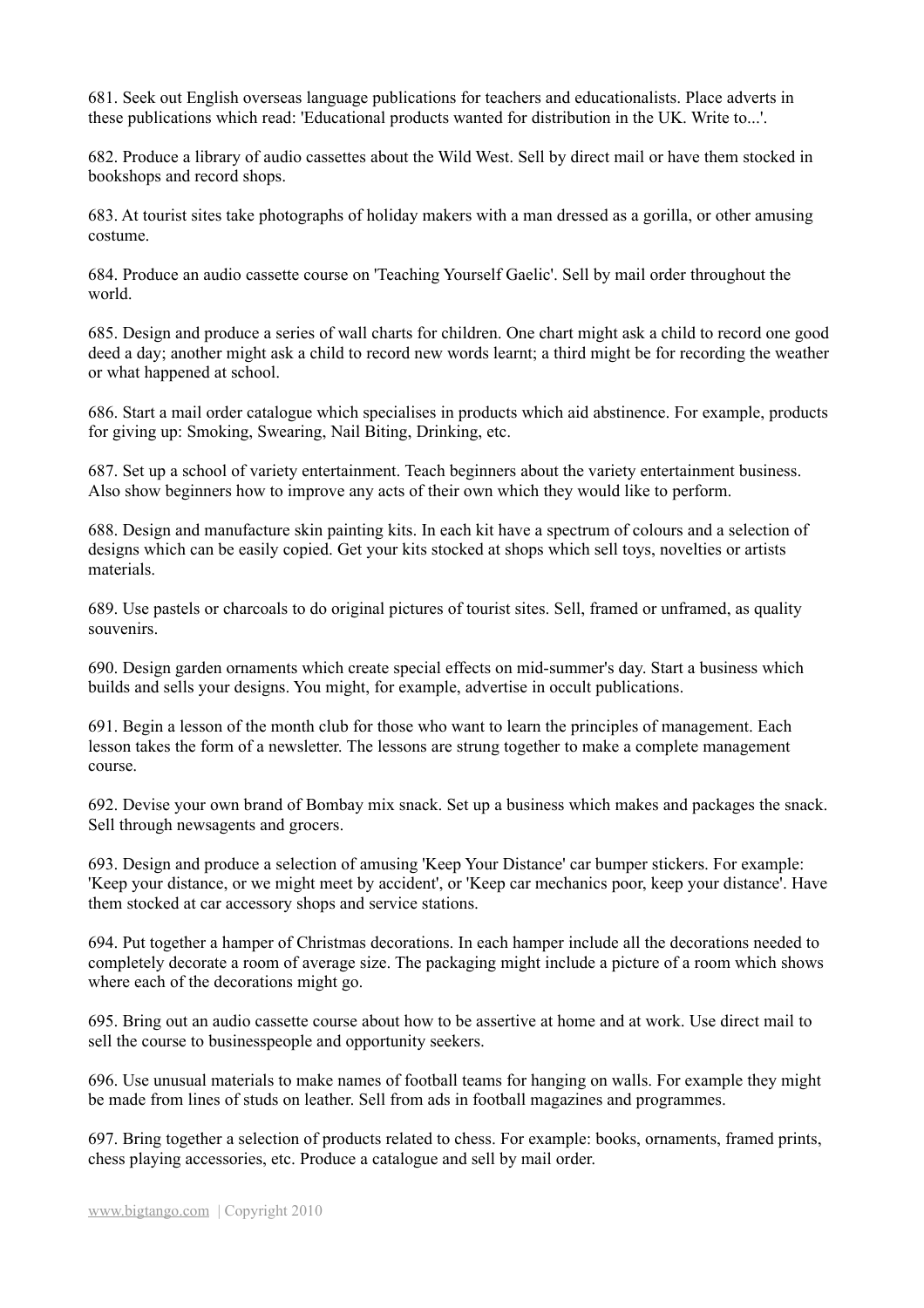681. Seek out English overseas language publications for teachers and educationalists. Place adverts in these publications which read: 'Educational products wanted for distribution in the UK. Write to...'.

682. Produce a library of audio cassettes about the Wild West. Sell by direct mail or have them stocked in bookshops and record shops.

683. At tourist sites take photographs of holiday makers with a man dressed as a gorilla, or other amusing costume.

684. Produce an audio cassette course on 'Teaching Yourself Gaelic'. Sell by mail order throughout the world.

685. Design and produce a series of wall charts for children. One chart might ask a child to record one good deed a day; another might ask a child to record new words learnt; a third might be for recording the weather or what happened at school.

686. Start a mail order catalogue which specialises in products which aid abstinence. For example, products for giving up: Smoking, Swearing, Nail Biting, Drinking, etc.

687. Set up a school of variety entertainment. Teach beginners about the variety entertainment business. Also show beginners how to improve any acts of their own which they would like to perform.

688. Design and manufacture skin painting kits. In each kit have a spectrum of colours and a selection of designs which can be easily copied. Get your kits stocked at shops which sell toys, novelties or artists materials.

689. Use pastels or charcoals to do original pictures of tourist sites. Sell, framed or unframed, as quality souvenirs.

690. Design garden ornaments which create special effects on mid-summer's day. Start a business which builds and sells your designs. You might, for example, advertise in occult publications.

691. Begin a lesson of the month club for those who want to learn the principles of management. Each lesson takes the form of a newsletter. The lessons are strung together to make a complete management course.

692. Devise your own brand of Bombay mix snack. Set up a business which makes and packages the snack. Sell through newsagents and grocers.

693. Design and produce a selection of amusing 'Keep Your Distance' car bumper stickers. For example: 'Keep your distance, or we might meet by accident', or 'Keep car mechanics poor, keep your distance'. Have them stocked at car accessory shops and service stations.

694. Put together a hamper of Christmas decorations. In each hamper include all the decorations needed to completely decorate a room of average size. The packaging might include a picture of a room which shows where each of the decorations might go.

695. Bring out an audio cassette course about how to be assertive at home and at work. Use direct mail to sell the course to businesspeople and opportunity seekers.

696. Use unusual materials to make names of football teams for hanging on walls. For example they might be made from lines of studs on leather. Sell from ads in football magazines and programmes.

697. Bring together a selection of products related to chess. For example: books, ornaments, framed prints, chess playing accessories, etc. Produce a catalogue and sell by mail order.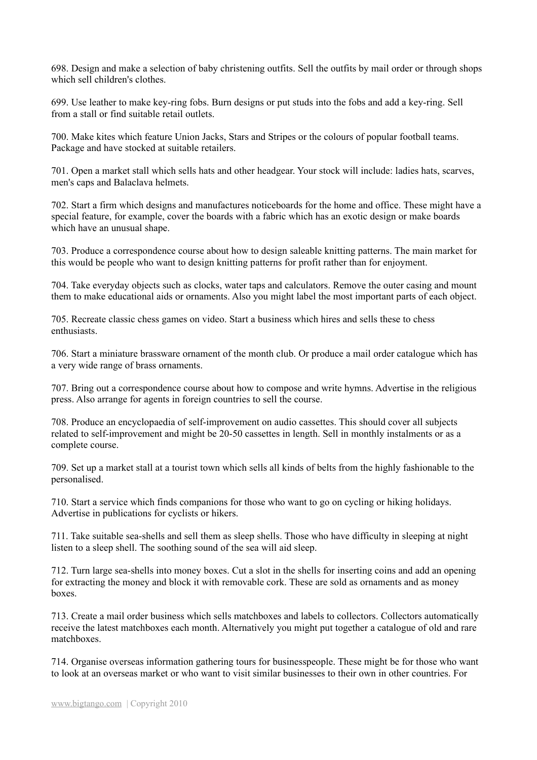698. Design and make a selection of baby christening outfits. Sell the outfits by mail order or through shops which sell children's clothes.

699. Use leather to make key-ring fobs. Burn designs or put studs into the fobs and add a key-ring. Sell from a stall or find suitable retail outlets.

700. Make kites which feature Union Jacks, Stars and Stripes or the colours of popular football teams. Package and have stocked at suitable retailers.

701. Open a market stall which sells hats and other headgear. Your stock will include: ladies hats, scarves, men's caps and Balaclava helmets.

702. Start a firm which designs and manufactures noticeboards for the home and office. These might have a special feature, for example, cover the boards with a fabric which has an exotic design or make boards which have an unusual shape.

703. Produce a correspondence course about how to design saleable knitting patterns. The main market for this would be people who want to design knitting patterns for profit rather than for enjoyment.

704. Take everyday objects such as clocks, water taps and calculators. Remove the outer casing and mount them to make educational aids or ornaments. Also you might label the most important parts of each object.

705. Recreate classic chess games on video. Start a business which hires and sells these to chess enthusiasts.

706. Start a miniature brassware ornament of the month club. Or produce a mail order catalogue which has a very wide range of brass ornaments.

707. Bring out a correspondence course about how to compose and write hymns. Advertise in the religious press. Also arrange for agents in foreign countries to sell the course.

708. Produce an encyclopaedia of self-improvement on audio cassettes. This should cover all subjects related to self-improvement and might be 20-50 cassettes in length. Sell in monthly instalments or as a complete course.

709. Set up a market stall at a tourist town which sells all kinds of belts from the highly fashionable to the personalised.

710. Start a service which finds companions for those who want to go on cycling or hiking holidays. Advertise in publications for cyclists or hikers.

711. Take suitable sea-shells and sell them as sleep shells. Those who have difficulty in sleeping at night listen to a sleep shell. The soothing sound of the sea will aid sleep.

712. Turn large sea-shells into money boxes. Cut a slot in the shells for inserting coins and add an opening for extracting the money and block it with removable cork. These are sold as ornaments and as money boxes.

713. Create a mail order business which sells matchboxes and labels to collectors. Collectors automatically receive the latest matchboxes each month. Alternatively you might put together a catalogue of old and rare matchboxes.

714. Organise overseas information gathering tours for businesspeople. These might be for those who want to look at an overseas market or who want to visit similar businesses to their own in other countries. For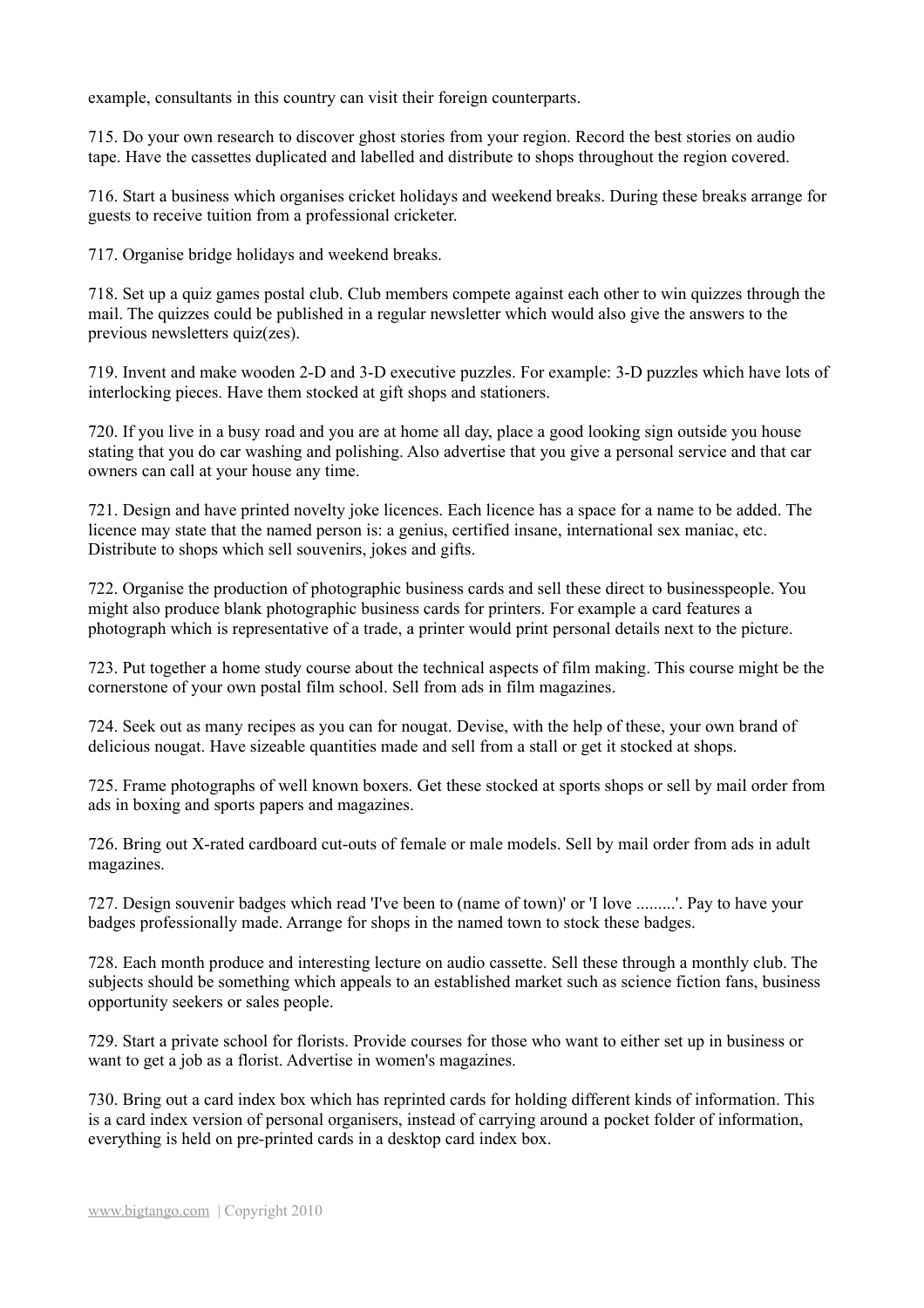example, consultants in this country can visit their foreign counterparts.

715. Do your own research to discover ghost stories from your region. Record the best stories on audio tape. Have the cassettes duplicated and labelled and distribute to shops throughout the region covered.

716. Start a business which organises cricket holidays and weekend breaks. During these breaks arrange for guests to receive tuition from a professional cricketer.

717. Organise bridge holidays and weekend breaks.

718. Set up a quiz games postal club. Club members compete against each other to win quizzes through the mail. The quizzes could be published in a regular newsletter which would also give the answers to the previous newsletters quiz(zes).

719. Invent and make wooden 2-D and 3-D executive puzzles. For example: 3-D puzzles which have lots of interlocking pieces. Have them stocked at gift shops and stationers.

720. If you live in a busy road and you are at home all day, place a good looking sign outside you house stating that you do car washing and polishing. Also advertise that you give a personal service and that car owners can call at your house any time.

721. Design and have printed novelty joke licences. Each licence has a space for a name to be added. The licence may state that the named person is: a genius, certified insane, international sex maniac, etc. Distribute to shops which sell souvenirs, jokes and gifts.

722. Organise the production of photographic business cards and sell these direct to businesspeople. You might also produce blank photographic business cards for printers. For example a card features a photograph which is representative of a trade, a printer would print personal details next to the picture.

723. Put together a home study course about the technical aspects of film making. This course might be the cornerstone of your own postal film school. Sell from ads in film magazines.

724. Seek out as many recipes as you can for nougat. Devise, with the help of these, your own brand of delicious nougat. Have sizeable quantities made and sell from a stall or get it stocked at shops.

725. Frame photographs of well known boxers. Get these stocked at sports shops or sell by mail order from ads in boxing and sports papers and magazines.

726. Bring out X-rated cardboard cut-outs of female or male models. Sell by mail order from ads in adult magazines.

727. Design souvenir badges which read 'I've been to (name of town)' or 'I love .........'. Pay to have your badges professionally made. Arrange for shops in the named town to stock these badges.

728. Each month produce and interesting lecture on audio cassette. Sell these through a monthly club. The subjects should be something which appeals to an established market such as science fiction fans, business opportunity seekers or sales people.

729. Start a private school for florists. Provide courses for those who want to either set up in business or want to get a job as a florist. Advertise in women's magazines.

730. Bring out a card index box which has reprinted cards for holding different kinds of information. This is a card index version of personal organisers, instead of carrying around a pocket folder of information, everything is held on pre-printed cards in a desktop card index box.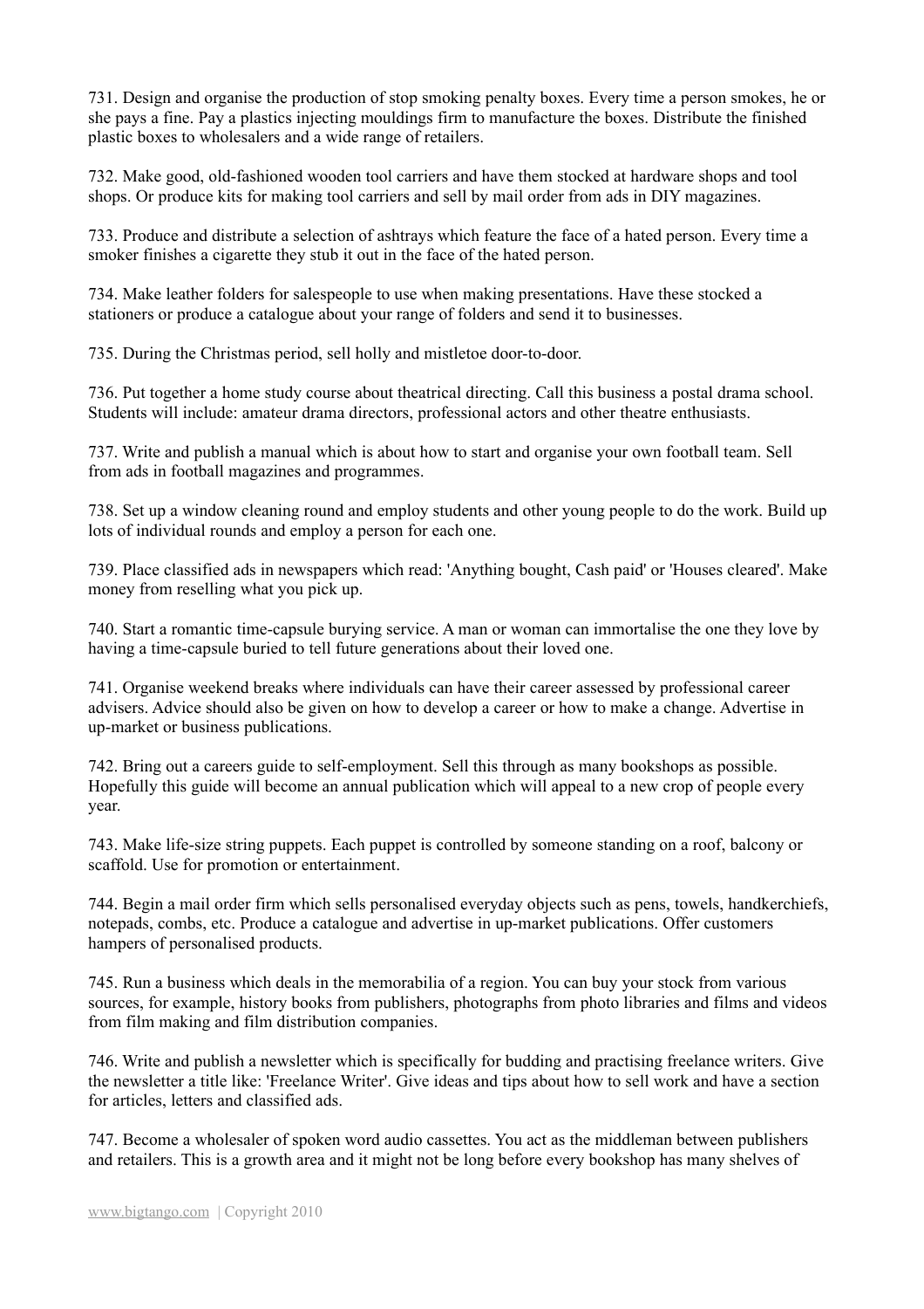731. Design and organise the production of stop smoking penalty boxes. Every time a person smokes, he or she pays a fine. Pay a plastics injecting mouldings firm to manufacture the boxes. Distribute the finished plastic boxes to wholesalers and a wide range of retailers.

732. Make good, old-fashioned wooden tool carriers and have them stocked at hardware shops and tool shops. Or produce kits for making tool carriers and sell by mail order from ads in DIY magazines.

733. Produce and distribute a selection of ashtrays which feature the face of a hated person. Every time a smoker finishes a cigarette they stub it out in the face of the hated person.

734. Make leather folders for salespeople to use when making presentations. Have these stocked a stationers or produce a catalogue about your range of folders and send it to businesses.

735. During the Christmas period, sell holly and mistletoe door-to-door.

736. Put together a home study course about theatrical directing. Call this business a postal drama school. Students will include: amateur drama directors, professional actors and other theatre enthusiasts.

737. Write and publish a manual which is about how to start and organise your own football team. Sell from ads in football magazines and programmes.

738. Set up a window cleaning round and employ students and other young people to do the work. Build up lots of individual rounds and employ a person for each one.

739. Place classified ads in newspapers which read: 'Anything bought, Cash paid' or 'Houses cleared'. Make money from reselling what you pick up.

740. Start a romantic time-capsule burying service. A man or woman can immortalise the one they love by having a time-capsule buried to tell future generations about their loved one.

741. Organise weekend breaks where individuals can have their career assessed by professional career advisers. Advice should also be given on how to develop a career or how to make a change. Advertise in up-market or business publications.

742. Bring out a careers guide to self-employment. Sell this through as many bookshops as possible. Hopefully this guide will become an annual publication which will appeal to a new crop of people every year.

743. Make life-size string puppets. Each puppet is controlled by someone standing on a roof, balcony or scaffold. Use for promotion or entertainment.

744. Begin a mail order firm which sells personalised everyday objects such as pens, towels, handkerchiefs, notepads, combs, etc. Produce a catalogue and advertise in up-market publications. Offer customers hampers of personalised products.

745. Run a business which deals in the memorabilia of a region. You can buy your stock from various sources, for example, history books from publishers, photographs from photo libraries and films and videos from film making and film distribution companies.

746. Write and publish a newsletter which is specifically for budding and practising freelance writers. Give the newsletter a title like: 'Freelance Writer'. Give ideas and tips about how to sell work and have a section for articles, letters and classified ads.

747. Become a wholesaler of spoken word audio cassettes. You act as the middleman between publishers and retailers. This is a growth area and it might not be long before every bookshop has many shelves of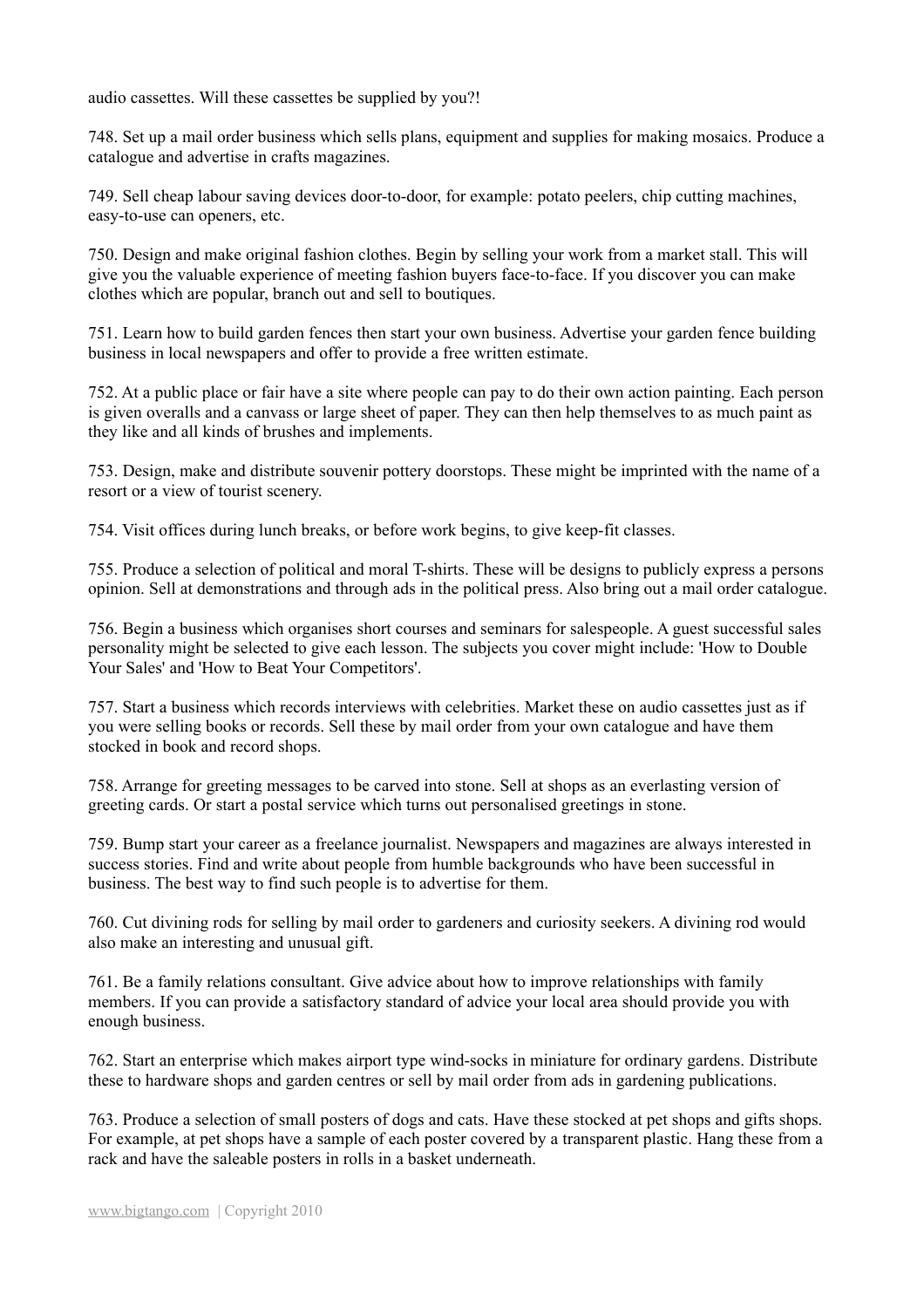audio cassettes. Will these cassettes be supplied by you?!

748. Set up a mail order business which sells plans, equipment and supplies for making mosaics. Produce a catalogue and advertise in crafts magazines.

749. Sell cheap labour saving devices door-to-door, for example: potato peelers, chip cutting machines, easy-to-use can openers, etc.

750. Design and make original fashion clothes. Begin by selling your work from a market stall. This will give you the valuable experience of meeting fashion buyers face-to-face. If you discover you can make clothes which are popular, branch out and sell to boutiques.

751. Learn how to build garden fences then start your own business. Advertise your garden fence building business in local newspapers and offer to provide a free written estimate.

752. At a public place or fair have a site where people can pay to do their own action painting. Each person is given overalls and a canvass or large sheet of paper. They can then help themselves to as much paint as they like and all kinds of brushes and implements.

753. Design, make and distribute souvenir pottery doorstops. These might be imprinted with the name of a resort or a view of tourist scenery.

754. Visit offices during lunch breaks, or before work begins, to give keep-fit classes.

755. Produce a selection of political and moral T-shirts. These will be designs to publicly express a persons opinion. Sell at demonstrations and through ads in the political press. Also bring out a mail order catalogue.

756. Begin a business which organises short courses and seminars for salespeople. A guest successful sales personality might be selected to give each lesson. The subjects you cover might include: 'How to Double Your Sales' and 'How to Beat Your Competitors'.

757. Start a business which records interviews with celebrities. Market these on audio cassettes just as if you were selling books or records. Sell these by mail order from your own catalogue and have them stocked in book and record shops.

758. Arrange for greeting messages to be carved into stone. Sell at shops as an everlasting version of greeting cards. Or start a postal service which turns out personalised greetings in stone.

759. Bump start your career as a freelance journalist. Newspapers and magazines are always interested in success stories. Find and write about people from humble backgrounds who have been successful in business. The best way to find such people is to advertise for them.

760. Cut divining rods for selling by mail order to gardeners and curiosity seekers. A divining rod would also make an interesting and unusual gift.

761. Be a family relations consultant. Give advice about how to improve relationships with family members. If you can provide a satisfactory standard of advice your local area should provide you with enough business.

762. Start an enterprise which makes airport type wind-socks in miniature for ordinary gardens. Distribute these to hardware shops and garden centres or sell by mail order from ads in gardening publications.

763. Produce a selection of small posters of dogs and cats. Have these stocked at pet shops and gifts shops. For example, at pet shops have a sample of each poster covered by a transparent plastic. Hang these from a rack and have the saleable posters in rolls in a basket underneath.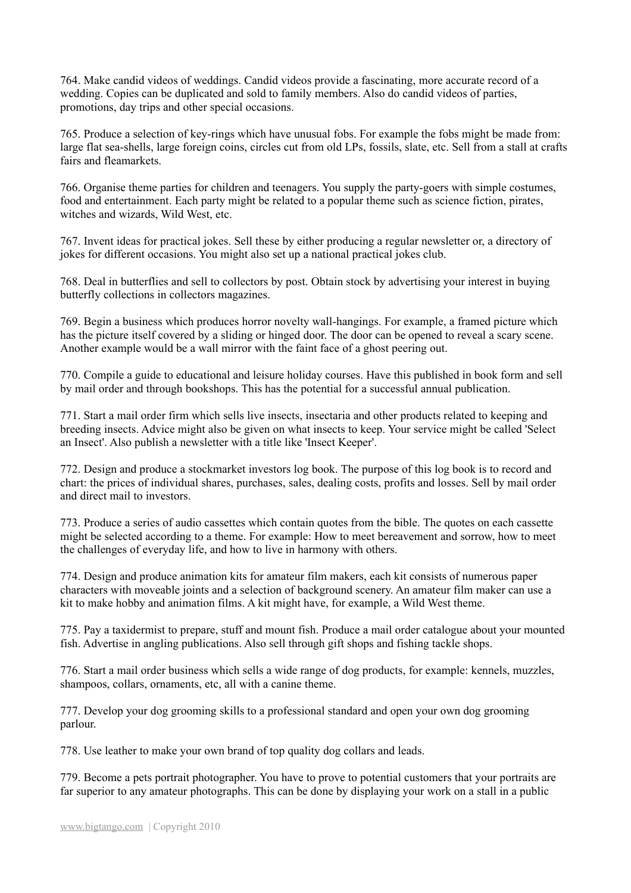764. Make candid videos of weddings. Candid videos provide a fascinating, more accurate record of a wedding. Copies can be duplicated and sold to family members. Also do candid videos of parties, promotions, day trips and other special occasions.

765. Produce a selection of key-rings which have unusual fobs. For example the fobs might be made from: large flat sea-shells, large foreign coins, circles cut from old LPs, fossils, slate, etc. Sell from a stall at crafts fairs and fleamarkets.

766. Organise theme parties for children and teenagers. You supply the party-goers with simple costumes, food and entertainment. Each party might be related to a popular theme such as science fiction, pirates, witches and wizards, Wild West, etc.

767. Invent ideas for practical jokes. Sell these by either producing a regular newsletter or, a directory of jokes for different occasions. You might also set up a national practical jokes club.

768. Deal in butterflies and sell to collectors by post. Obtain stock by advertising your interest in buying butterfly collections in collectors magazines.

769. Begin a business which produces horror novelty wall-hangings. For example, a framed picture which has the picture itself covered by a sliding or hinged door. The door can be opened to reveal a scary scene. Another example would be a wall mirror with the faint face of a ghost peering out.

770. Compile a guide to educational and leisure holiday courses. Have this published in book form and sell by mail order and through bookshops. This has the potential for a successful annual publication.

771. Start a mail order firm which sells live insects, insectaria and other products related to keeping and breeding insects. Advice might also be given on what insects to keep. Your service might be called 'Select an Insect'. Also publish a newsletter with a title like 'Insect Keeper'.

772. Design and produce a stockmarket investors log book. The purpose of this log book is to record and chart: the prices of individual shares, purchases, sales, dealing costs, profits and losses. Sell by mail order and direct mail to investors.

773. Produce a series of audio cassettes which contain quotes from the bible. The quotes on each cassette might be selected according to a theme. For example: How to meet bereavement and sorrow, how to meet the challenges of everyday life, and how to live in harmony with others.

774. Design and produce animation kits for amateur film makers, each kit consists of numerous paper characters with moveable joints and a selection of background scenery. An amateur film maker can use a kit to make hobby and animation films. A kit might have, for example, a Wild West theme.

775. Pay a taxidermist to prepare, stuff and mount fish. Produce a mail order catalogue about your mounted fish. Advertise in angling publications. Also sell through gift shops and fishing tackle shops.

776. Start a mail order business which sells a wide range of dog products, for example: kennels, muzzles, shampoos, collars, ornaments, etc, all with a canine theme.

777. Develop your dog grooming skills to a professional standard and open your own dog grooming parlour.

778. Use leather to make your own brand of top quality dog collars and leads.

779. Become a pets portrait photographer. You have to prove to potential customers that your portraits are far superior to any amateur photographs. This can be done by displaying your work on a stall in a public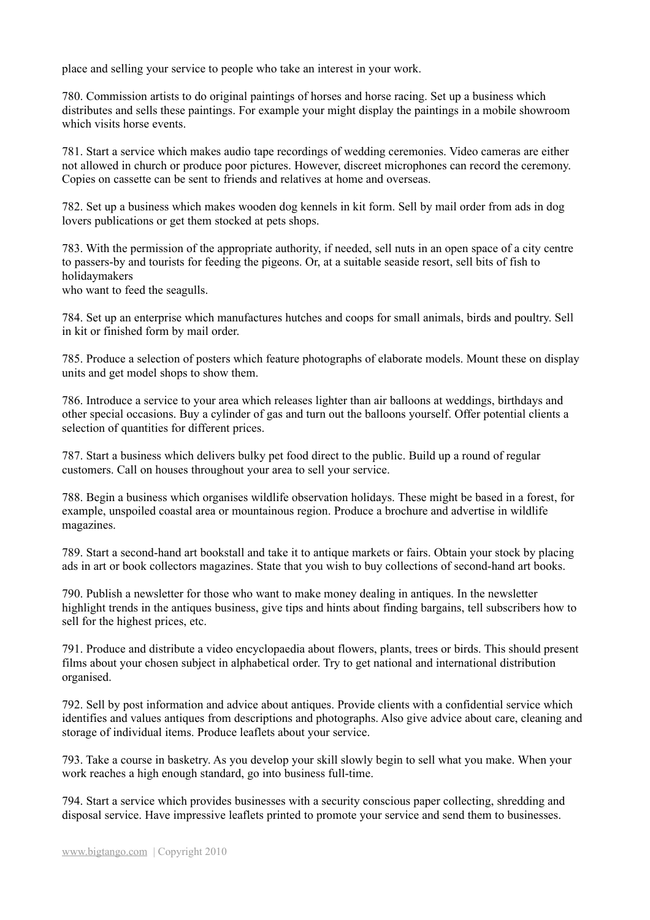place and selling your service to people who take an interest in your work.

780. Commission artists to do original paintings of horses and horse racing. Set up a business which distributes and sells these paintings. For example your might display the paintings in a mobile showroom which visits horse events.

781. Start a service which makes audio tape recordings of wedding ceremonies. Video cameras are either not allowed in church or produce poor pictures. However, discreet microphones can record the ceremony. Copies on cassette can be sent to friends and relatives at home and overseas.

782. Set up a business which makes wooden dog kennels in kit form. Sell by mail order from ads in dog lovers publications or get them stocked at pets shops.

783. With the permission of the appropriate authority, if needed, sell nuts in an open space of a city centre to passers-by and tourists for feeding the pigeons. Or, at a suitable seaside resort, sell bits of fish to holidaymakers
who want to feed the seagulls.

784. Set up an enterprise which manufactures hutches and coops for small animals, birds and poultry. Sell in kit or finished form by mail order.

785. Produce a selection of posters which feature photographs of elaborate models. Mount these on display units and get model shops to show them.

786. Introduce a service to your area which releases lighter than air balloons at weddings, birthdays and other special occasions. Buy a cylinder of gas and turn out the balloons yourself. Offer potential clients a selection of quantities for different prices.

787. Start a business which delivers bulky pet food direct to the public. Build up a round of regular customers. Call on houses throughout your area to sell your service.

788. Begin a business which organises wildlife observation holidays. These might be based in a forest, for example, unspoiled coastal area or mountainous region. Produce a brochure and advertise in wildlife magazines.

789. Start a second-hand art bookstall and take it to antique markets or fairs. Obtain your stock by placing ads in art or book collectors magazines. State that you wish to buy collections of second-hand art books.

790. Publish a newsletter for those who want to make money dealing in antiques. In the newsletter highlight trends in the antiques business, give tips and hints about finding bargains, tell subscribers how to sell for the highest prices, etc.

791. Produce and distribute a video encyclopaedia about flowers, plants, trees or birds. This should present films about your chosen subject in alphabetical order. Try to get national and international distribution organised.

792. Sell by post information and advice about antiques. Provide clients with a confidential service which identifies and values antiques from descriptions and photographs. Also give advice about care, cleaning and storage of individual items. Produce leaflets about your service.

793. Take a course in basketry. As you develop your skill slowly begin to sell what you make. When your work reaches a high enough standard, go into business full-time.

794. Start a service which provides businesses with a security conscious paper collecting, shredding and disposal service. Have impressive leaflets printed to promote your service and send them to businesses.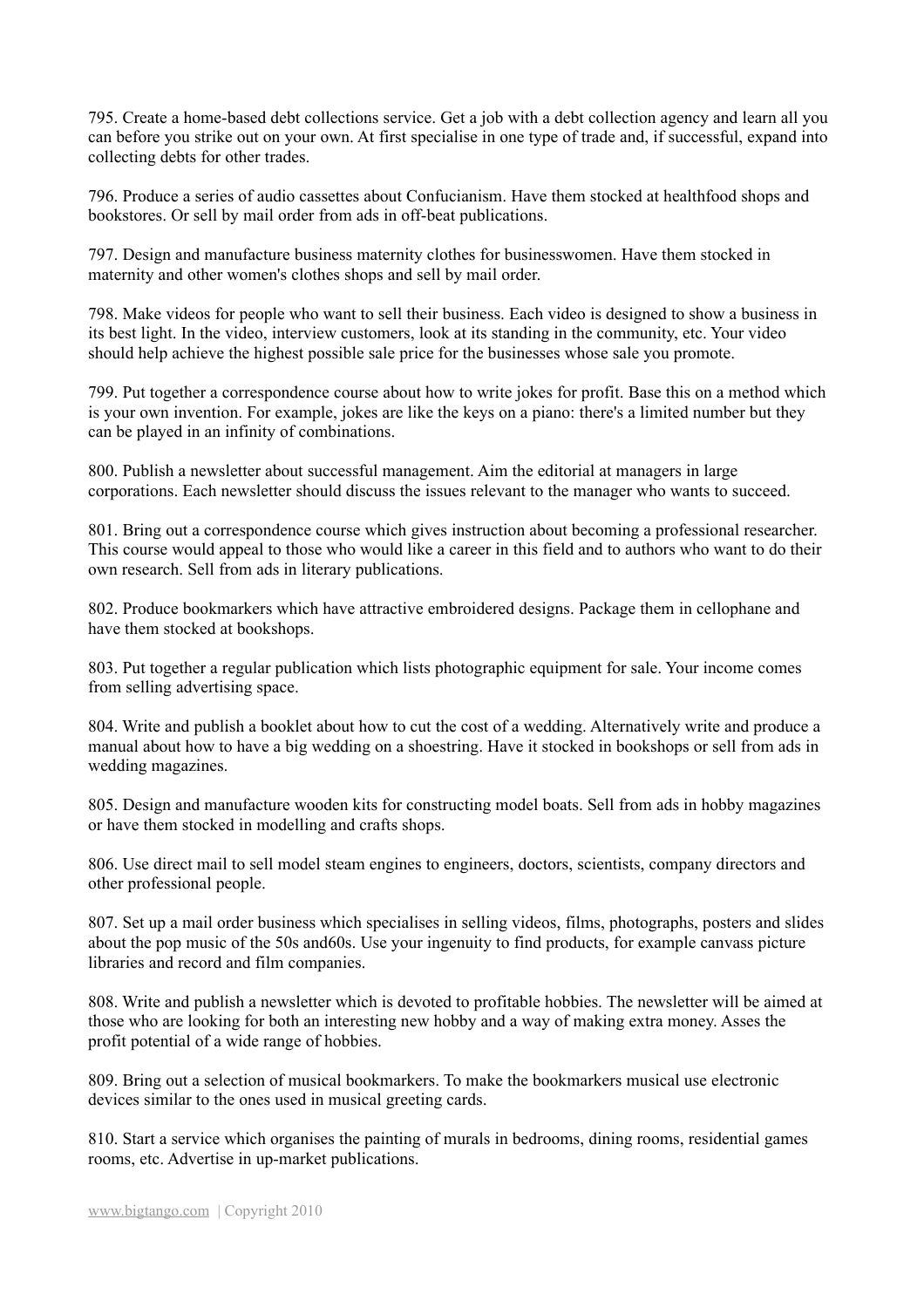795. Create a home-based debt collections service. Get a job with a debt collection agency and learn all you can before you strike out on your own. At first specialise in one type of trade and, if successful, expand into collecting debts for other trades.

796. Produce a series of audio cassettes about Confucianism. Have them stocked at healthfood shops and bookstores. Or sell by mail order from ads in off-beat publications.

797. Design and manufacture business maternity clothes for businesswomen. Have them stocked in maternity and other women's clothes shops and sell by mail order.

798. Make videos for people who want to sell their business. Each video is designed to show a business in its best light. In the video, interview customers, look at its standing in the community, etc. Your video should help achieve the highest possible sale price for the businesses whose sale you promote.

799. Put together a correspondence course about how to write jokes for profit. Base this on a method which is your own invention. For example, jokes are like the keys on a piano: there's a limited number but they can be played in an infinity of combinations.

800. Publish a newsletter about successful management. Aim the editorial at managers in large corporations. Each newsletter should discuss the issues relevant to the manager who wants to succeed.

801. Bring out a correspondence course which gives instruction about becoming a professional researcher. This course would appeal to those who would like a career in this field and to authors who want to do their own research. Sell from ads in literary publications.

802. Produce bookmarkers which have attractive embroidered designs. Package them in cellophane and have them stocked at bookshops.

803. Put together a regular publication which lists photographic equipment for sale. Your income comes from selling advertising space.

804. Write and publish a booklet about how to cut the cost of a wedding. Alternatively write and produce a manual about how to have a big wedding on a shoestring. Have it stocked in bookshops or sell from ads in wedding magazines.

805. Design and manufacture wooden kits for constructing model boats. Sell from ads in hobby magazines or have them stocked in modelling and crafts shops.

806. Use direct mail to sell model steam engines to engineers, doctors, scientists, company directors and other professional people.

807. Set up a mail order business which specialises in selling videos, films, photographs, posters and slides about the pop music of the 50s and60s. Use your ingenuity to find products, for example canvass picture libraries and record and film companies.

808. Write and publish a newsletter which is devoted to profitable hobbies. The newsletter will be aimed at those who are looking for both an interesting new hobby and a way of making extra money. Asses the profit potential of a wide range of hobbies.

809. Bring out a selection of musical bookmarkers. To make the bookmarkers musical use electronic devices similar to the ones used in musical greeting cards.

810. Start a service which organises the painting of murals in bedrooms, dining rooms, residential games rooms, etc. Advertise in up-market publications.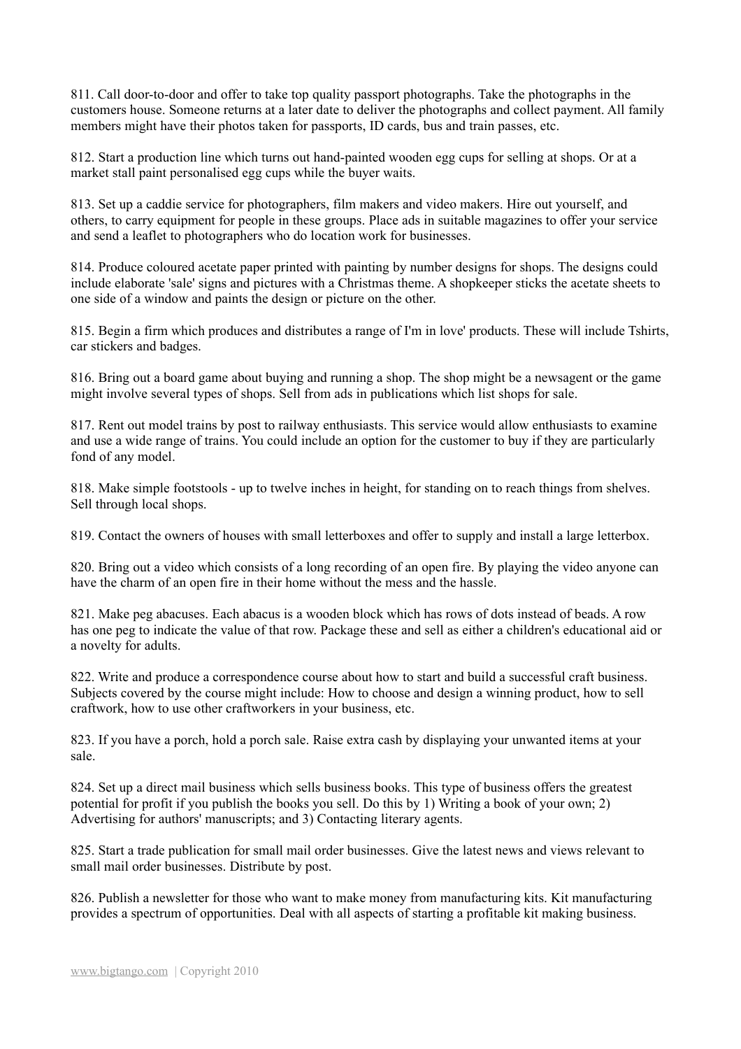811. Call door-to-door and offer to take top quality passport photographs. Take the photographs in the customers house. Someone returns at a later date to deliver the photographs and collect payment. All family members might have their photos taken for passports, ID cards, bus and train passes, etc.

812. Start a production line which turns out hand-painted wooden egg cups for selling at shops. Or at a market stall paint personalised egg cups while the buyer waits.

813. Set up a caddie service for photographers, film makers and video makers. Hire out yourself, and others, to carry equipment for people in these groups. Place ads in suitable magazines to offer your service and send a leaflet to photographers who do location work for businesses.

814. Produce coloured acetate paper printed with painting by number designs for shops. The designs could include elaborate 'sale' signs and pictures with a Christmas theme. A shopkeeper sticks the acetate sheets to one side of a window and paints the design or picture on the other.

815. Begin a firm which produces and distributes a range of I'm in love' products. These will include Tshirts, car stickers and badges.

816. Bring out a board game about buying and running a shop. The shop might be a newsagent or the game might involve several types of shops. Sell from ads in publications which list shops for sale.

817. Rent out model trains by post to railway enthusiasts. This service would allow enthusiasts to examine and use a wide range of trains. You could include an option for the customer to buy if they are particularly fond of any model.

818. Make simple footstools - up to twelve inches in height, for standing on to reach things from shelves. Sell through local shops.

819. Contact the owners of houses with small letterboxes and offer to supply and install a large letterbox.

820. Bring out a video which consists of a long recording of an open fire. By playing the video anyone can have the charm of an open fire in their home without the mess and the hassle.

821. Make peg abacuses. Each abacus is a wooden block which has rows of dots instead of beads. A row has one peg to indicate the value of that row. Package these and sell as either a children's educational aid or a novelty for adults.

822. Write and produce a correspondence course about how to start and build a successful craft business. Subjects covered by the course might include: How to choose and design a winning product, how to sell craftwork, how to use other craftworkers in your business, etc.

823. If you have a porch, hold a porch sale. Raise extra cash by displaying your unwanted items at your sale.

824. Set up a direct mail business which sells business books. This type of business offers the greatest potential for profit if you publish the books you sell. Do this by 1) Writing a book of your own; 2) Advertising for authors' manuscripts; and 3) Contacting literary agents.

825. Start a trade publication for small mail order businesses. Give the latest news and views relevant to small mail order businesses. Distribute by post.

826. Publish a newsletter for those who want to make money from manufacturing kits. Kit manufacturing provides a spectrum of opportunities. Deal with all aspects of starting a profitable kit making business.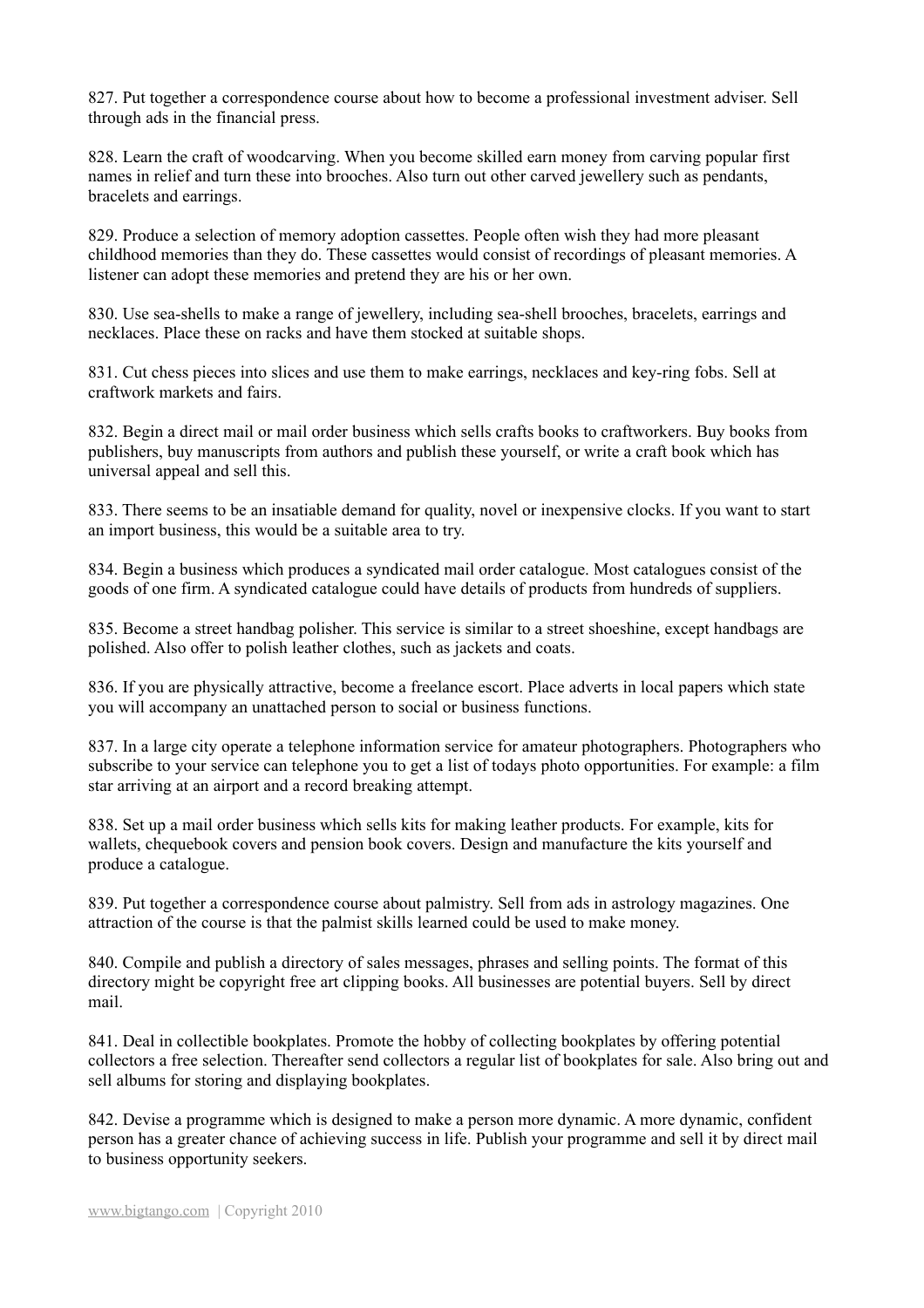827. Put together a correspondence course about how to become a professional investment adviser. Sell through ads in the financial press.

828. Learn the craft of woodcarving. When you become skilled earn money from carving popular first names in relief and turn these into brooches. Also turn out other carved jewellery such as pendants, bracelets and earrings.

829. Produce a selection of memory adoption cassettes. People often wish they had more pleasant childhood memories than they do. These cassettes would consist of recordings of pleasant memories. A listener can adopt these memories and pretend they are his or her own.

830. Use sea-shells to make a range of jewellery, including sea-shell brooches, bracelets, earrings and necklaces. Place these on racks and have them stocked at suitable shops.

831. Cut chess pieces into slices and use them to make earrings, necklaces and key-ring fobs. Sell at craftwork markets and fairs.

832. Begin a direct mail or mail order business which sells crafts books to craftworkers. Buy books from publishers, buy manuscripts from authors and publish these yourself, or write a craft book which has universal appeal and sell this.

833. There seems to be an insatiable demand for quality, novel or inexpensive clocks. If you want to start an import business, this would be a suitable area to try.

834. Begin a business which produces a syndicated mail order catalogue. Most catalogues consist of the goods of one firm. A syndicated catalogue could have details of products from hundreds of suppliers.

835. Become a street handbag polisher. This service is similar to a street shoeshine, except handbags are polished. Also offer to polish leather clothes, such as jackets and coats.

836. If you are physically attractive, become a freelance escort. Place adverts in local papers which state you will accompany an unattached person to social or business functions.

837. In a large city operate a telephone information service for amateur photographers. Photographers who subscribe to your service can telephone you to get a list of todays photo opportunities. For example: a film star arriving at an airport and a record breaking attempt.

838. Set up a mail order business which sells kits for making leather products. For example, kits for wallets, chequebook covers and pension book covers. Design and manufacture the kits yourself and produce a catalogue.

839. Put together a correspondence course about palmistry. Sell from ads in astrology magazines. One attraction of the course is that the palmist skills learned could be used to make money.

840. Compile and publish a directory of sales messages, phrases and selling points. The format of this directory might be copyright free art clipping books. All businesses are potential buyers. Sell by direct mail.

841. Deal in collectible bookplates. Promote the hobby of collecting bookplates by offering potential collectors a free selection. Thereafter send collectors a regular list of bookplates for sale. Also bring out and sell albums for storing and displaying bookplates.

842. Devise a programme which is designed to make a person more dynamic. A more dynamic, confident person has a greater chance of achieving success in life. Publish your programme and sell it by direct mail to business opportunity seekers.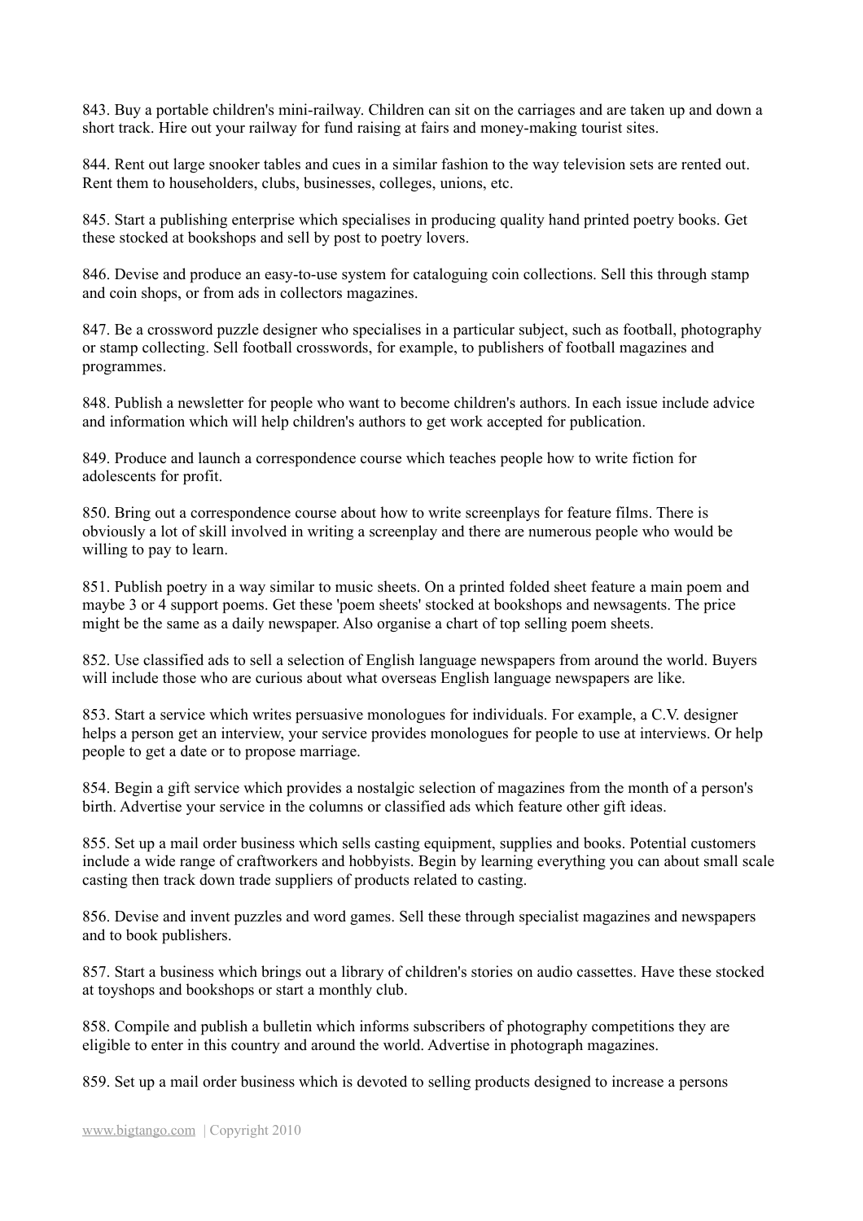843. Buy a portable children's mini-railway. Children can sit on the carriages and are taken up and down a short track. Hire out your railway for fund raising at fairs and money-making tourist sites.

844. Rent out large snooker tables and cues in a similar fashion to the way television sets are rented out. Rent them to householders, clubs, businesses, colleges, unions, etc.

845. Start a publishing enterprise which specialises in producing quality hand printed poetry books. Get these stocked at bookshops and sell by post to poetry lovers.

846. Devise and produce an easy-to-use system for cataloguing coin collections. Sell this through stamp and coin shops, or from ads in collectors magazines.

847. Be a crossword puzzle designer who specialises in a particular subject, such as football, photography or stamp collecting. Sell football crosswords, for example, to publishers of football magazines and programmes.

848. Publish a newsletter for people who want to become children's authors. In each issue include advice and information which will help children's authors to get work accepted for publication.

849. Produce and launch a correspondence course which teaches people how to write fiction for adolescents for profit.

850. Bring out a correspondence course about how to write screenplays for feature films. There is obviously a lot of skill involved in writing a screenplay and there are numerous people who would be willing to pay to learn.

851. Publish poetry in a way similar to music sheets. On a printed folded sheet feature a main poem and maybe 3 or 4 support poems. Get these 'poem sheets' stocked at bookshops and newsagents. The price might be the same as a daily newspaper. Also organise a chart of top selling poem sheets.

852. Use classified ads to sell a selection of English language newspapers from around the world. Buyers will include those who are curious about what overseas English language newspapers are like.

853. Start a service which writes persuasive monologues for individuals. For example, a C.V. designer helps a person get an interview, your service provides monologues for people to use at interviews. Or help people to get a date or to propose marriage.

854. Begin a gift service which provides a nostalgic selection of magazines from the month of a person's birth. Advertise your service in the columns or classified ads which feature other gift ideas.

855. Set up a mail order business which sells casting equipment, supplies and books. Potential customers include a wide range of craftworkers and hobbyists. Begin by learning everything you can about small scale casting then track down trade suppliers of products related to casting.

856. Devise and invent puzzles and word games. Sell these through specialist magazines and newspapers and to book publishers.

857. Start a business which brings out a library of children's stories on audio cassettes. Have these stocked at toyshops and bookshops or start a monthly club.

858. Compile and publish a bulletin which informs subscribers of photography competitions they are eligible to enter in this country and around the world. Advertise in photograph magazines.

859. Set up a mail order business which is devoted to selling products designed to increase a persons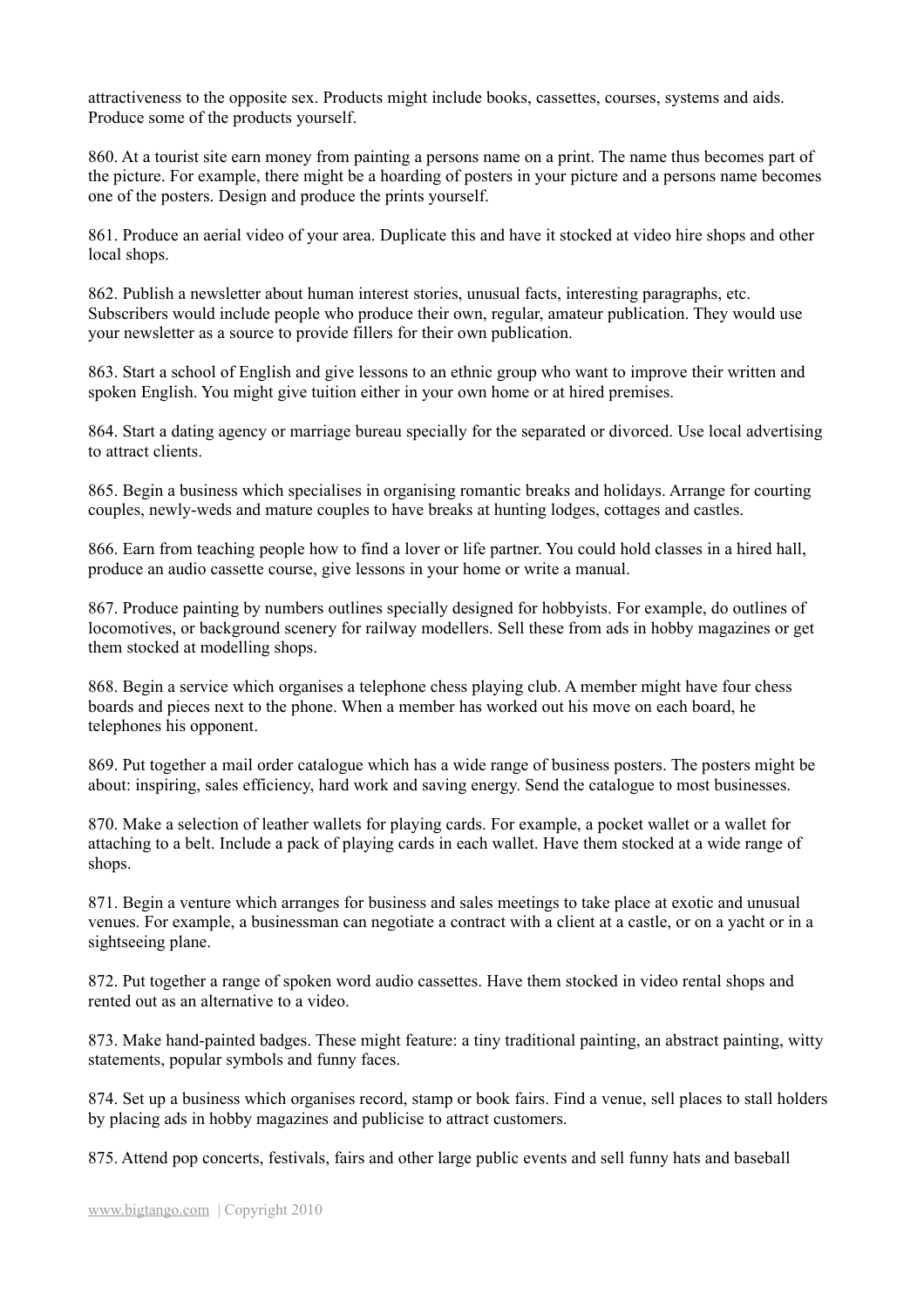attractiveness to the opposite sex. Products might include books, cassettes, courses, systems and aids. Produce some of the products yourself.

860. At a tourist site earn money from painting a persons name on a print. The name thus becomes part of the picture. For example, there might be a hoarding of posters in your picture and a persons name becomes one of the posters. Design and produce the prints yourself.

861. Produce an aerial video of your area. Duplicate this and have it stocked at video hire shops and other local shops.

862. Publish a newsletter about human interest stories, unusual facts, interesting paragraphs, etc. Subscribers would include people who produce their own, regular, amateur publication. They would use your newsletter as a source to provide fillers for their own publication.

863. Start a school of English and give lessons to an ethnic group who want to improve their written and spoken English. You might give tuition either in your own home or at hired premises.

864. Start a dating agency or marriage bureau specially for the separated or divorced. Use local advertising to attract clients.

865. Begin a business which specialises in organising romantic breaks and holidays. Arrange for courting couples, newly-weds and mature couples to have breaks at hunting lodges, cottages and castles.

866. Earn from teaching people how to find a lover or life partner. You could hold classes in a hired hall, produce an audio cassette course, give lessons in your home or write a manual.

867. Produce painting by numbers outlines specially designed for hobbyists. For example, do outlines of locomotives, or background scenery for railway modellers. Sell these from ads in hobby magazines or get them stocked at modelling shops.

868. Begin a service which organises a telephone chess playing club. A member might have four chess boards and pieces next to the phone. When a member has worked out his move on each board, he telephones his opponent.

869. Put together a mail order catalogue which has a wide range of business posters. The posters might be about: inspiring, sales efficiency, hard work and saving energy. Send the catalogue to most businesses.

870. Make a selection of leather wallets for playing cards. For example, a pocket wallet or a wallet for attaching to a belt. Include a pack of playing cards in each wallet. Have them stocked at a wide range of shops.

871. Begin a venture which arranges for business and sales meetings to take place at exotic and unusual venues. For example, a businessman can negotiate a contract with a client at a castle, or on a yacht or in a sightseeing plane.

872. Put together a range of spoken word audio cassettes. Have them stocked in video rental shops and rented out as an alternative to a video.

873. Make hand-painted badges. These might feature: a tiny traditional painting, an abstract painting, witty statements, popular symbols and funny faces.

874. Set up a business which organises record, stamp or book fairs. Find a venue, sell places to stall holders by placing ads in hobby magazines and publicise to attract customers.

875. Attend pop concerts, festivals, fairs and other large public events and sell funny hats and baseball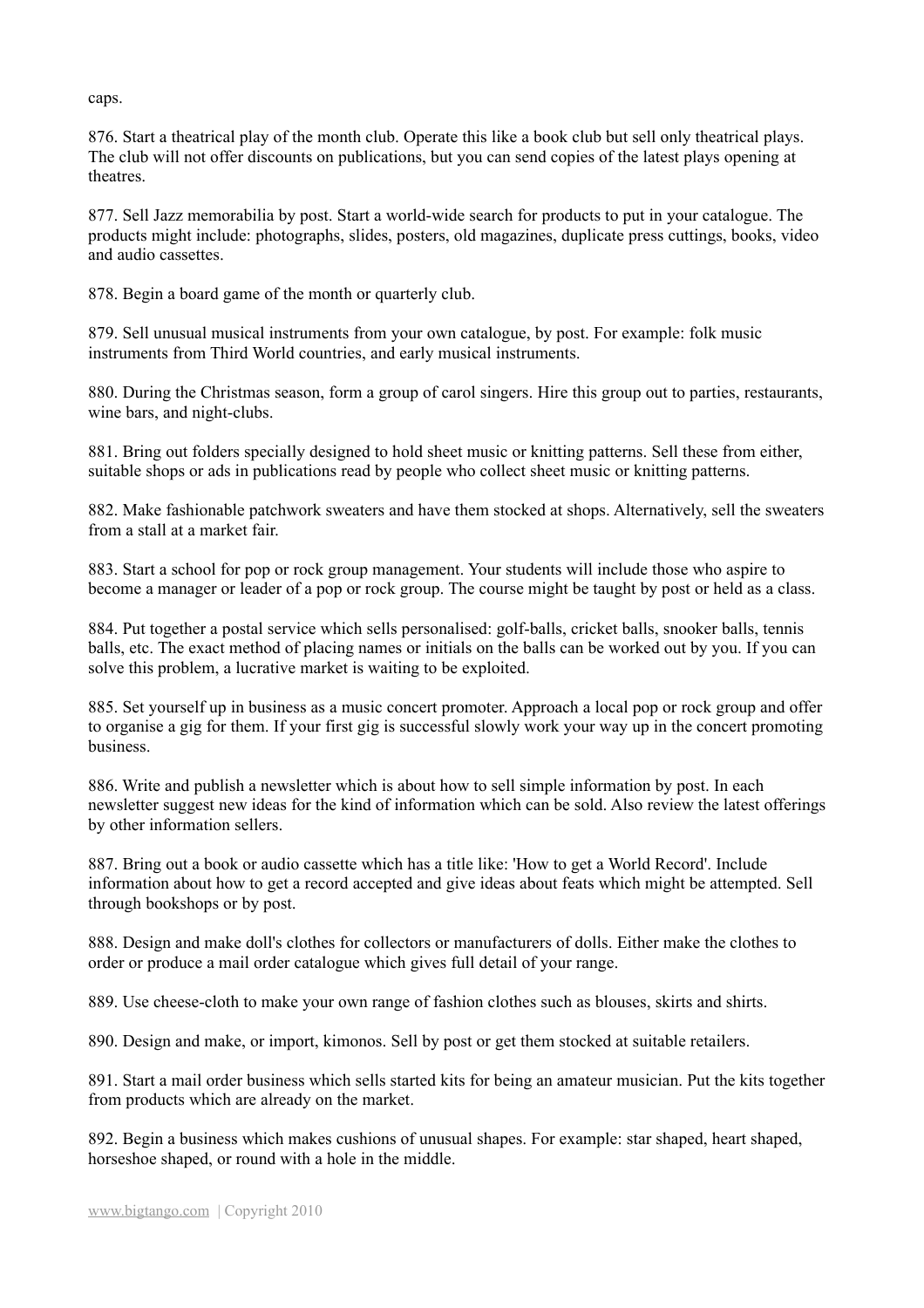caps.

876. Start a theatrical play of the month club. Operate this like a book club but sell only theatrical plays. The club will not offer discounts on publications, but you can send copies of the latest plays opening at theatres.

877. Sell Jazz memorabilia by post. Start a world-wide search for products to put in your catalogue. The products might include: photographs, slides, posters, old magazines, duplicate press cuttings, books, video and audio cassettes.

878. Begin a board game of the month or quarterly club.

879. Sell unusual musical instruments from your own catalogue, by post. For example: folk music instruments from Third World countries, and early musical instruments.

880. During the Christmas season, form a group of carol singers. Hire this group out to parties, restaurants, wine bars, and night-clubs.

881. Bring out folders specially designed to hold sheet music or knitting patterns. Sell these from either, suitable shops or ads in publications read by people who collect sheet music or knitting patterns.

882. Make fashionable patchwork sweaters and have them stocked at shops. Alternatively, sell the sweaters from a stall at a market fair.

883. Start a school for pop or rock group management. Your students will include those who aspire to become a manager or leader of a pop or rock group. The course might be taught by post or held as a class.

884. Put together a postal service which sells personalised: golf-balls, cricket balls, snooker balls, tennis balls, etc. The exact method of placing names or initials on the balls can be worked out by you. If you can solve this problem, a lucrative market is waiting to be exploited.

885. Set yourself up in business as a music concert promoter. Approach a local pop or rock group and offer to organise a gig for them. If your first gig is successful slowly work your way up in the concert promoting business.

886. Write and publish a newsletter which is about how to sell simple information by post. In each newsletter suggest new ideas for the kind of information which can be sold. Also review the latest offerings by other information sellers.

887. Bring out a book or audio cassette which has a title like: 'How to get a World Record'. Include information about how to get a record accepted and give ideas about feats which might be attempted. Sell through bookshops or by post.

888. Design and make doll's clothes for collectors or manufacturers of dolls. Either make the clothes to order or produce a mail order catalogue which gives full detail of your range.

889. Use cheese-cloth to make your own range of fashion clothes such as blouses, skirts and shirts.

890. Design and make, or import, kimonos. Sell by post or get them stocked at suitable retailers.

891. Start a mail order business which sells started kits for being an amateur musician. Put the kits together from products which are already on the market.

892. Begin a business which makes cushions of unusual shapes. For example: star shaped, heart shaped, horseshoe shaped, or round with a hole in the middle.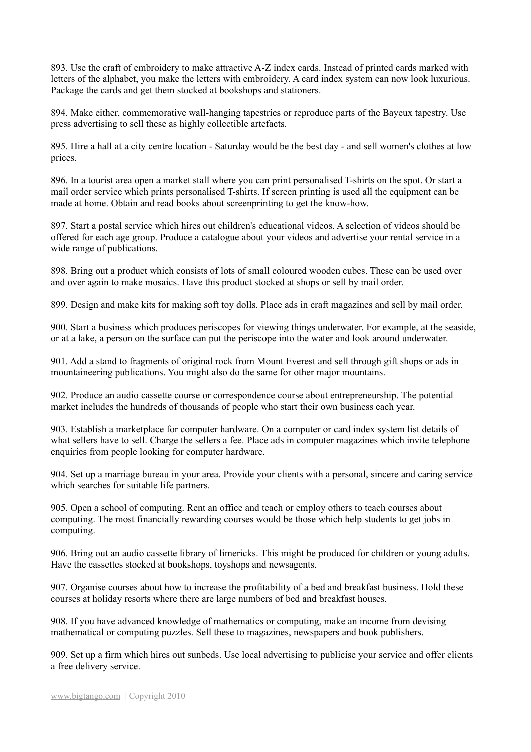893. Use the craft of embroidery to make attractive A-Z index cards. Instead of printed cards marked with letters of the alphabet, you make the letters with embroidery. A card index system can now look luxurious. Package the cards and get them stocked at bookshops and stationers.

894. Make either, commemorative wall-hanging tapestries or reproduce parts of the Bayeux tapestry. Use press advertising to sell these as highly collectible artefacts.

895. Hire a hall at a city centre location - Saturday would be the best day - and sell women's clothes at low prices.

896. In a tourist area open a market stall where you can print personalised T-shirts on the spot. Or start a mail order service which prints personalised T-shirts. If screen printing is used all the equipment can be made at home. Obtain and read books about screenprinting to get the know-how.

897. Start a postal service which hires out children's educational videos. A selection of videos should be offered for each age group. Produce a catalogue about your videos and advertise your rental service in a wide range of publications.

898. Bring out a product which consists of lots of small coloured wooden cubes. These can be used over and over again to make mosaics. Have this product stocked at shops or sell by mail order.

899. Design and make kits for making soft toy dolls. Place ads in craft magazines and sell by mail order.

900. Start a business which produces periscopes for viewing things underwater. For example, at the seaside, or at a lake, a person on the surface can put the periscope into the water and look around underwater.

901. Add a stand to fragments of original rock from Mount Everest and sell through gift shops or ads in mountaineering publications. You might also do the same for other major mountains.

902. Produce an audio cassette course or correspondence course about entrepreneurship. The potential market includes the hundreds of thousands of people who start their own business each year.

903. Establish a marketplace for computer hardware. On a computer or card index system list details of what sellers have to sell. Charge the sellers a fee. Place ads in computer magazines which invite telephone enquiries from people looking for computer hardware.

904. Set up a marriage bureau in your area. Provide your clients with a personal, sincere and caring service which searches for suitable life partners.

905. Open a school of computing. Rent an office and teach or employ others to teach courses about computing. The most financially rewarding courses would be those which help students to get jobs in computing.

906. Bring out an audio cassette library of limericks. This might be produced for children or young adults. Have the cassettes stocked at bookshops, toyshops and newsagents.

907. Organise courses about how to increase the profitability of a bed and breakfast business. Hold these courses at holiday resorts where there are large numbers of bed and breakfast houses.

908. If you have advanced knowledge of mathematics or computing, make an income from devising mathematical or computing puzzles. Sell these to magazines, newspapers and book publishers.

909. Set up a firm which hires out sunbeds. Use local advertising to publicise your service and offer clients a free delivery service.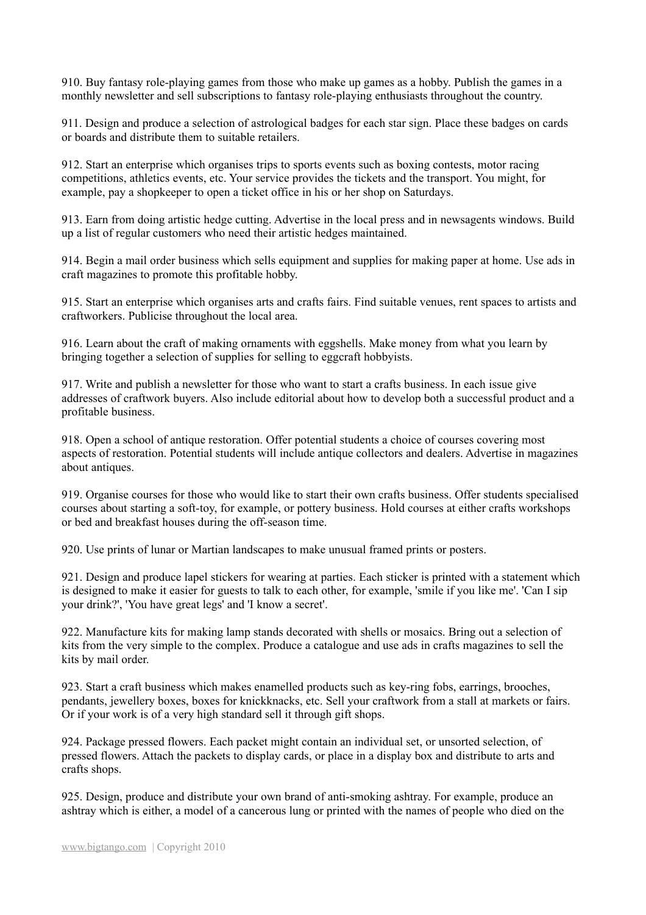910. Buy fantasy role-playing games from those who make up games as a hobby. Publish the games in a monthly newsletter and sell subscriptions to fantasy role-playing enthusiasts throughout the country.

911. Design and produce a selection of astrological badges for each star sign. Place these badges on cards or boards and distribute them to suitable retailers.

912. Start an enterprise which organises trips to sports events such as boxing contests, motor racing competitions, athletics events, etc. Your service provides the tickets and the transport. You might, for example, pay a shopkeeper to open a ticket office in his or her shop on Saturdays.

913. Earn from doing artistic hedge cutting. Advertise in the local press and in newsagents windows. Build up a list of regular customers who need their artistic hedges maintained.

914. Begin a mail order business which sells equipment and supplies for making paper at home. Use ads in craft magazines to promote this profitable hobby.

915. Start an enterprise which organises arts and crafts fairs. Find suitable venues, rent spaces to artists and craftworkers. Publicise throughout the local area.

916. Learn about the craft of making ornaments with eggshells. Make money from what you learn by bringing together a selection of supplies for selling to eggcraft hobbyists.

917. Write and publish a newsletter for those who want to start a crafts business. In each issue give addresses of craftwork buyers. Also include editorial about how to develop both a successful product and a profitable business.

918. Open a school of antique restoration. Offer potential students a choice of courses covering most aspects of restoration. Potential students will include antique collectors and dealers. Advertise in magazines about antiques.

919. Organise courses for those who would like to start their own crafts business. Offer students specialised courses about starting a soft-toy, for example, or pottery business. Hold courses at either crafts workshops or bed and breakfast houses during the off-season time.

920. Use prints of lunar or Martian landscapes to make unusual framed prints or posters.

921. Design and produce lapel stickers for wearing at parties. Each sticker is printed with a statement which is designed to make it easier for guests to talk to each other, for example, 'smile if you like me'. 'Can I sip your drink?', 'You have great legs' and 'I know a secret'.

922. Manufacture kits for making lamp stands decorated with shells or mosaics. Bring out a selection of kits from the very simple to the complex. Produce a catalogue and use ads in crafts magazines to sell the kits by mail order.

923. Start a craft business which makes enamelled products such as key-ring fobs, earrings, brooches, pendants, jewellery boxes, boxes for knickknacks, etc. Sell your craftwork from a stall at markets or fairs. Or if your work is of a very high standard sell it through gift shops.

924. Package pressed flowers. Each packet might contain an individual set, or unsorted selection, of pressed flowers. Attach the packets to display cards, or place in a display box and distribute to arts and crafts shops.

925. Design, produce and distribute your own brand of anti-smoking ashtray. For example, produce an ashtray which is either, a model of a cancerous lung or printed with the names of people who died on the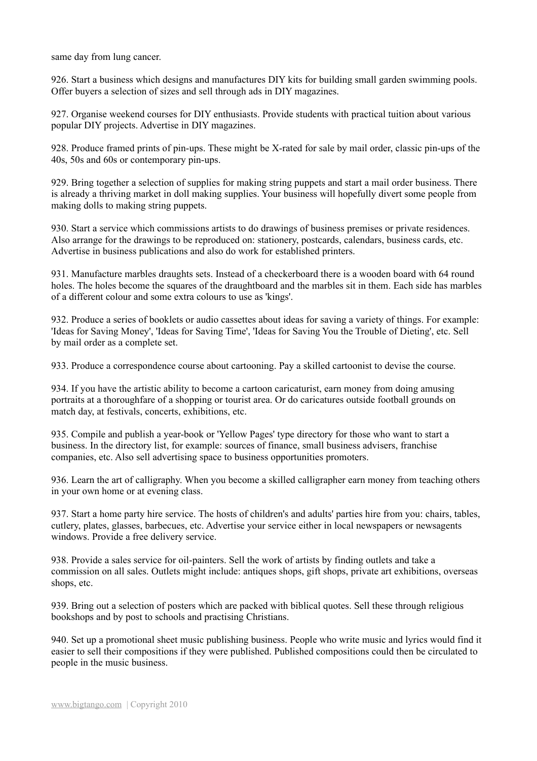same day from lung cancer.

926. Start a business which designs and manufactures DIY kits for building small garden swimming pools. Offer buyers a selection of sizes and sell through ads in DIY magazines.

927. Organise weekend courses for DIY enthusiasts. Provide students with practical tuition about various popular DIY projects. Advertise in DIY magazines.

928. Produce framed prints of pin-ups. These might be X-rated for sale by mail order, classic pin-ups of the 40s, 50s and 60s or contemporary pin-ups.

929. Bring together a selection of supplies for making string puppets and start a mail order business. There is already a thriving market in doll making supplies. Your business will hopefully divert some people from making dolls to making string puppets.

930. Start a service which commissions artists to do drawings of business premises or private residences. Also arrange for the drawings to be reproduced on: stationery, postcards, calendars, business cards, etc. Advertise in business publications and also do work for established printers.

931. Manufacture marbles draughts sets. Instead of a checkerboard there is a wooden board with 64 round holes. The holes become the squares of the draughtboard and the marbles sit in them. Each side has marbles of a different colour and some extra colours to use as 'kings'.

932. Produce a series of booklets or audio cassettes about ideas for saving a variety of things. For example: 'Ideas for Saving Money', 'Ideas for Saving Time', 'Ideas for Saving You the Trouble of Dieting', etc. Sell by mail order as a complete set.

933. Produce a correspondence course about cartooning. Pay a skilled cartoonist to devise the course.

934. If you have the artistic ability to become a cartoon caricaturist, earn money from doing amusing portraits at a thoroughfare of a shopping or tourist area. Or do caricatures outside football grounds on match day, at festivals, concerts, exhibitions, etc.

935. Compile and publish a year-book or 'Yellow Pages' type directory for those who want to start a business. In the directory list, for example: sources of finance, small business advisers, franchise companies, etc. Also sell advertising space to business opportunities promoters.

936. Learn the art of calligraphy. When you become a skilled calligrapher earn money from teaching others in your own home or at evening class.

937. Start a home party hire service. The hosts of children's and adults' parties hire from you: chairs, tables, cutlery, plates, glasses, barbecues, etc. Advertise your service either in local newspapers or newsagents windows. Provide a free delivery service.

938. Provide a sales service for oil-painters. Sell the work of artists by finding outlets and take a commission on all sales. Outlets might include: antiques shops, gift shops, private art exhibitions, overseas shops, etc.

939. Bring out a selection of posters which are packed with biblical quotes. Sell these through religious bookshops and by post to schools and practising Christians.

940. Set up a promotional sheet music publishing business. People who write music and lyrics would find it easier to sell their compositions if they were published. Published compositions could then be circulated to people in the music business.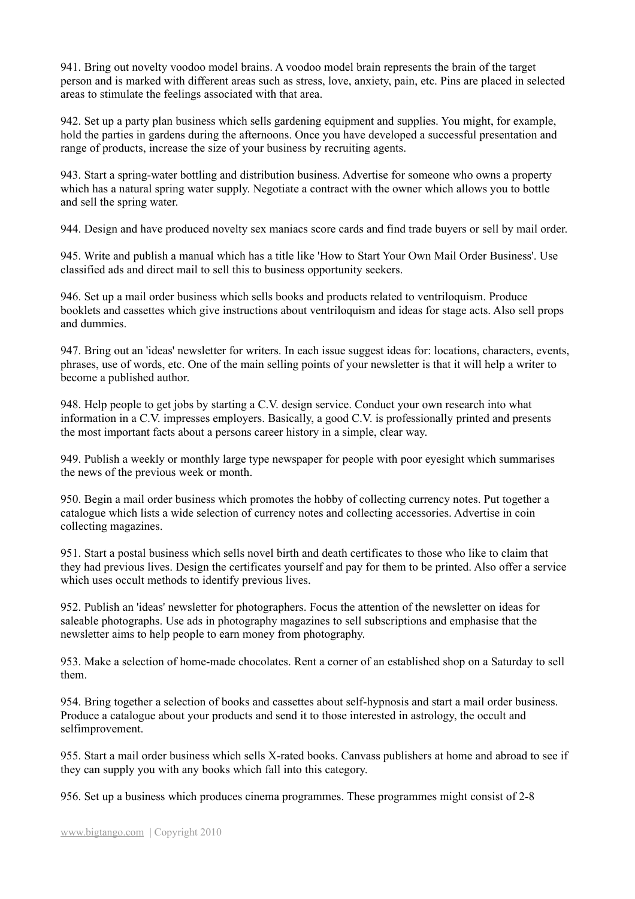941. Bring out novelty voodoo model brains. A voodoo model brain represents the brain of the target person and is marked with different areas such as stress, love, anxiety, pain, etc. Pins are placed in selected areas to stimulate the feelings associated with that area.

942. Set up a party plan business which sells gardening equipment and supplies. You might, for example, hold the parties in gardens during the afternoons. Once you have developed a successful presentation and range of products, increase the size of your business by recruiting agents.

943. Start a spring-water bottling and distribution business. Advertise for someone who owns a property which has a natural spring water supply. Negotiate a contract with the owner which allows you to bottle and sell the spring water.

944. Design and have produced novelty sex maniacs score cards and find trade buyers or sell by mail order.

945. Write and publish a manual which has a title like 'How to Start Your Own Mail Order Business'. Use classified ads and direct mail to sell this to business opportunity seekers.

946. Set up a mail order business which sells books and products related to ventriloquism. Produce booklets and cassettes which give instructions about ventriloquism and ideas for stage acts. Also sell props and dummies.

947. Bring out an 'ideas' newsletter for writers. In each issue suggest ideas for: locations, characters, events, phrases, use of words, etc. One of the main selling points of your newsletter is that it will help a writer to become a published author.

948. Help people to get jobs by starting a C.V. design service. Conduct your own research into what information in a C.V. impresses employers. Basically, a good C.V. is professionally printed and presents the most important facts about a persons career history in a simple, clear way.

949. Publish a weekly or monthly large type newspaper for people with poor eyesight which summarises the news of the previous week or month.

950. Begin a mail order business which promotes the hobby of collecting currency notes. Put together a catalogue which lists a wide selection of currency notes and collecting accessories. Advertise in coin collecting magazines.

951. Start a postal business which sells novel birth and death certificates to those who like to claim that they had previous lives. Design the certificates yourself and pay for them to be printed. Also offer a service which uses occult methods to identify previous lives.

952. Publish an 'ideas' newsletter for photographers. Focus the attention of the newsletter on ideas for saleable photographs. Use ads in photography magazines to sell subscriptions and emphasise that the newsletter aims to help people to earn money from photography.

953. Make a selection of home-made chocolates. Rent a corner of an established shop on a Saturday to sell them.

954. Bring together a selection of books and cassettes about self-hypnosis and start a mail order business. Produce a catalogue about your products and send it to those interested in astrology, the occult and selfimprovement.

955. Start a mail order business which sells X-rated books. Canvass publishers at home and abroad to see if they can supply you with any books which fall into this category.

956. Set up a business which produces cinema programmes. These programmes might consist of 2-8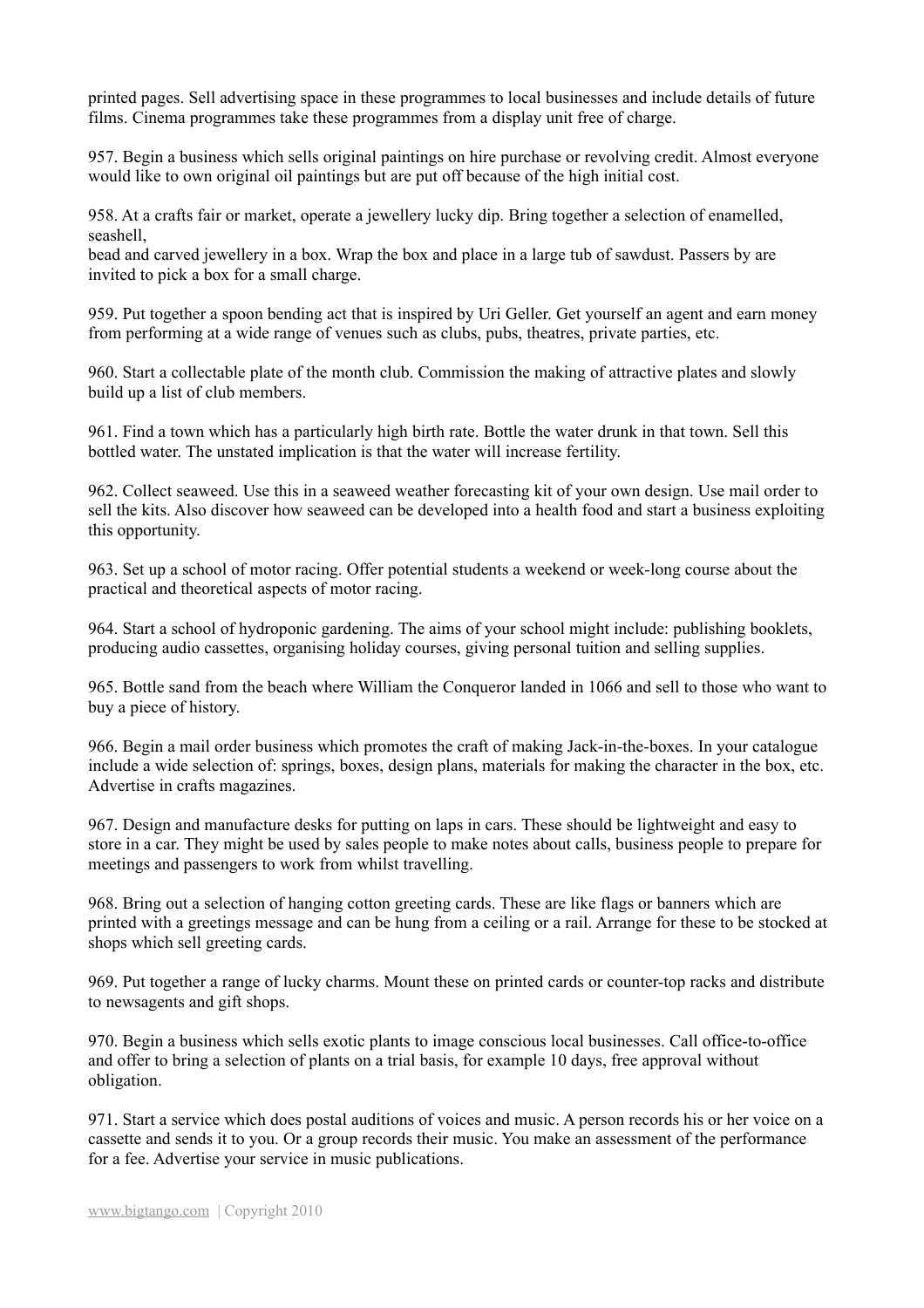printed pages. Sell advertising space in these programmes to local businesses and include details of future films. Cinema programmes take these programmes from a display unit free of charge.

957. Begin a business which sells original paintings on hire purchase or revolving credit. Almost everyone would like to own original oil paintings but are put off because of the high initial cost.

958. At a crafts fair or market, operate a jewellery lucky dip. Bring together a selection of enamelled, seashell,
bead and carved jewellery in a box. Wrap the box and place in a large tub of sawdust. Passers by are invited to pick a box for a small charge.

959. Put together a spoon bending act that is inspired by Uri Geller. Get yourself an agent and earn money from performing at a wide range of venues such as clubs, pubs, theatres, private parties, etc.

960. Start a collectable plate of the month club. Commission the making of attractive plates and slowly build up a list of club members.

961. Find a town which has a particularly high birth rate. Bottle the water drunk in that town. Sell this bottled water. The unstated implication is that the water will increase fertility.

962. Collect seaweed. Use this in a seaweed weather forecasting kit of your own design. Use mail order to sell the kits. Also discover how seaweed can be developed into a health food and start a business exploiting this opportunity.

963. Set up a school of motor racing. Offer potential students a weekend or week-long course about the practical and theoretical aspects of motor racing.

964. Start a school of hydroponic gardening. The aims of your school might include: publishing booklets, producing audio cassettes, organising holiday courses, giving personal tuition and selling supplies.

965. Bottle sand from the beach where William the Conqueror landed in 1066 and sell to those who want to buy a piece of history.

966. Begin a mail order business which promotes the craft of making Jack-in-the-boxes. In your catalogue include a wide selection of: springs, boxes, design plans, materials for making the character in the box, etc. Advertise in crafts magazines.

967. Design and manufacture desks for putting on laps in cars. These should be lightweight and easy to store in a car. They might be used by sales people to make notes about calls, business people to prepare for meetings and passengers to work from whilst travelling.

968. Bring out a selection of hanging cotton greeting cards. These are like flags or banners which are printed with a greetings message and can be hung from a ceiling or a rail. Arrange for these to be stocked at shops which sell greeting cards.

969. Put together a range of lucky charms. Mount these on printed cards or counter-top racks and distribute to newsagents and gift shops.

970. Begin a business which sells exotic plants to image conscious local businesses. Call office-to-office and offer to bring a selection of plants on a trial basis, for example 10 days, free approval without obligation.

971. Start a service which does postal auditions of voices and music. A person records his or her voice on a cassette and sends it to you. Or a group records their music. You make an assessment of the performance for a fee. Advertise your service in music publications.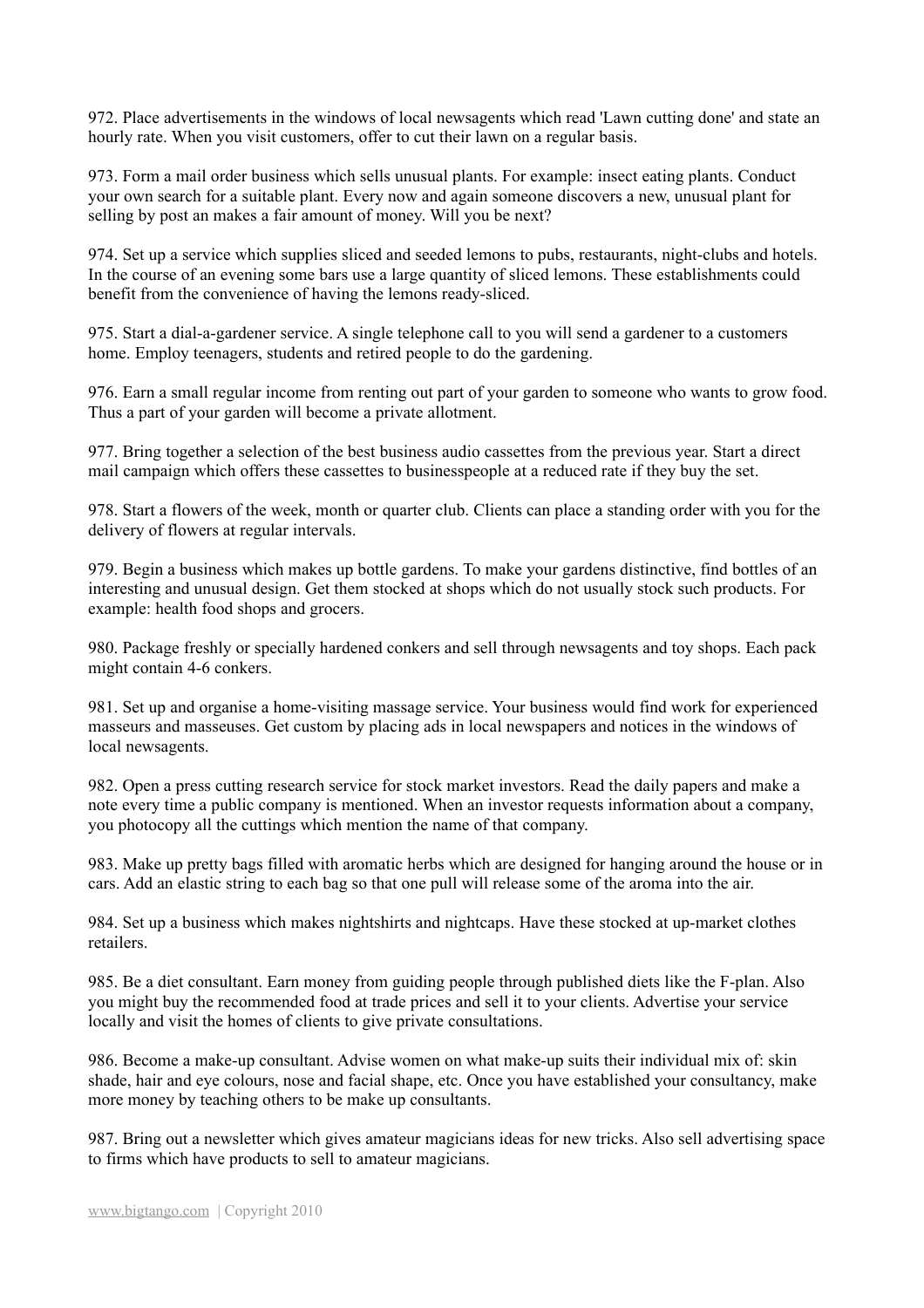972. Place advertisements in the windows of local newsagents which read 'Lawn cutting done' and state an hourly rate. When you visit customers, offer to cut their lawn on a regular basis.

973. Form a mail order business which sells unusual plants. For example: insect eating plants. Conduct your own search for a suitable plant. Every now and again someone discovers a new, unusual plant for selling by post an makes a fair amount of money. Will you be next?

974. Set up a service which supplies sliced and seeded lemons to pubs, restaurants, night-clubs and hotels. In the course of an evening some bars use a large quantity of sliced lemons. These establishments could benefit from the convenience of having the lemons ready-sliced.

975. Start a dial-a-gardener service. A single telephone call to you will send a gardener to a customers home. Employ teenagers, students and retired people to do the gardening.

976. Earn a small regular income from renting out part of your garden to someone who wants to grow food. Thus a part of your garden will become a private allotment.

977. Bring together a selection of the best business audio cassettes from the previous year. Start a direct mail campaign which offers these cassettes to businesspeople at a reduced rate if they buy the set.

978. Start a flowers of the week, month or quarter club. Clients can place a standing order with you for the delivery of flowers at regular intervals.

979. Begin a business which makes up bottle gardens. To make your gardens distinctive, find bottles of an interesting and unusual design. Get them stocked at shops which do not usually stock such products. For example: health food shops and grocers.

980. Package freshly or specially hardened conkers and sell through newsagents and toy shops. Each pack might contain 4-6 conkers.

981. Set up and organise a home-visiting massage service. Your business would find work for experienced masseurs and masseuses. Get custom by placing ads in local newspapers and notices in the windows of local newsagents.

982. Open a press cutting research service for stock market investors. Read the daily papers and make a note every time a public company is mentioned. When an investor requests information about a company, you photocopy all the cuttings which mention the name of that company.

983. Make up pretty bags filled with aromatic herbs which are designed for hanging around the house or in cars. Add an elastic string to each bag so that one pull will release some of the aroma into the air.

984. Set up a business which makes nightshirts and nightcaps. Have these stocked at up-market clothes retailers.

985. Be a diet consultant. Earn money from guiding people through published diets like the F-plan. Also you might buy the recommended food at trade prices and sell it to your clients. Advertise your service locally and visit the homes of clients to give private consultations.

986. Become a make-up consultant. Advise women on what make-up suits their individual mix of: skin shade, hair and eye colours, nose and facial shape, etc. Once you have established your consultancy, make more money by teaching others to be make up consultants.

987. Bring out a newsletter which gives amateur magicians ideas for new tricks. Also sell advertising space to firms which have products to sell to amateur magicians.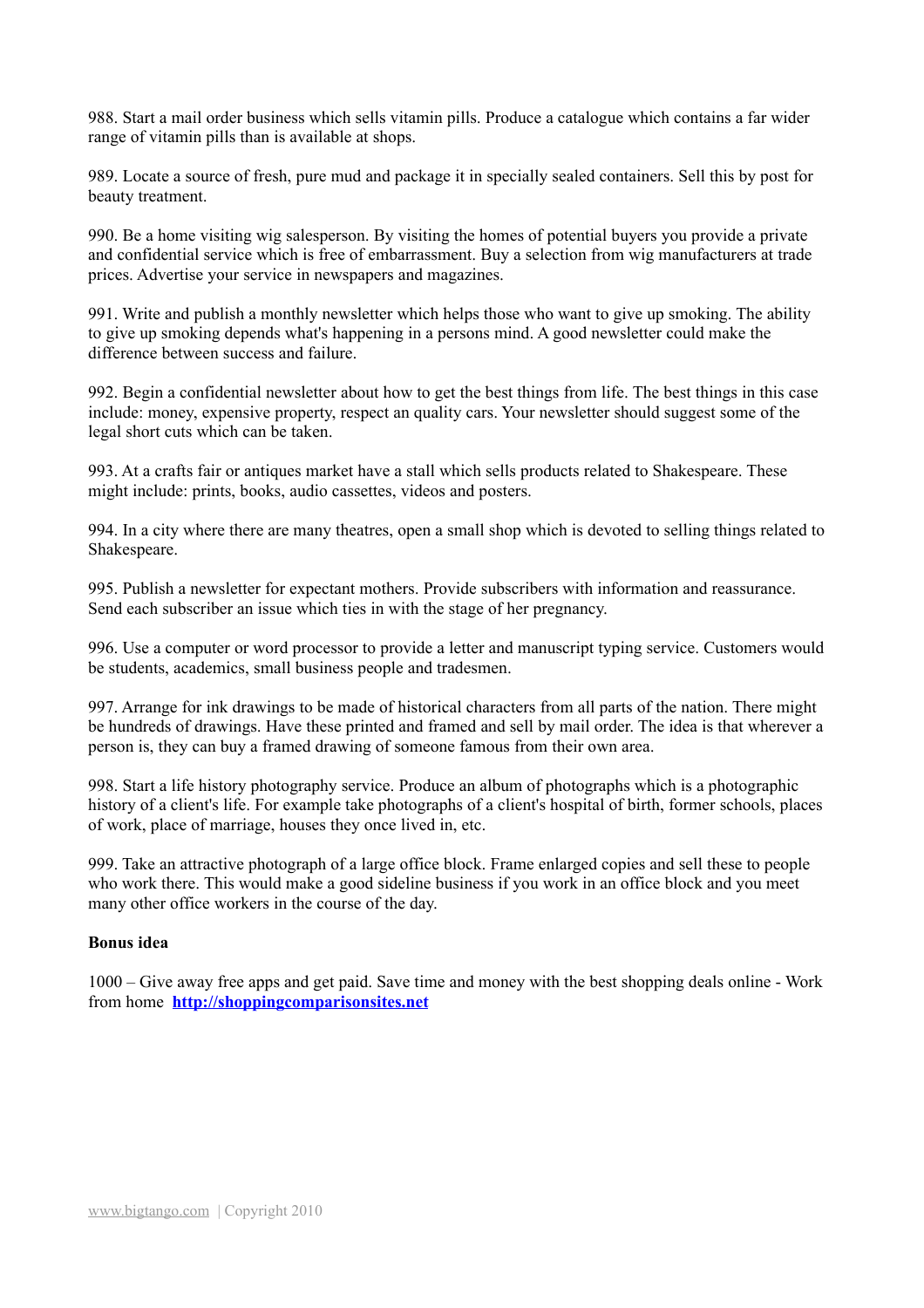988. Start a mail order business which sells vitamin pills. Produce a catalogue which contains a far wider range of vitamin pills than is available at shops.

989. Locate a source of fresh, pure mud and package it in specially sealed containers. Sell this by post for beauty treatment.

990. Be a home visiting wig salesperson. By visiting the homes of potential buyers you provide a private and confidential service which is free of embarrassment. Buy a selection from wig manufacturers at trade prices. Advertise your service in newspapers and magazines.

991. Write and publish a monthly newsletter which helps those who want to give up smoking. The ability to give up smoking depends what's happening in a persons mind. A good newsletter could make the difference between success and failure.

992. Begin a confidential newsletter about how to get the best things from life. The best things in this case include: money, expensive property, respect an quality cars. Your newsletter should suggest some of the legal short cuts which can be taken.

993. At a crafts fair or antiques market have a stall which sells products related to Shakespeare. These might include: prints, books, audio cassettes, videos and posters.

994. In a city where there are many theatres, open a small shop which is devoted to selling things related to Shakespeare.

995. Publish a newsletter for expectant mothers. Provide subscribers with information and reassurance. Send each subscriber an issue which ties in with the stage of her pregnancy.

996. Use a computer or word processor to provide a letter and manuscript typing service. Customers would be students, academics, small business people and tradesmen.

997. Arrange for ink drawings to be made of historical characters from all parts of the nation. There might be hundreds of drawings. Have these printed and framed and sell by mail order. The idea is that wherever a person is, they can buy a framed drawing of someone famous from their own area.

998. Start a life history photography service. Produce an album of photographs which is a photographic history of a client's life. For example take photographs of a client's hospital of birth, former schools, places of work, place of marriage, houses they once lived in, etc.

999. Take an attractive photograph of a large office block. Frame enlarged copies and sell these to people who work there. This would make a good sideline business if you work in an office block and you meet many other office workers in the course of the day.

**Bonus idea**

1000 – Give away free apps and get paid. Save time and money with the best shopping deals online - Work from home **http://shoppingcomparisonsites.net**